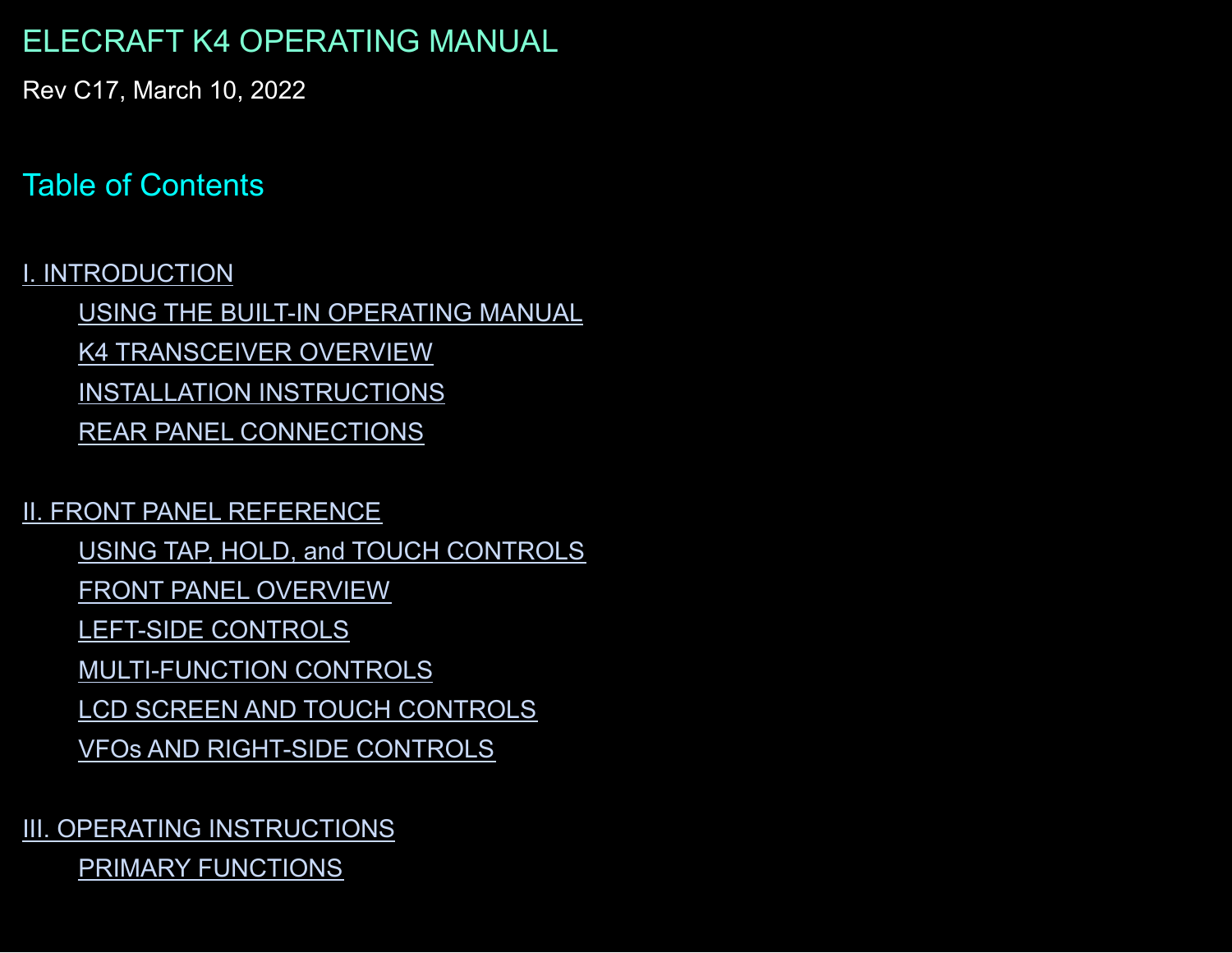# ELECRAFT K4 OPERATING MANUAL

Rev C17, March 10, 2022

## Table of Contents

I. INTRODUCTION

- USING THE BUILT-IN OPERATING MANUAL
- K4 TRANSCEIVER OVERVIEW
- INSTALLATION INSTRUCTIONS
- REAR PANEL CONNECTIONS

II. FRONT PANEL REFERENCE

- USING TAP, HOLD, and TOUCH CONTROLS
- FRONT PANEL OVERVIEW
- LEFT-SIDE CONTROLS
- MULTI-FUNCTION CONTROLS
- LCD SCREEN AND TOUCH CONTROLS
- VFOs AND RIGHT-SIDE CONTROLS

III. OPERATING INSTRUCTIONS

- PRIMARY FUNCTIONS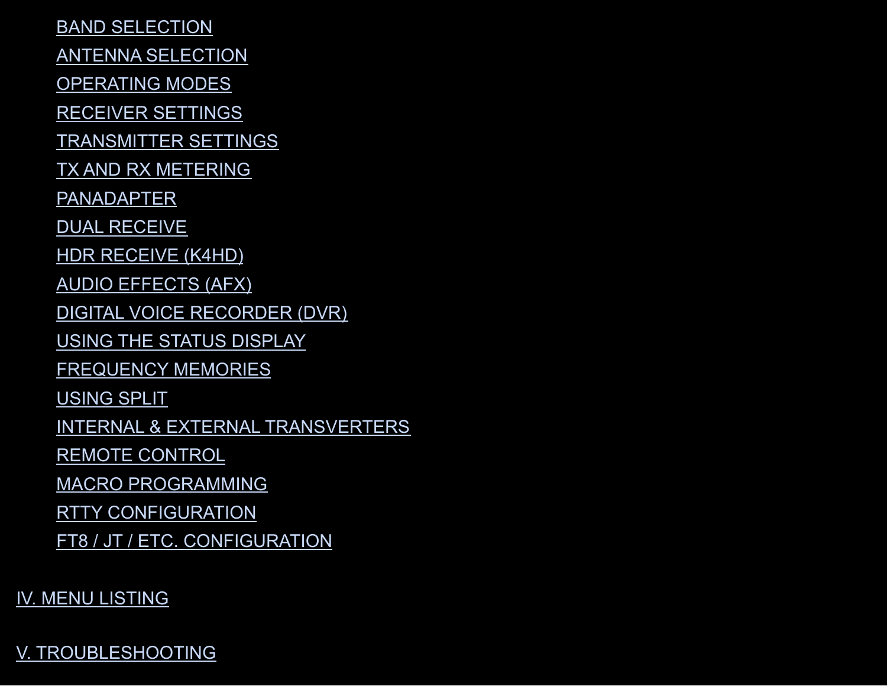- BAND SELECTION
- ANTENNA SELECTION
- OPERATING MODES
- RECEIVER SETTINGS
- TRANSMITTER SETTINGS
- TX AND RX METERING
- PANADAPTER
- DUAL RECEIVE
- HDR RECEIVE (K4HD)
- AUDIO EFFECTS (AFX)
- DIGITAL VOICE RECORDER (DVR)
- USING THE STATUS DISPLAY
- FREQUENCY MEMORIES
- USING SPLIT
- INTERNAL & EXTERNAL TRANSVERTERS
- REMOTE CONTROL
- MACRO PROGRAMMING
- RTTY CONFIGURATION
- FT8 / JT / ETC. CONFIGURATION

IV. MENU LISTING

V. TROUBLESHOOTING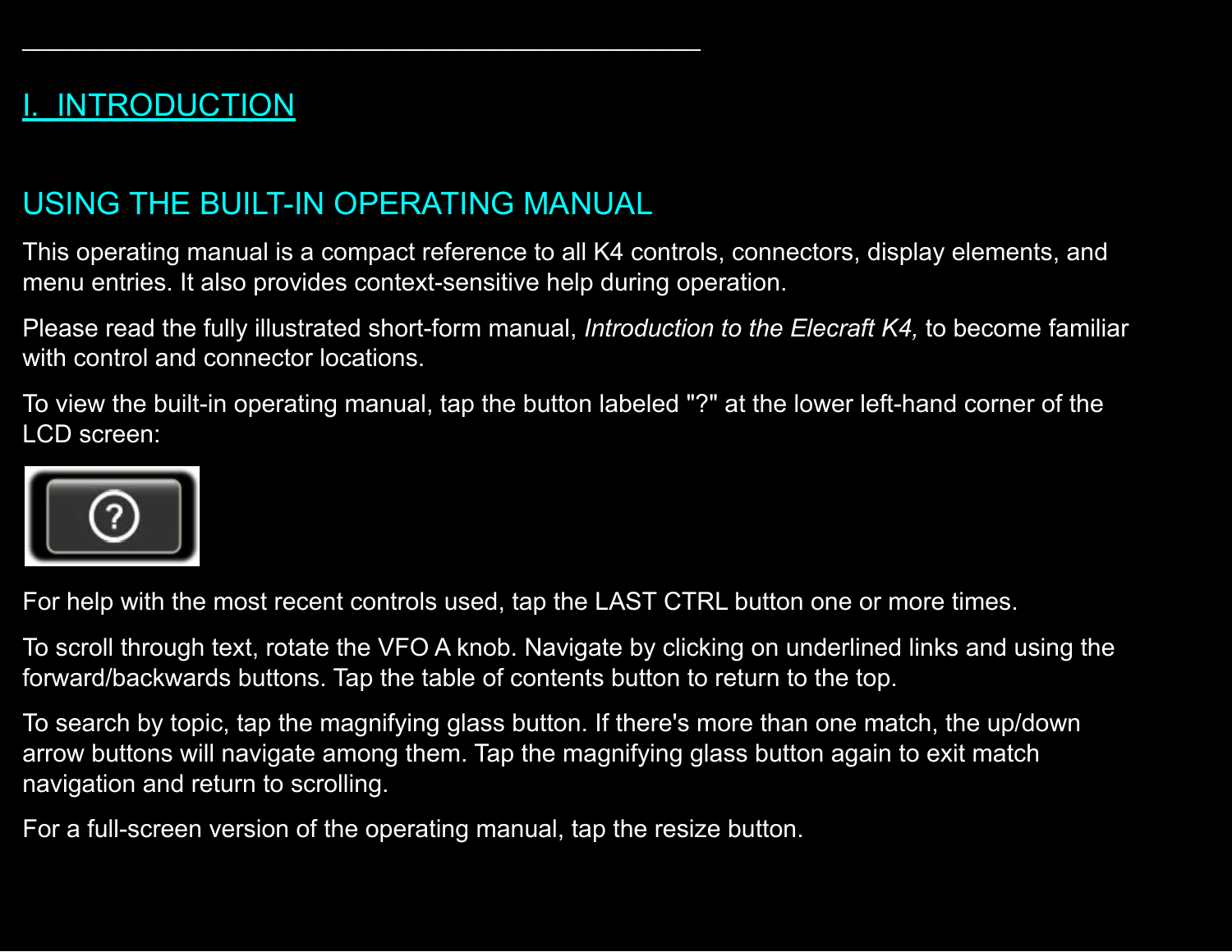---

# I. INTRODUCTION

## USING THE BUILT-IN OPERATING MANUAL

This operating manual is a compact reference to all K4 controls, connectors, display elements, and menu entries. It also provides context-sensitive help during operation.

Please read the fully illustrated short-form manual, *Introduction to the Elecraft K4,* to become familiar with control and connector locations.

To view the built-in operating manual, tap the button labeled "?" at the lower left-hand corner of the LCD screen:

For help with the most recent controls used, tap the LAST CTRL button one or more times.

To scroll through text, rotate the VFO A knob. Navigate by clicking on underlined links and using the forward/backwards buttons. Tap the table of contents button to return to the top.

To search by topic, tap the magnifying glass button. If there's more than one match, the up/down arrow buttons will navigate among them. Tap the magnifying glass button again to exit match navigation and return to scrolling.

For a full-screen version of the operating manual, tap the resize button.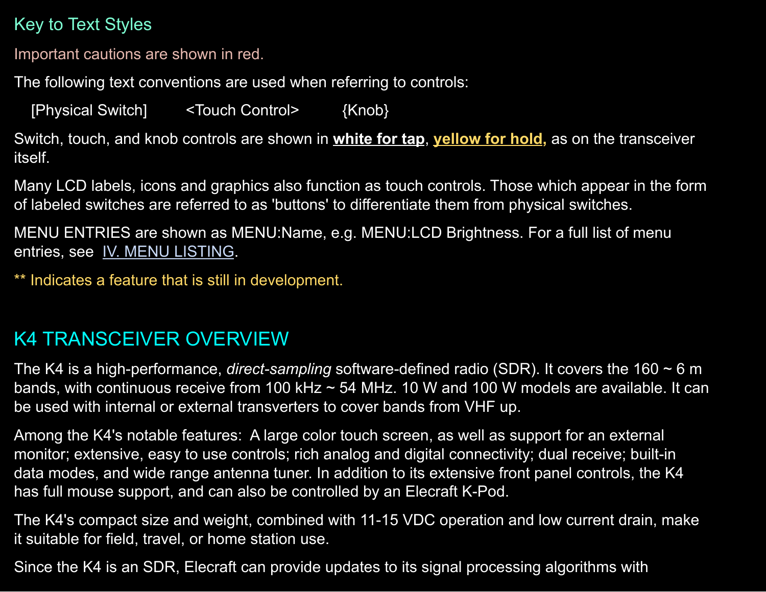## Key to Text Styles

Important cautions are shown in red.

The following text conventions are used when referring to controls:

[Physical Switch]        <Touch Control>        {Knob}

Switch, touch, and knob controls are shown in **white for tap**, **yellow for hold,** as on the transceiver itself.

Many LCD labels, icons and graphics also function as touch controls. Those which appear in the form of labeled switches are referred to as 'buttons' to differentiate them from physical switches.

MENU ENTRIES are shown as MENU:Name, e.g. MENU:LCD Brightness. For a full list of menu entries, see IV. MENU LISTING.

** Indicates a feature that is still in development.

# K4 TRANSCEIVER OVERVIEW

The K4 is a high-performance, *direct-sampling* software-defined radio (SDR). It covers the 160 ~ 6 m bands, with continuous receive from 100 kHz ~ 54 MHz. 10 W and 100 W models are available. It can be used with internal or external transverters to cover bands from VHF up.

Among the K4's notable features: A large color touch screen, as well as support for an external monitor; extensive, easy to use controls; rich analog and digital connectivity; dual receive; built-in data modes, and wide range antenna tuner. In addition to its extensive front panel controls, the K4 has full mouse support, and can also be controlled by an Elecraft K-Pod.

The K4's compact size and weight, combined with 11-15 VDC operation and low current drain, make it suitable for field, travel, or home station use.

Since the K4 is an SDR, Elecraft can provide updates to its signal processing algorithms with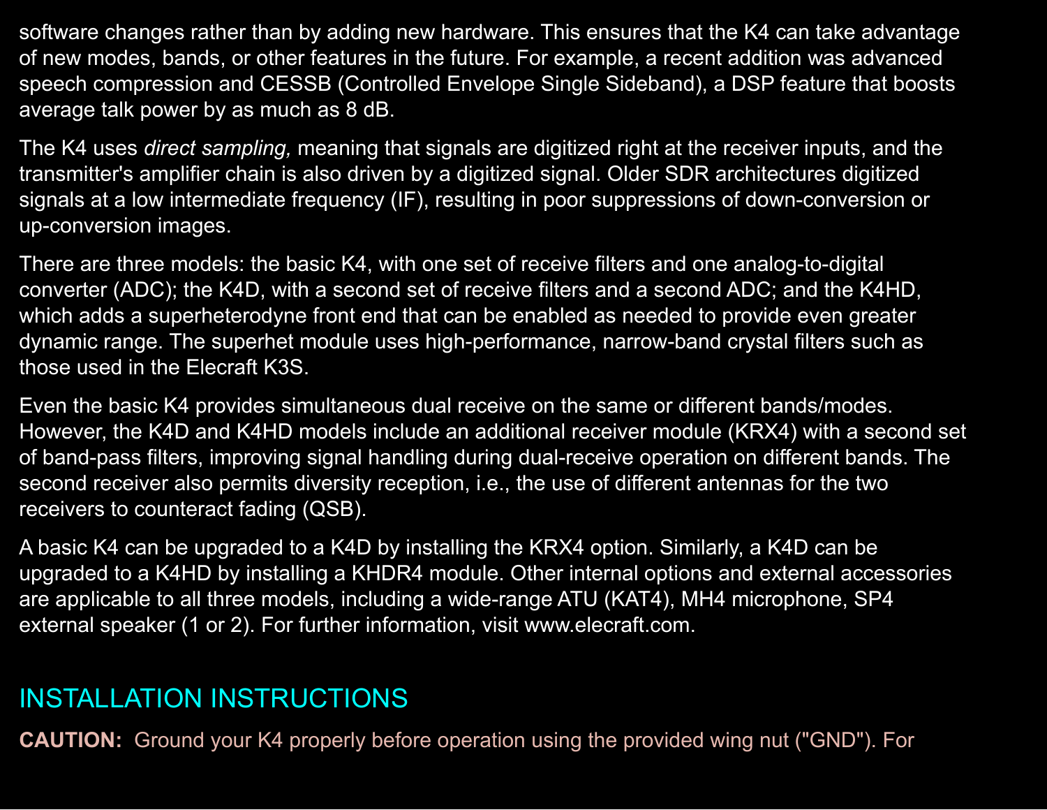software changes rather than by adding new hardware. This ensures that the K4 can take advantage of new modes, bands, or other features in the future. For example, a recent addition was advanced speech compression and CESSB (Controlled Envelope Single Sideband), a DSP feature that boosts average talk power by as much as 8 dB.

The K4 uses *direct sampling,* meaning that signals are digitized right at the receiver inputs, and the transmitter's amplifier chain is also driven by a digitized signal. Older SDR architectures digitized signals at a low intermediate frequency (IF), resulting in poor suppressions of down-conversion or up-conversion images.

There are three models: the basic K4, with one set of receive filters and one analog-to-digital converter (ADC); the K4D, with a second set of receive filters and a second ADC; and the K4HD, which adds a superheterodyne front end that can be enabled as needed to provide even greater dynamic range. The superhet module uses high-performance, narrow-band crystal filters such as those used in the Elecraft K3S.

Even the basic K4 provides simultaneous dual receive on the same or different bands/modes. However, the K4D and K4HD models include an additional receiver module (KRX4) with a second set of band-pass filters, improving signal handling during dual-receive operation on different bands. The second receiver also permits diversity reception, i.e., the use of different antennas for the two receivers to counteract fading (QSB).

A basic K4 can be upgraded to a K4D by installing the KRX4 option. Similarly, a K4D can be upgraded to a K4HD by installing a KHDR4 module. Other internal options and external accessories are applicable to all three models, including a wide-range ATU (KAT4), MH4 microphone, SP4 external speaker (1 or 2). For further information, visit www.elecraft.com.

## INSTALLATION INSTRUCTIONS

**CAUTION:** Ground your K4 properly before operation using the provided wing nut ("GND"). For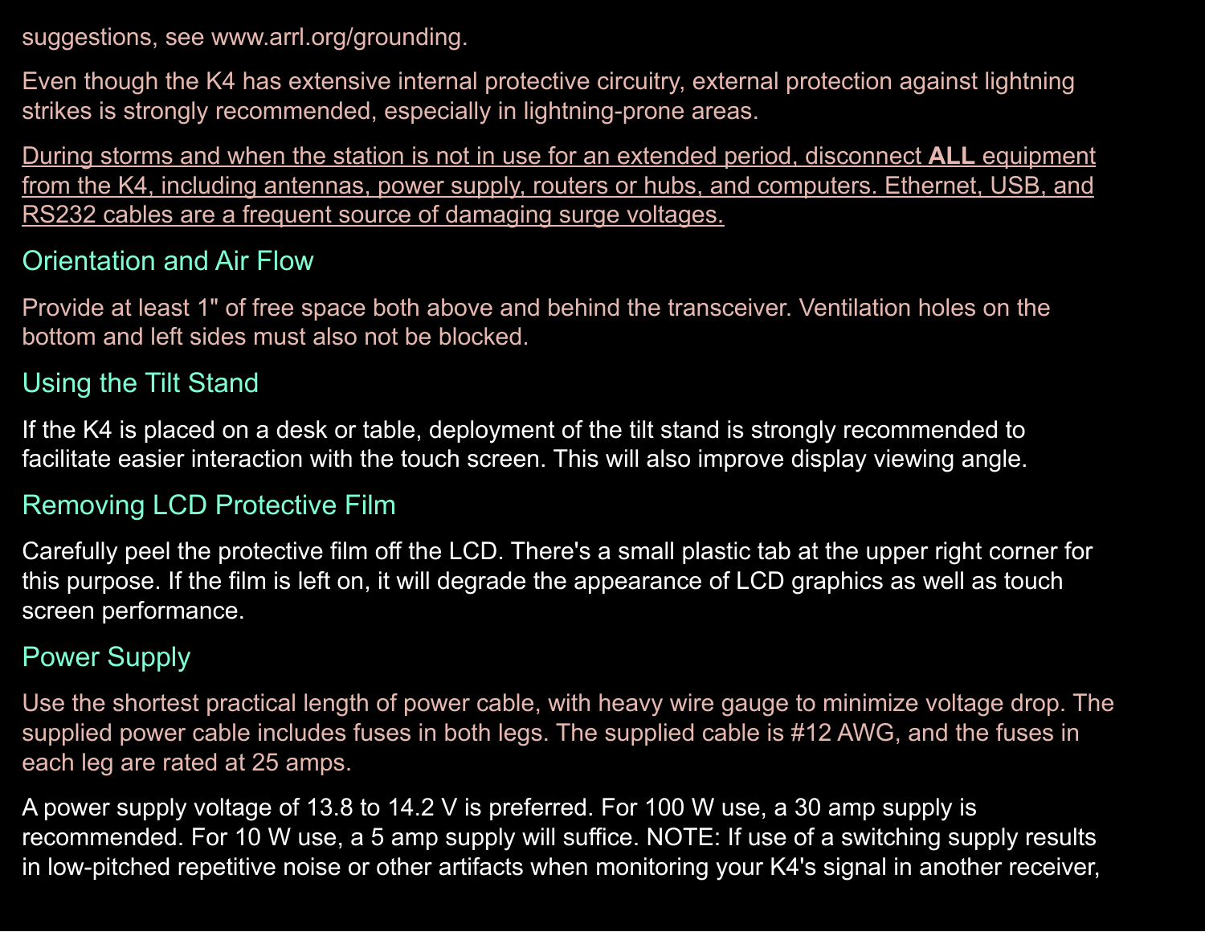suggestions, see www.arrl.org/grounding.

Even though the K4 has extensive internal protective circuitry, external protection against lightning strikes is strongly recommended, especially in lightning-prone areas.

During storms and when the station is not in use for an extended period, disconnect **ALL** equipment from the K4, including antennas, power supply, routers or hubs, and computers. Ethernet, USB, and RS232 cables are a frequent source of damaging surge voltages.

## Orientation and Air Flow

Provide at least 1" of free space both above and behind the transceiver. Ventilation holes on the bottom and left sides must also not be blocked.

## Using the Tilt Stand

If the K4 is placed on a desk or table, deployment of the tilt stand is strongly recommended to facilitate easier interaction with the touch screen. This will also improve display viewing angle.

## Removing LCD Protective Film

Carefully peel the protective film off the LCD. There's a small plastic tab at the upper right corner for this purpose. If the film is left on, it will degrade the appearance of LCD graphics as well as touch screen performance.

## Power Supply

Use the shortest practical length of power cable, with heavy wire gauge to minimize voltage drop. The supplied power cable includes fuses in both legs. The supplied cable is #12 AWG, and the fuses in each leg are rated at 25 amps.

A power supply voltage of 13.8 to 14.2 V is preferred. For 100 W use, a 30 amp supply is recommended. For 10 W use, a 5 amp supply will suffice. NOTE: If use of a switching supply results in low-pitched repetitive noise or other artifacts when monitoring your K4's signal in another receiver,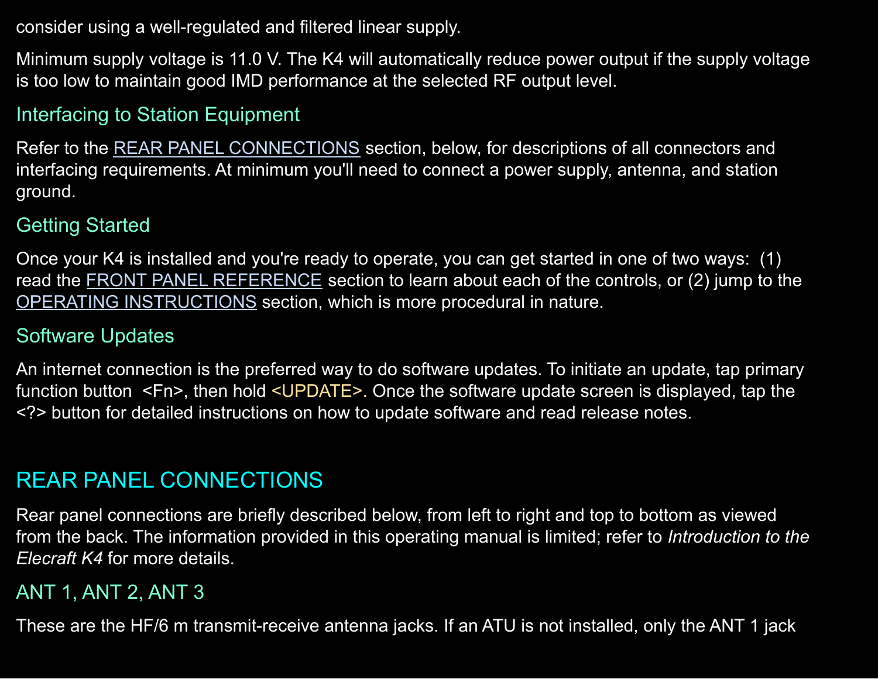consider using a well-regulated and filtered linear supply.

Minimum supply voltage is 11.0 V. The K4 will automatically reduce power output if the supply voltage is too low to maintain good IMD performance at the selected RF output level.

### Interfacing to Station Equipment

Refer to the REAR PANEL CONNECTIONS section, below, for descriptions of all connectors and interfacing requirements. At minimum you'll need to connect a power supply, antenna, and station ground.

### Getting Started

Once your K4 is installed and you're ready to operate, you can get started in one of two ways: (1) read the FRONT PANEL REFERENCE section to learn about each of the controls, or (2) jump to the OPERATING INSTRUCTIONS section, which is more procedural in nature.

### Software Updates

An internet connection is the preferred way to do software updates. To initiate an update, tap primary function button <Fn>, then hold <UPDATE>. Once the software update screen is displayed, tap the <?> button for detailed instructions on how to update software and read release notes.

## REAR PANEL CONNECTIONS

Rear panel connections are briefly described below, from left to right and top to bottom as viewed from the back. The information provided in this operating manual is limited; refer to *Introduction to the Elecraft K4* for more details.

### ANT 1, ANT 2, ANT 3

These are the HF/6 m transmit-receive antenna jacks. If an ATU is not installed, only the ANT 1 jack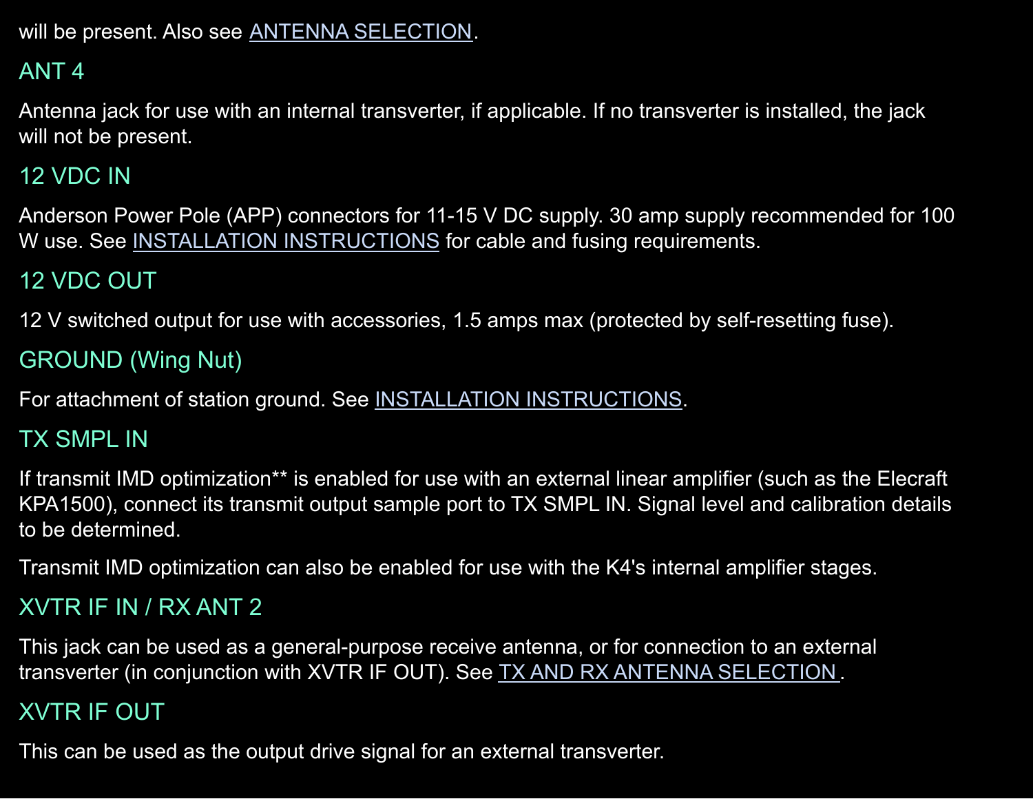will be present. Also see ANTENNA SELECTION.

### ANT 4

Antenna jack for use with an internal transverter, if applicable. If no transverter is installed, the jack will not be present.

### 12 VDC IN

Anderson Power Pole (APP) connectors for 11-15 V DC supply. 30 amp supply recommended for 100 W use. See INSTALLATION INSTRUCTIONS for cable and fusing requirements.

### 12 VDC OUT

12 V switched output for use with accessories, 1.5 amps max (protected by self-resetting fuse).

### GROUND (Wing Nut)

For attachment of station ground. See INSTALLATION INSTRUCTIONS.

### TX SMPL IN

If transmit IMD optimization** is enabled for use with an external linear amplifier (such as the Elecraft KPA1500), connect its transmit output sample port to TX SMPL IN. Signal level and calibration details to be determined.

Transmit IMD optimization can also be enabled for use with the K4's internal amplifier stages.

### XVTR IF IN / RX ANT 2

This jack can be used as a general-purpose receive antenna, or for connection to an external transverter (in conjunction with XVTR IF OUT). See TX AND RX ANTENNA SELECTION .

### XVTR IF OUT

This can be used as the output drive signal for an external transverter.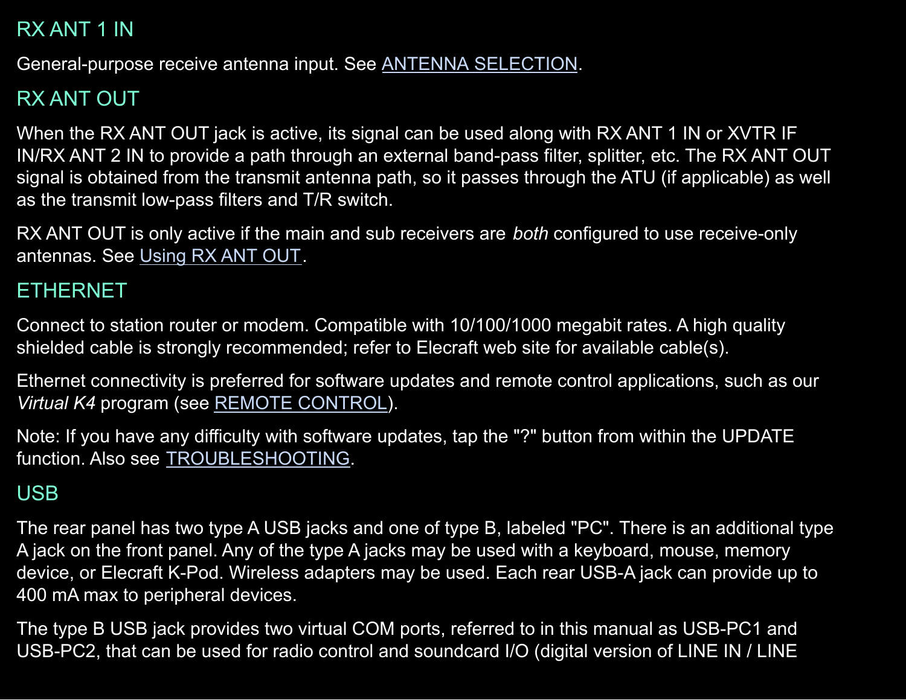### RX ANT 1 IN

General-purpose receive antenna input. See ANTENNA SELECTION.

### RX ANT OUT

When the RX ANT OUT jack is active, its signal can be used along with RX ANT 1 IN or XVTR IF IN/RX ANT 2 IN to provide a path through an external band-pass filter, splitter, etc. The RX ANT OUT signal is obtained from the transmit antenna path, so it passes through the ATU (if applicable) as well as the transmit low-pass filters and T/R switch.

RX ANT OUT is only active if the main and sub receivers are *both* configured to use receive-only antennas. See Using RX ANT OUT.

### ETHERNET

Connect to station router or modem. Compatible with 10/100/1000 megabit rates. A high quality shielded cable is strongly recommended; refer to Elecraft web site for available cable(s).

Ethernet connectivity is preferred for software updates and remote control applications, such as our *Virtual K4* program (see REMOTE CONTROL).

Note: If you have any difficulty with software updates, tap the "?" button from within the UPDATE function. Also see TROUBLESHOOTING.

### USB

The rear panel has two type A USB jacks and one of type B, labeled "PC". There is an additional type A jack on the front panel. Any of the type A jacks may be used with a keyboard, mouse, memory device, or Elecraft K-Pod. Wireless adapters may be used. Each rear USB-A jack can provide up to 400 mA max to peripheral devices.

The type B USB jack provides two virtual COM ports, referred to in this manual as USB-PC1 and USB-PC2, that can be used for radio control and soundcard I/O (digital version of LINE IN / LINE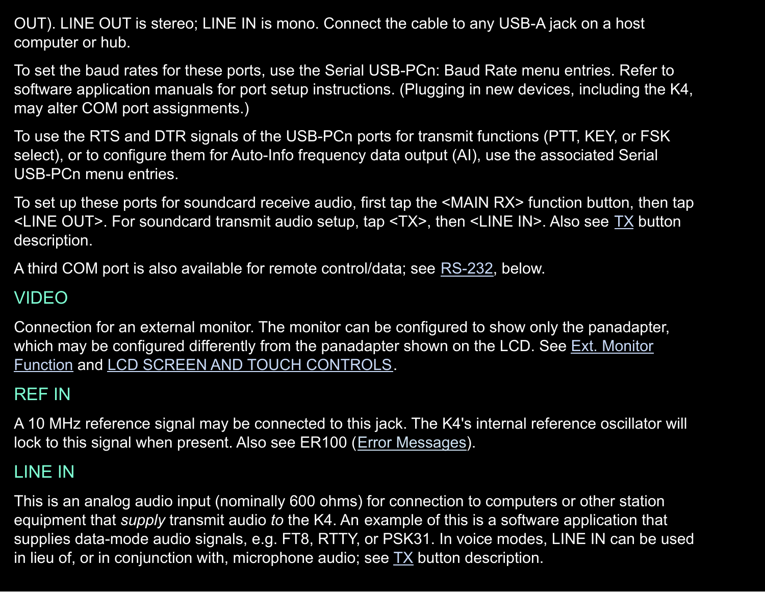OUT). LINE OUT is stereo; LINE IN is mono. Connect the cable to any USB-A jack on a host computer or hub.

To set the baud rates for these ports, use the Serial USB-PCn: Baud Rate menu entries. Refer to software application manuals for port setup instructions. (Plugging in new devices, including the K4, may alter COM port assignments.)

To use the RTS and DTR signals of the USB-PCn ports for transmit functions (PTT, KEY, or FSK select), or to configure them for Auto-Info frequency data output (AI), use the associated Serial USB-PCn menu entries.

To set up these ports for soundcard receive audio, first tap the <MAIN RX> function button, then tap <LINE OUT>. For soundcard transmit audio setup, tap <TX>, then <LINE IN>. Also see TX button description.

A third COM port is also available for remote control/data; see RS-232, below.

## VIDEO

Connection for an external monitor. The monitor can be configured to show only the panadapter, which may be configured differently from the panadapter shown on the LCD. See Ext. Monitor Function and LCD SCREEN AND TOUCH CONTROLS.

## REF IN

A 10 MHz reference signal may be connected to this jack. The K4's internal reference oscillator will lock to this signal when present. Also see ER100 (Error Messages).

## LINE IN

This is an analog audio input (nominally 600 ohms) for connection to computers or other station equipment that *supply* transmit audio *to* the K4. An example of this is a software application that supplies data-mode audio signals, e.g. FT8, RTTY, or PSK31. In voice modes, LINE IN can be used in lieu of, or in conjunction with, microphone audio; see TX button description.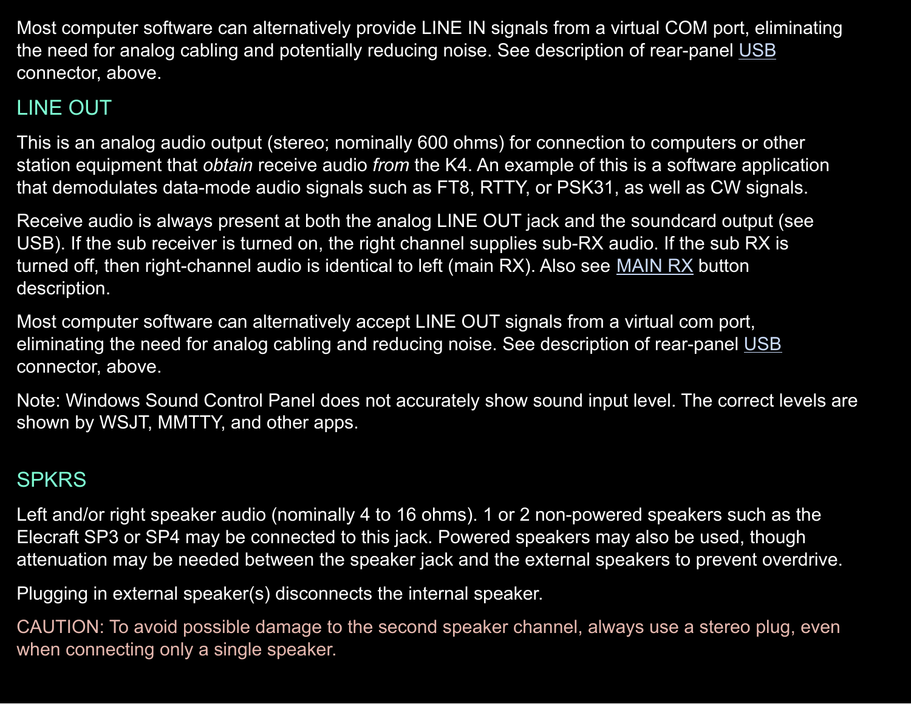Most computer software can alternatively provide LINE IN signals from a virtual COM port, eliminating the need for analog cabling and potentially reducing noise. See description of rear-panel USB connector, above.

## LINE OUT

This is an analog audio output (stereo; nominally 600 ohms) for connection to computers or other station equipment that *obtain* receive audio *from* the K4. An example of this is a software application that demodulates data-mode audio signals such as FT8, RTTY, or PSK31, as well as CW signals.

Receive audio is always present at both the analog LINE OUT jack and the soundcard output (see USB). If the sub receiver is turned on, the right channel supplies sub-RX audio. If the sub RX is turned off, then right-channel audio is identical to left (main RX). Also see MAIN RX button description.

Most computer software can alternatively accept LINE OUT signals from a virtual com port, eliminating the need for analog cabling and reducing noise. See description of rear-panel USB connector, above.

Note: Windows Sound Control Panel does not accurately show sound input level. The correct levels are shown by WSJT, MMTTY, and other apps.

## SPKRS

Left and/or right speaker audio (nominally 4 to 16 ohms). 1 or 2 non-powered speakers such as the Elecraft SP3 or SP4 may be connected to this jack. Powered speakers may also be used, though attenuation may be needed between the speaker jack and the external speakers to prevent overdrive.

Plugging in external speaker(s) disconnects the internal speaker.

CAUTION: To avoid possible damage to the second speaker channel, always use a stereo plug, even when connecting only a single speaker.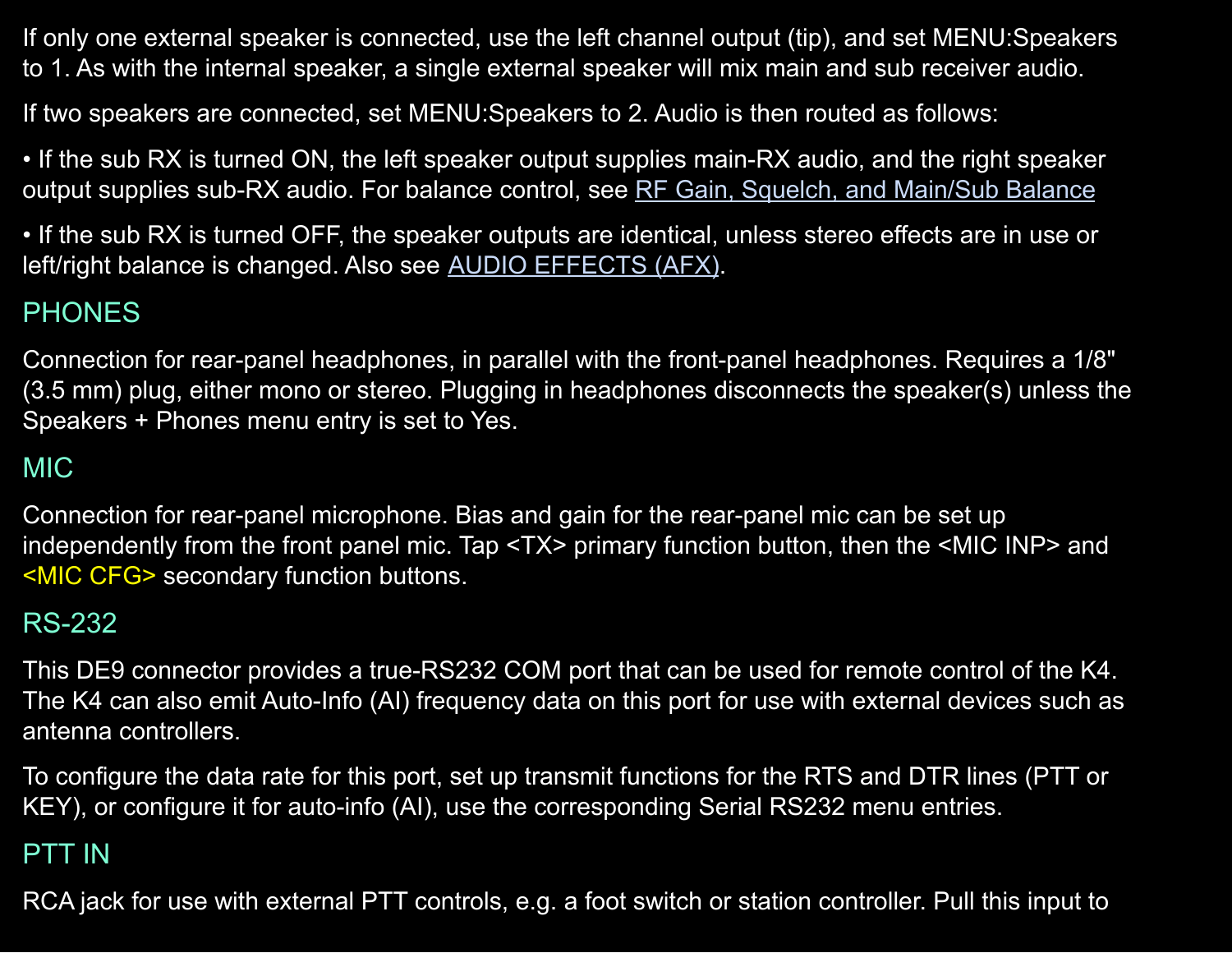If only one external speaker is connected, use the left channel output (tip), and set MENU:Speakers to 1. As with the internal speaker, a single external speaker will mix main and sub receiver audio.

If two speakers are connected, set MENU:Speakers to 2. Audio is then routed as follows:

- If the sub RX is turned ON, the left speaker output supplies main-RX audio, and the right speaker output supplies sub-RX audio. For balance control, see RF Gain, Squelch, and Main/Sub Balance
- If the sub RX is turned OFF, the speaker outputs are identical, unless stereo effects are in use or left/right balance is changed. Also see AUDIO EFFECTS (AFX).

## PHONES

Connection for rear-panel headphones, in parallel with the front-panel headphones. Requires a 1/8" (3.5 mm) plug, either mono or stereo. Plugging in headphones disconnects the speaker(s) unless the Speakers + Phones menu entry is set to Yes.

## MIC

Connection for rear-panel microphone. Bias and gain for the rear-panel mic can be set up independently from the front panel mic. Tap <TX> primary function button, then the <MIC INP> and <MIC CFG> secondary function buttons.

## RS-232

This DE9 connector provides a true-RS232 COM port that can be used for remote control of the K4. The K4 can also emit Auto-Info (AI) frequency data on this port for use with external devices such as antenna controllers.

To configure the data rate for this port, set up transmit functions for the RTS and DTR lines (PTT or KEY), or configure it for auto-info (AI), use the corresponding Serial RS232 menu entries.

## PTT IN

RCA jack for use with external PTT controls, e.g. a foot switch or station controller. Pull this input to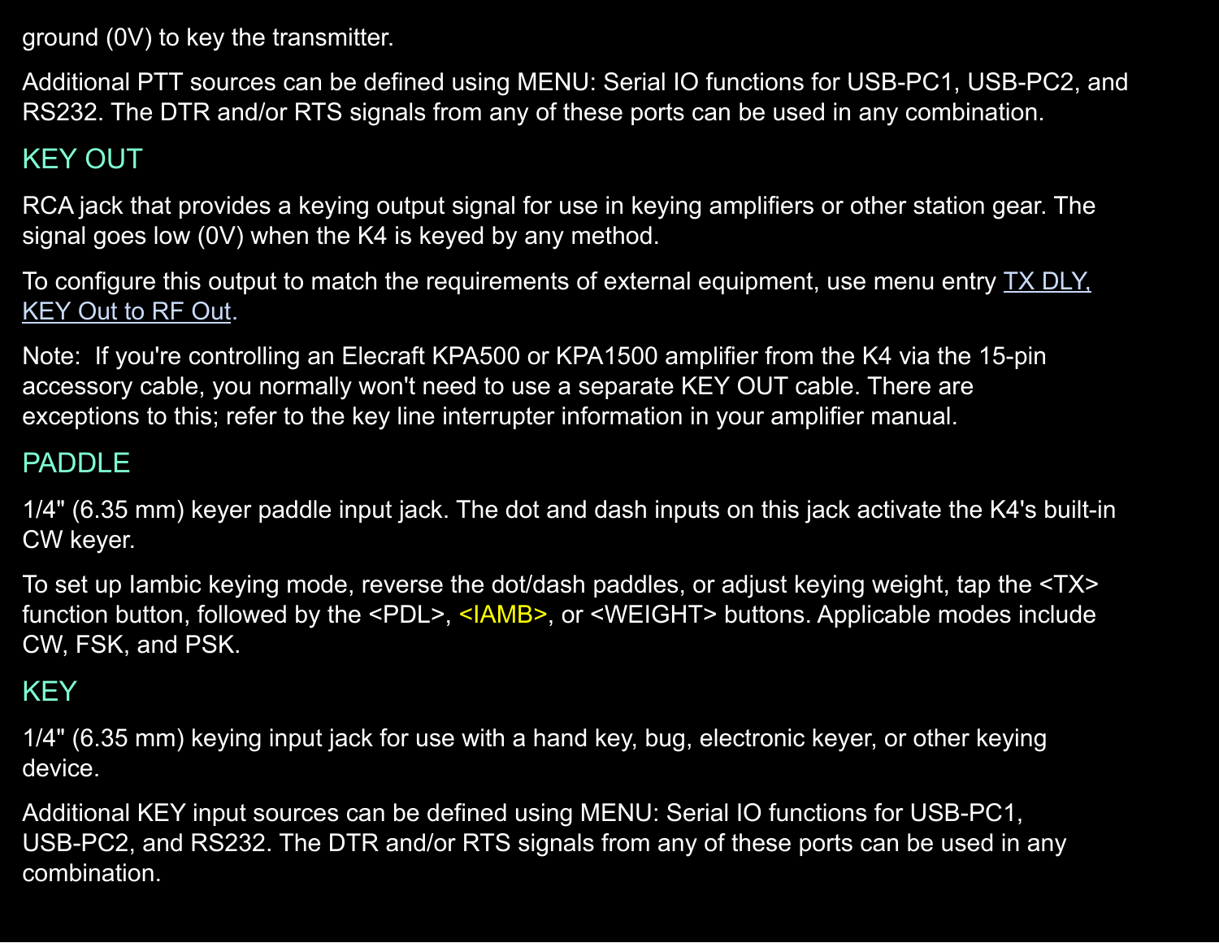ground (0V) to key the transmitter.

Additional PTT sources can be defined using MENU: Serial IO functions for USB-PC1, USB-PC2, and RS232. The DTR and/or RTS signals from any of these ports can be used in any combination.

## KEY OUT

RCA jack that provides a keying output signal for use in keying amplifiers or other station gear. The signal goes low (0V) when the K4 is keyed by any method.

To configure this output to match the requirements of external equipment, use menu entry TX DLY, KEY Out to RF Out.

Note: If you're controlling an Elecraft KPA500 or KPA1500 amplifier from the K4 via the 15-pin accessory cable, you normally won't need to use a separate KEY OUT cable. There are exceptions to this; refer to the key line interrupter information in your amplifier manual.

## PADDLE

1/4" (6.35 mm) keyer paddle input jack. The dot and dash inputs on this jack activate the K4's built-in CW keyer.

To set up Iambic keying mode, reverse the dot/dash paddles, or adjust keying weight, tap the <TX> function button, followed by the <PDL>, <IAMB>, or <WEIGHT> buttons. Applicable modes include CW, FSK, and PSK.

## KEY

1/4" (6.35 mm) keying input jack for use with a hand key, bug, electronic keyer, or other keying device.

Additional KEY input sources can be defined using MENU: Serial IO functions for USB-PC1, USB-PC2, and RS232. The DTR and/or RTS signals from any of these ports can be used in any combination.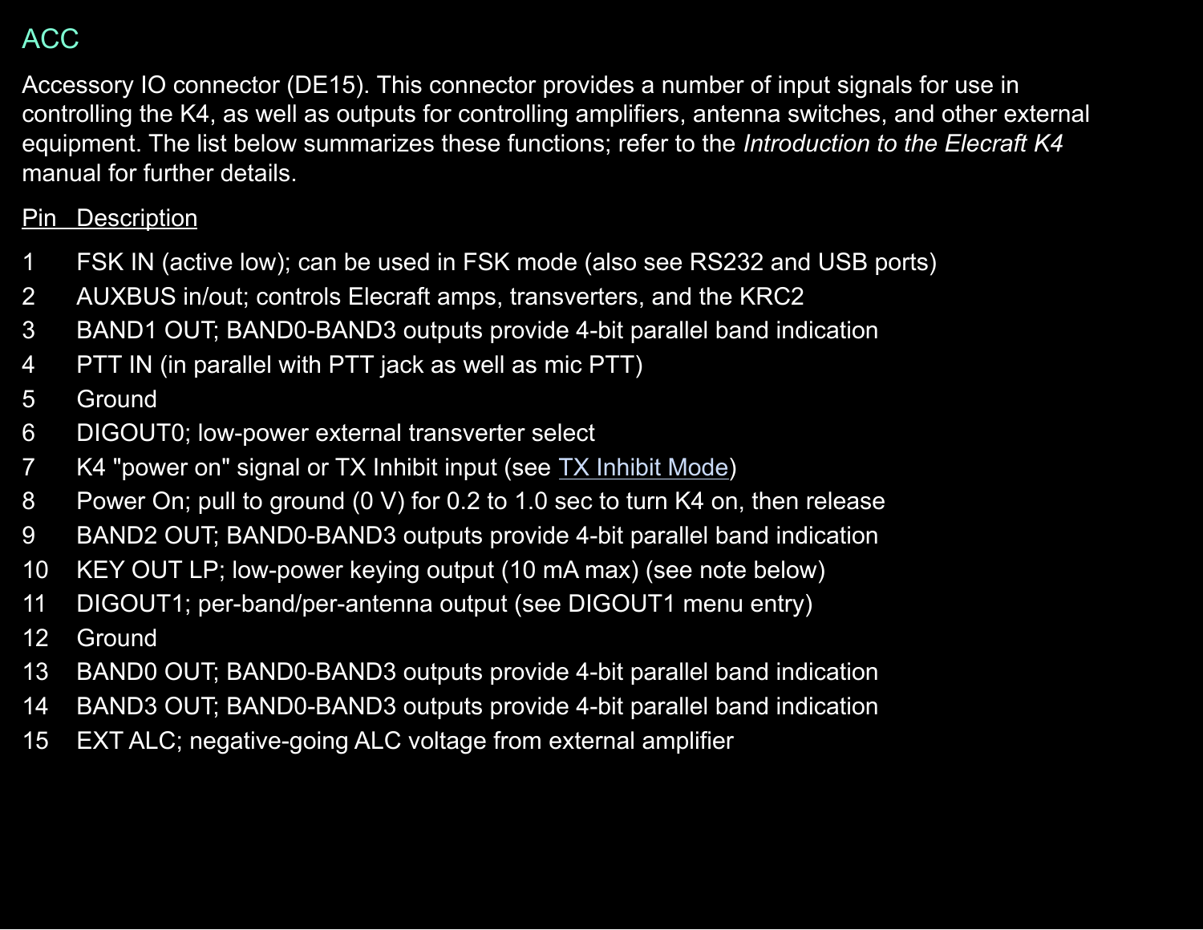## ACC

Accessory IO connector (DE15). This connector provides a number of input signals for use in controlling the K4, as well as outputs for controlling amplifiers, antenna switches, and other external equipment. The list below summarizes these functions; refer to the *Introduction to the Elecraft K4* manual for further details.

| Pin | Description |
|---|---|
| 1 | FSK IN (active low); can be used in FSK mode (also see RS232 and USB ports) |
| 2 | AUXBUS in/out; controls Elecraft amps, transverters, and the KRC2 |
| 3 | BAND1 OUT; BAND0-BAND3 outputs provide 4-bit parallel band indication |
| 4 | PTT IN (in parallel with PTT jack as well as mic PTT) |
| 5 | Ground |
| 6 | DIGOUT0; low-power external transverter select |
| 7 | K4 "power on" signal or TX Inhibit input (see TX Inhibit Mode) |
| 8 | Power On; pull to ground (0 V) for 0.2 to 1.0 sec to turn K4 on, then release |
| 9 | BAND2 OUT; BAND0-BAND3 outputs provide 4-bit parallel band indication |
| 10 | KEY OUT LP; low-power keying output (10 mA max) (see note below) |
| 11 | DIGOUT1; per-band/per-antenna output (see DIGOUT1 menu entry) |
| 12 | Ground |
| 13 | BAND0 OUT; BAND0-BAND3 outputs provide 4-bit parallel band indication |
| 14 | BAND3 OUT; BAND0-BAND3 outputs provide 4-bit parallel band indication |
| 15 | EXT ALC; negative-going ALC voltage from external amplifier |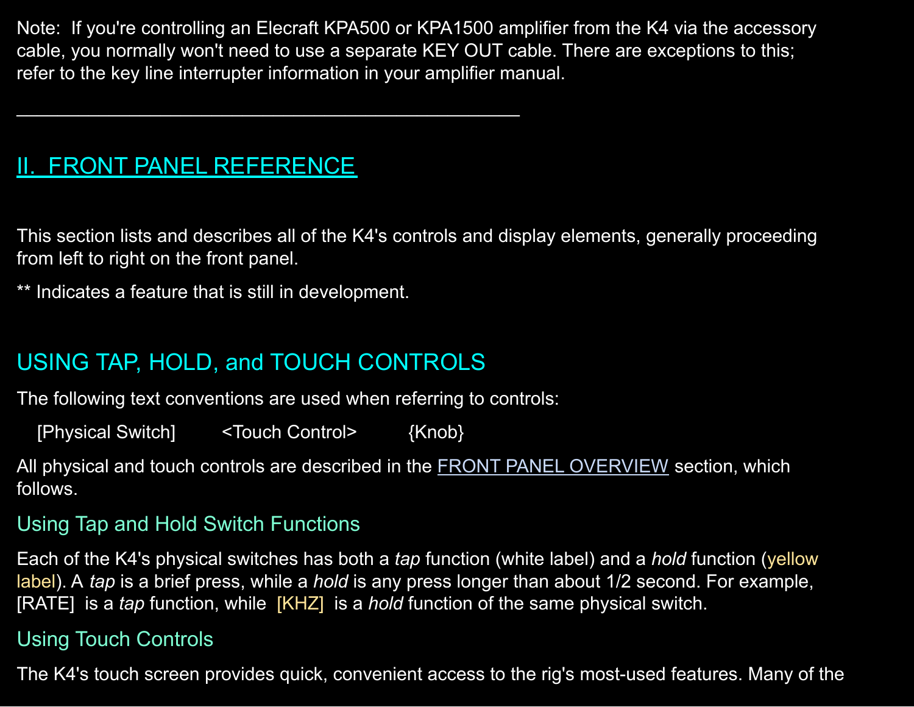Note: If you're controlling an Elecraft KPA500 or KPA1500 amplifier from the K4 via the accessory cable, you normally won't need to use a separate KEY OUT cable. There are exceptions to this; refer to the key line interrupter information in your amplifier manual.

---

# II. FRONT PANEL REFERENCE

This section lists and describes all of the K4's controls and display elements, generally proceeding from left to right on the front panel.

** Indicates a feature that is still in development.

## USING TAP, HOLD, and TOUCH CONTROLS

The following text conventions are used when referring to controls:

[Physical Switch]        <Touch Control>        {Knob}

All physical and touch controls are described in the FRONT PANEL OVERVIEW section, which follows.

### Using Tap and Hold Switch Functions

Each of the K4's physical switches has both a *tap* function (white label) and a *hold* function (yellow label). A *tap* is a brief press, while a *hold* is any press longer than about 1/2 second. For example, [RATE] is a *tap* function, while [KHZ] is a *hold* function of the same physical switch.

### Using Touch Controls

The K4's touch screen provides quick, convenient access to the rig's most-used features. Many of the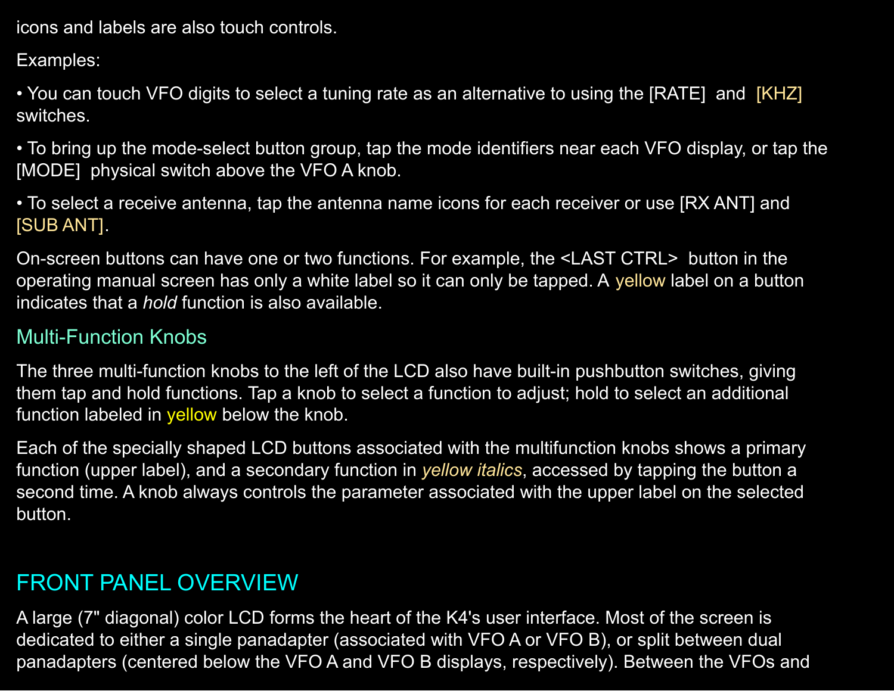icons and labels are also touch controls.

Examples:

• You can touch VFO digits to select a tuning rate as an alternative to using the [RATE] and [KHZ] switches.

• To bring up the mode-select button group, tap the mode identifiers near each VFO display, or tap the [MODE] physical switch above the VFO A knob.

• To select a receive antenna, tap the antenna name icons for each receiver or use [RX ANT] and [SUB ANT].

On-screen buttons can have one or two functions. For example, the <LAST CTRL> button in the operating manual screen has only a white label so it can only be tapped. A yellow label on a button indicates that a *hold* function is also available.

### Multi-Function Knobs

The three multi-function knobs to the left of the LCD also have built-in pushbutton switches, giving them tap and hold functions. Tap a knob to select a function to adjust; hold to select an additional function labeled in yellow below the knob.

Each of the specially shaped LCD buttons associated with the multifunction knobs shows a primary function (upper label), and a secondary function in *yellow italics*, accessed by tapping the button a second time. A knob always controls the parameter associated with the upper label on the selected button.

## FRONT PANEL OVERVIEW

A large (7" diagonal) color LCD forms the heart of the K4's user interface. Most of the screen is dedicated to either a single panadapter (associated with VFO A or VFO B), or split between dual panadapters (centered below the VFO A and VFO B displays, respectively). Between the VFOs and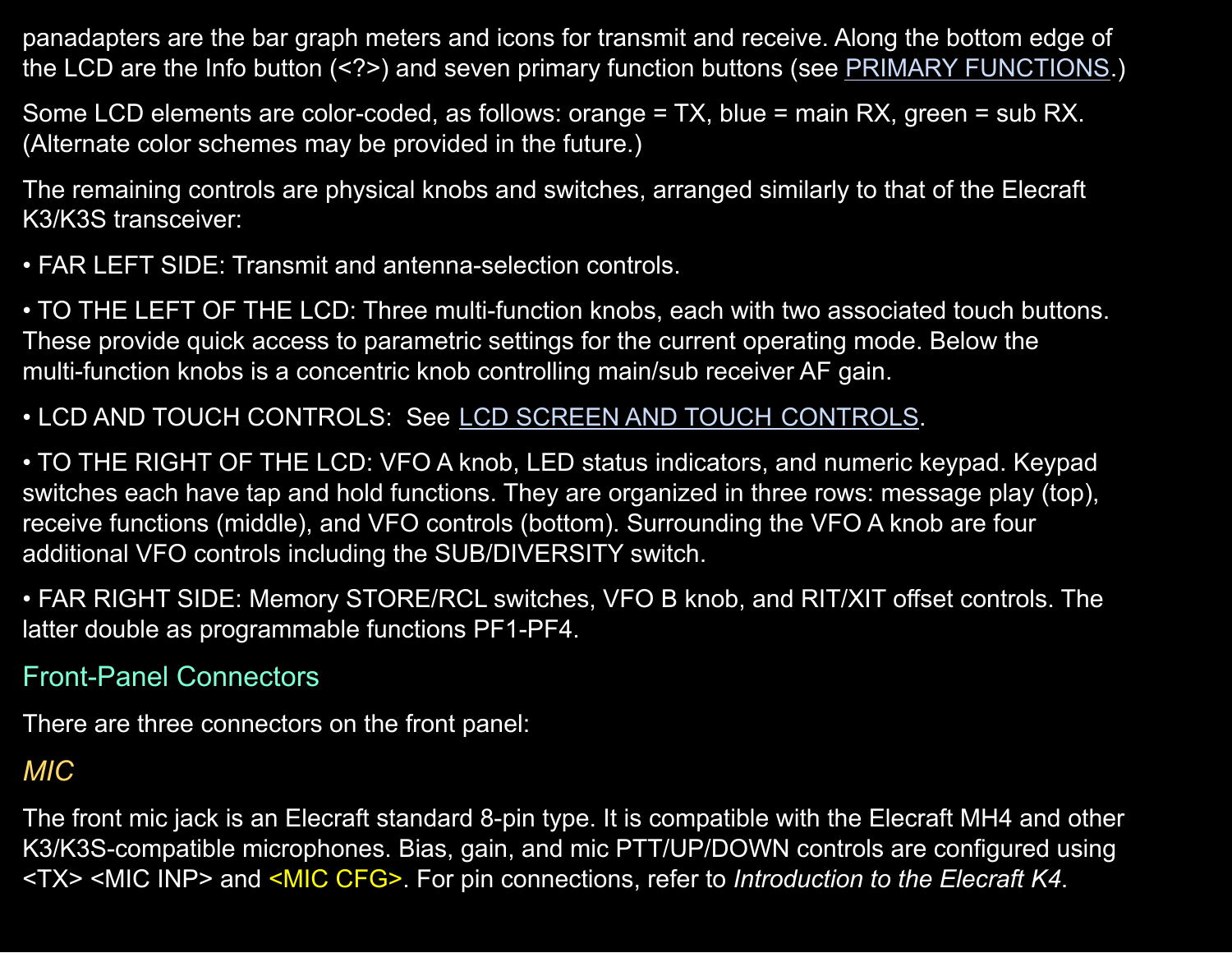panadapters are the bar graph meters and icons for transmit and receive. Along the bottom edge of the LCD are the Info button (<?>) and seven primary function buttons (see PRIMARY FUNCTIONS.)

Some LCD elements are color-coded, as follows: orange = TX, blue = main RX, green = sub RX. (Alternate color schemes may be provided in the future.)

The remaining controls are physical knobs and switches, arranged similarly to that of the Elecraft K3/K3S transceiver:

• FAR LEFT SIDE: Transmit and antenna-selection controls.

• TO THE LEFT OF THE LCD: Three multi-function knobs, each with two associated touch buttons. These provide quick access to parametric settings for the current operating mode. Below the multi-function knobs is a concentric knob controlling main/sub receiver AF gain.

• LCD AND TOUCH CONTROLS: See LCD SCREEN AND TOUCH CONTROLS.

• TO THE RIGHT OF THE LCD: VFO A knob, LED status indicators, and numeric keypad. Keypad switches each have tap and hold functions. They are organized in three rows: message play (top), receive functions (middle), and VFO controls (bottom). Surrounding the VFO A knob are four additional VFO controls including the SUB/DIVERSITY switch.

• FAR RIGHT SIDE: Memory STORE/RCL switches, VFO B knob, and RIT/XIT offset controls. The latter double as programmable functions PF1-PF4.

## Front-Panel Connectors

There are three connectors on the front panel:

### *MIC*

The front mic jack is an Elecraft standard 8-pin type. It is compatible with the Elecraft MH4 and other K3/K3S-compatible microphones. Bias, gain, and mic PTT/UP/DOWN controls are configured using <TX> <MIC INP> and <MIC CFG>. For pin connections, refer to *Introduction to the Elecraft K4*.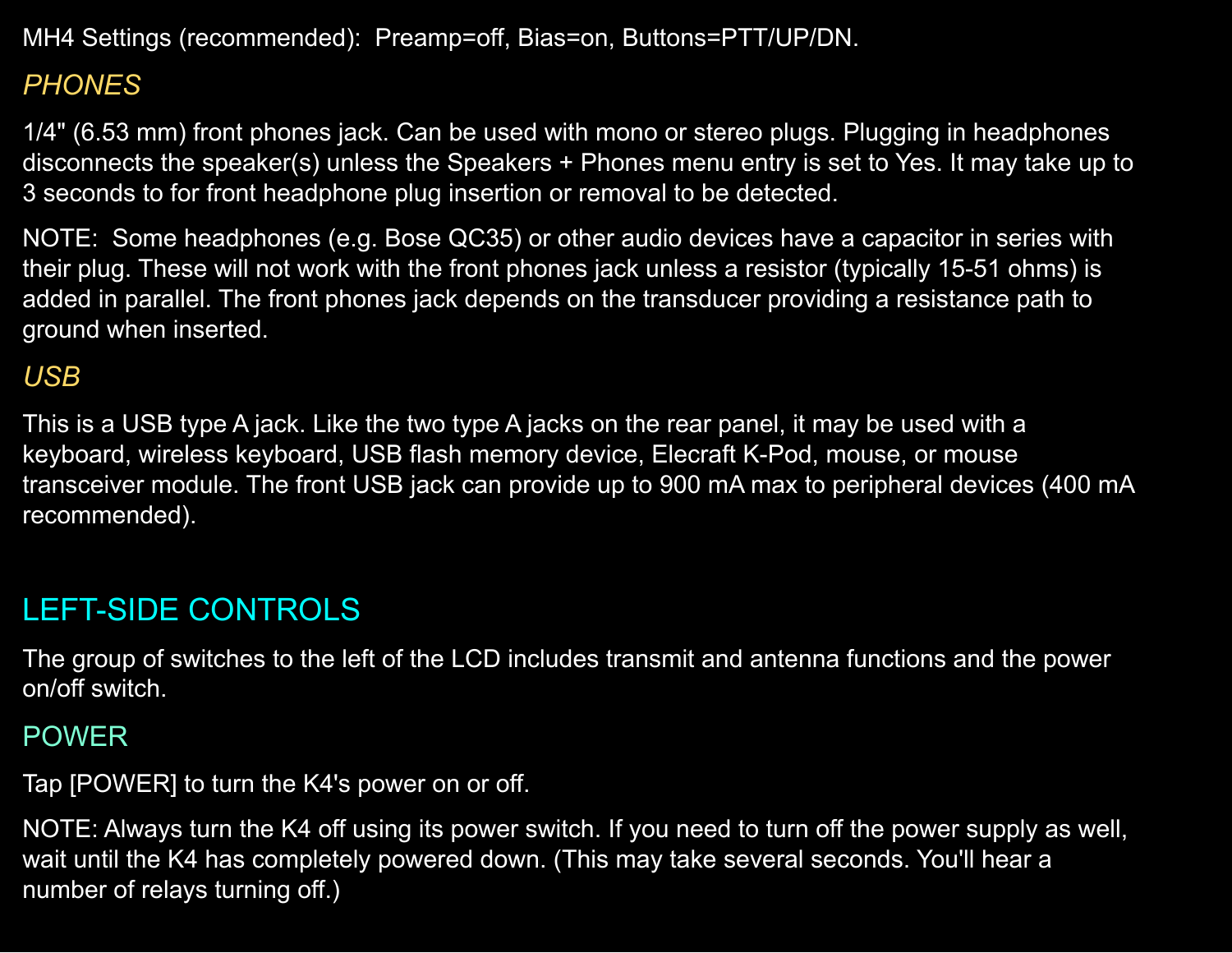MH4 Settings (recommended):  Preamp=off, Bias=on, Buttons=PTT/UP/DN.

### *PHONES*

1/4" (6.53 mm) front phones jack. Can be used with mono or stereo plugs. Plugging in headphones disconnects the speaker(s) unless the Speakers + Phones menu entry is set to Yes. It may take up to 3 seconds to for front headphone plug insertion or removal to be detected.

NOTE:  Some headphones (e.g. Bose QC35) or other audio devices have a capacitor in series with their plug. These will not work with the front phones jack unless a resistor (typically 15-51 ohms) is added in parallel. The front phones jack depends on the transducer providing a resistance path to ground when inserted.

### *USB*

This is a USB type A jack. Like the two type A jacks on the rear panel, it may be used with a keyboard, wireless keyboard, USB flash memory device, Elecraft K-Pod, mouse, or mouse transceiver module. The front USB jack can provide up to 900 mA max to peripheral devices (400 mA recommended).

## LEFT-SIDE CONTROLS

The group of switches to the left of the LCD includes transmit and antenna functions and the power on/off switch.

### POWER

Tap [POWER] to turn the K4's power on or off.

NOTE: Always turn the K4 off using its power switch. If you need to turn off the power supply as well, wait until the K4 has completely powered down. (This may take several seconds. You'll hear a number of relays turning off.)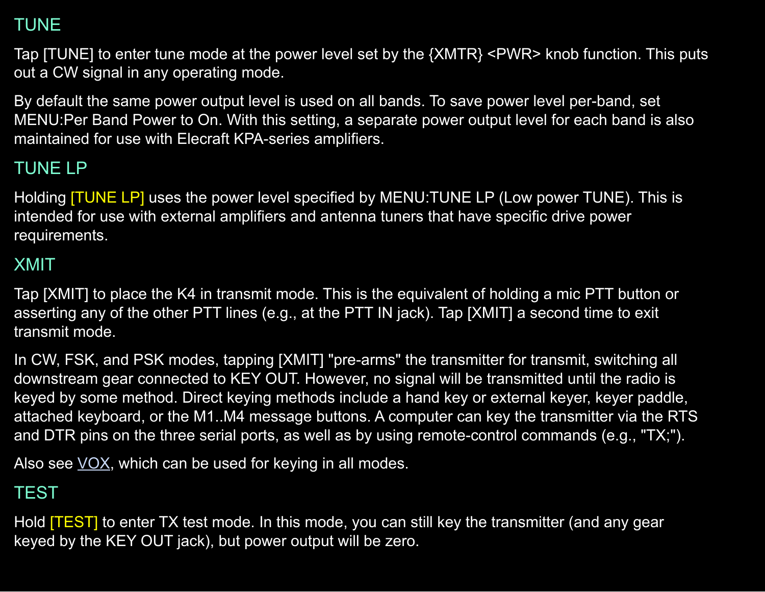## TUNE

Tap [TUNE] to enter tune mode at the power level set by the {XMTR} <PWR> knob function. This puts out a CW signal in any operating mode.

By default the same power output level is used on all bands. To save power level per-band, set MENU:Per Band Power to On. With this setting, a separate power output level for each band is also maintained for use with Elecraft KPA-series amplifiers.

## TUNE LP

Holding [TUNE LP] uses the power level specified by MENU:TUNE LP (Low power TUNE). This is intended for use with external amplifiers and antenna tuners that have specific drive power requirements.

## XMIT

Tap [XMIT] to place the K4 in transmit mode. This is the equivalent of holding a mic PTT button or asserting any of the other PTT lines (e.g., at the PTT IN jack). Tap [XMIT] a second time to exit transmit mode.

In CW, FSK, and PSK modes, tapping [XMIT] "pre-arms" the transmitter for transmit, switching all downstream gear connected to KEY OUT. However, no signal will be transmitted until the radio is keyed by some method. Direct keying methods include a hand key or external keyer, keyer paddle, attached keyboard, or the M1..M4 message buttons. A computer can key the transmitter via the RTS and DTR pins on the three serial ports, as well as by using remote-control commands (e.g., "TX;").

Also see VOX, which can be used for keying in all modes.

## TEST

Hold [TEST] to enter TX test mode. In this mode, you can still key the transmitter (and any gear keyed by the KEY OUT jack), but power output will be zero.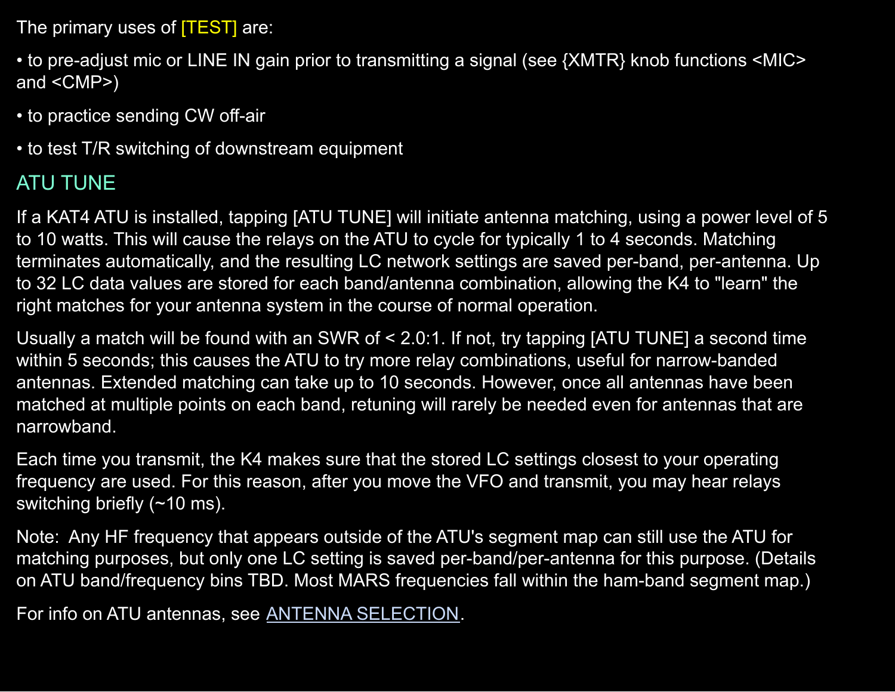The primary uses of [TEST] are:

- to pre-adjust mic or LINE IN gain prior to transmitting a signal (see {XMTR} knob functions <MIC> and <CMP>)
- to practice sending CW off-air
- to test T/R switching of downstream equipment

## ATU TUNE

If a KAT4 ATU is installed, tapping [ATU TUNE] will initiate antenna matching, using a power level of 5 to 10 watts. This will cause the relays on the ATU to cycle for typically 1 to 4 seconds. Matching terminates automatically, and the resulting LC network settings are saved per-band, per-antenna. Up to 32 LC data values are stored for each band/antenna combination, allowing the K4 to "learn" the right matches for your antenna system in the course of normal operation.

Usually a match will be found with an SWR of < 2.0:1. If not, try tapping [ATU TUNE] a second time within 5 seconds; this causes the ATU to try more relay combinations, useful for narrow-banded antennas. Extended matching can take up to 10 seconds. However, once all antennas have been matched at multiple points on each band, retuning will rarely be needed even for antennas that are narrowband.

Each time you transmit, the K4 makes sure that the stored LC settings closest to your operating frequency are used. For this reason, after you move the VFO and transmit, you may hear relays switching briefly (~10 ms).

Note: Any HF frequency that appears outside of the ATU's segment map can still use the ATU for matching purposes, but only one LC setting is saved per-band/per-antenna for this purpose. (Details on ATU band/frequency bins TBD. Most MARS frequencies fall within the ham-band segment map.)

For info on ATU antennas, see ANTENNA SELECTION.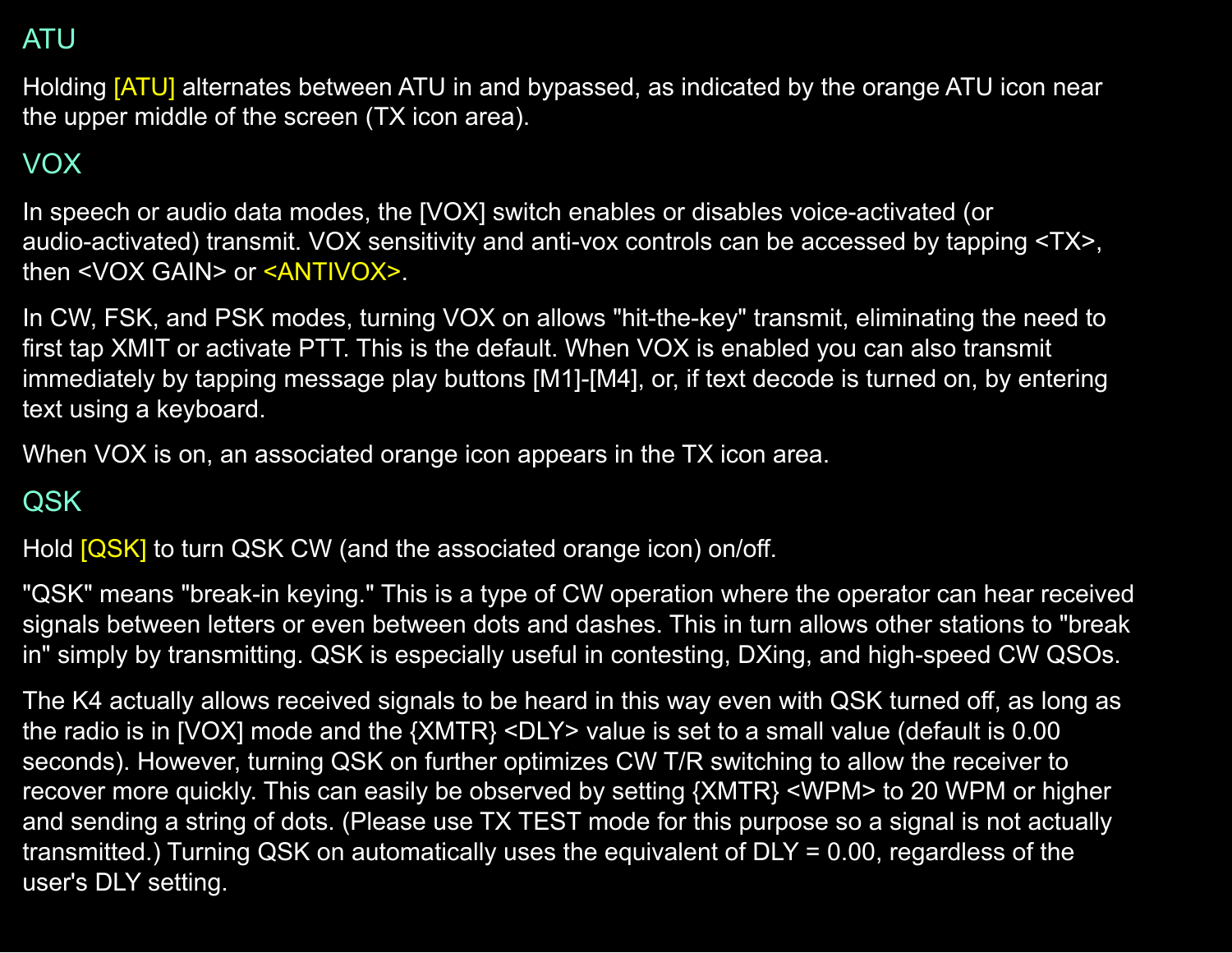## ATU

Holding [ATU] alternates between ATU in and bypassed, as indicated by the orange ATU icon near the upper middle of the screen (TX icon area).

## VOX

In speech or audio data modes, the [VOX] switch enables or disables voice-activated (or audio-activated) transmit. VOX sensitivity and anti-vox controls can be accessed by tapping <TX>, then <VOX GAIN> or <ANTIVOX>.

In CW, FSK, and PSK modes, turning VOX on allows "hit-the-key" transmit, eliminating the need to first tap XMIT or activate PTT. This is the default. When VOX is enabled you can also transmit immediately by tapping message play buttons [M1]-[M4], or, if text decode is turned on, by entering text using a keyboard.

When VOX is on, an associated orange icon appears in the TX icon area.

## QSK

Hold [QSK] to turn QSK CW (and the associated orange icon) on/off.

"QSK" means "break-in keying." This is a type of CW operation where the operator can hear received signals between letters or even between dots and dashes. This in turn allows other stations to "break in" simply by transmitting. QSK is especially useful in contesting, DXing, and high-speed CW QSOs.

The K4 actually allows received signals to be heard in this way even with QSK turned off, as long as the radio is in [VOX] mode and the {XMTR} <DLY> value is set to a small value (default is 0.00 seconds). However, turning QSK on further optimizes CW T/R switching to allow the receiver to recover more quickly. This can easily be observed by setting {XMTR} <WPM> to 20 WPM or higher and sending a string of dots. (Please use TX TEST mode for this purpose so a signal is not actually transmitted.) Turning QSK on automatically uses the equivalent of DLY = 0.00, regardless of the user's DLY setting.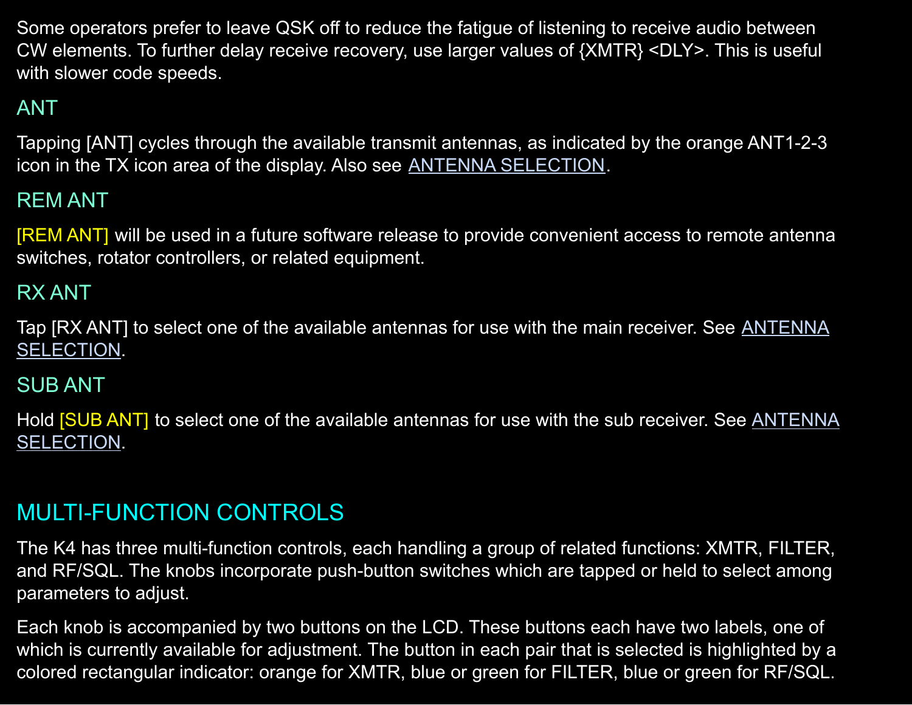Some operators prefer to leave QSK off to reduce the fatigue of listening to receive audio between CW elements. To further delay receive recovery, use larger values of {XMTR} <DLY>. This is useful with slower code speeds.

### ANT

Tapping [ANT] cycles through the available transmit antennas, as indicated by the orange ANT1-2-3 icon in the TX icon area of the display. Also see ANTENNA SELECTION.

### REM ANT

[REM ANT] will be used in a future software release to provide convenient access to remote antenna switches, rotator controllers, or related equipment.

### RX ANT

Tap [RX ANT] to select one of the available antennas for use with the main receiver. See ANTENNA SELECTION.

### SUB ANT

Hold [SUB ANT] to select one of the available antennas for use with the sub receiver. See ANTENNA SELECTION.

## MULTI-FUNCTION CONTROLS

The K4 has three multi-function controls, each handling a group of related functions: XMTR, FILTER, and RF/SQL. The knobs incorporate push-button switches which are tapped or held to select among parameters to adjust.

Each knob is accompanied by two buttons on the LCD. These buttons each have two labels, one of which is currently available for adjustment. The button in each pair that is selected is highlighted by a colored rectangular indicator: orange for XMTR, blue or green for FILTER, blue or green for RF/SQL.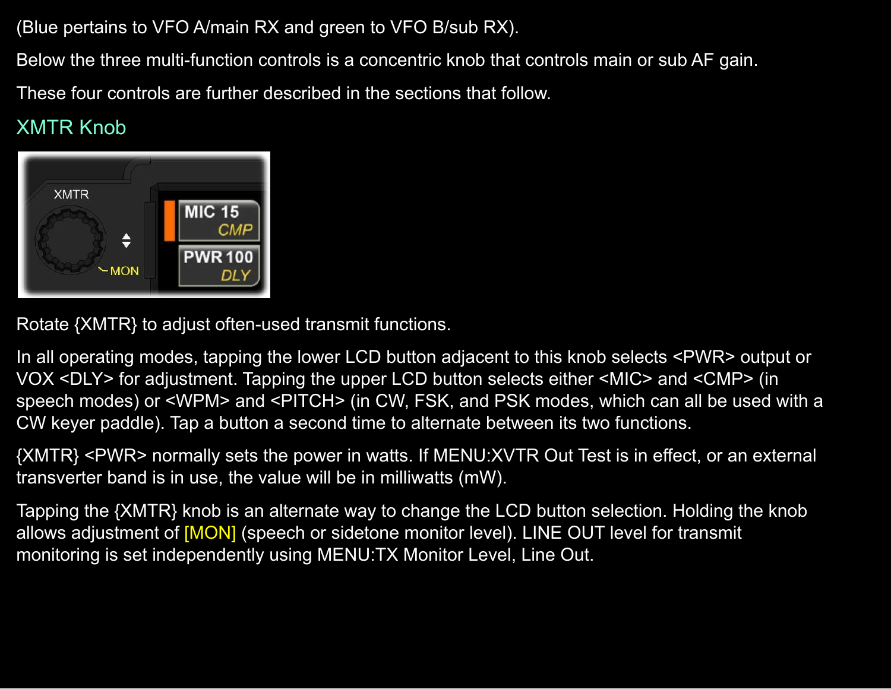(Blue pertains to VFO A/main RX and green to VFO B/sub RX).

Below the three multi-function controls is a concentric knob that controls main or sub AF gain.

These four controls are further described in the sections that follow.

## XMTR Knob

Rotate {XMTR} to adjust often-used transmit functions.

In all operating modes, tapping the lower LCD button adjacent to this knob selects <PWR> output or VOX <DLY> for adjustment. Tapping the upper LCD button selects either <MIC> and <CMP> (in speech modes) or <WPM> and <PITCH> (in CW, FSK, and PSK modes, which can all be used with a CW keyer paddle). Tap a button a second time to alternate between its two functions.

{XMTR} <PWR> normally sets the power in watts. If MENU:XVTR Out Test is in effect, or an external transverter band is in use, the value will be in milliwatts (mW).

Tapping the {XMTR} knob is an alternate way to change the LCD button selection. Holding the knob allows adjustment of [MON] (speech or sidetone monitor level). LINE OUT level for transmit monitoring is set independently using MENU:TX Monitor Level, Line Out.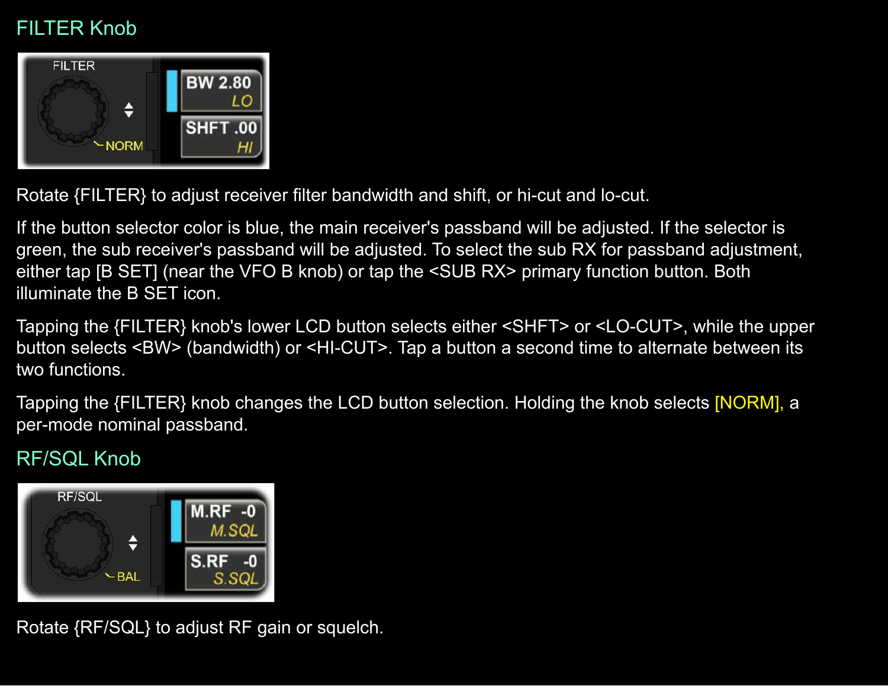## FILTER Knob

Rotate {FILTER} to adjust receiver filter bandwidth and shift, or hi-cut and lo-cut.

If the button selector color is blue, the main receiver's passband will be adjusted. If the selector is green, the sub receiver's passband will be adjusted. To select the sub RX for passband adjustment, either tap [B SET] (near the VFO B knob) or tap the <SUB RX> primary function button. Both illuminate the B SET icon.

Tapping the {FILTER} knob's lower LCD button selects either <SHFT> or <LO-CUT>, while the upper button selects <BW> (bandwidth) or <HI-CUT>. Tap a button a second time to alternate between its two functions.

Tapping the {FILTER} knob changes the LCD button selection. Holding the knob selects [NORM], a per-mode nominal passband.

## RF/SQL Knob

Rotate {RF/SQL} to adjust RF gain or squelch.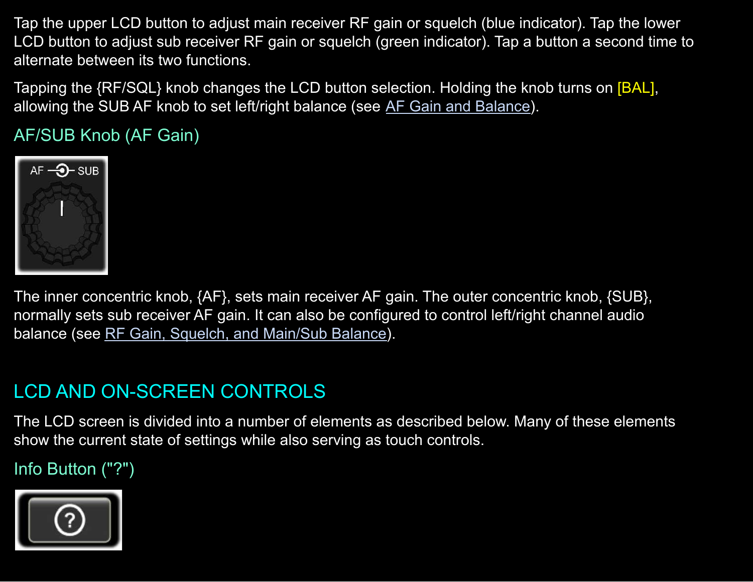Tap the upper LCD button to adjust main receiver RF gain or squelch (blue indicator). Tap the lower LCD button to adjust sub receiver RF gain or squelch (green indicator). Tap a button a second time to alternate between its two functions.

Tapping the {RF/SQL} knob changes the LCD button selection. Holding the knob turns on [BAL], allowing the SUB AF knob to set left/right balance (see AF Gain and Balance).

### AF/SUB Knob (AF Gain)

The inner concentric knob, {AF}, sets main receiver AF gain. The outer concentric knob, {SUB}, normally sets sub receiver AF gain. It can also be configured to control left/right channel audio balance (see RF Gain, Squelch, and Main/Sub Balance).

## LCD AND ON-SCREEN CONTROLS

The LCD screen is divided into a number of elements as described below. Many of these elements show the current state of settings while also serving as touch controls.

### Info Button ("?")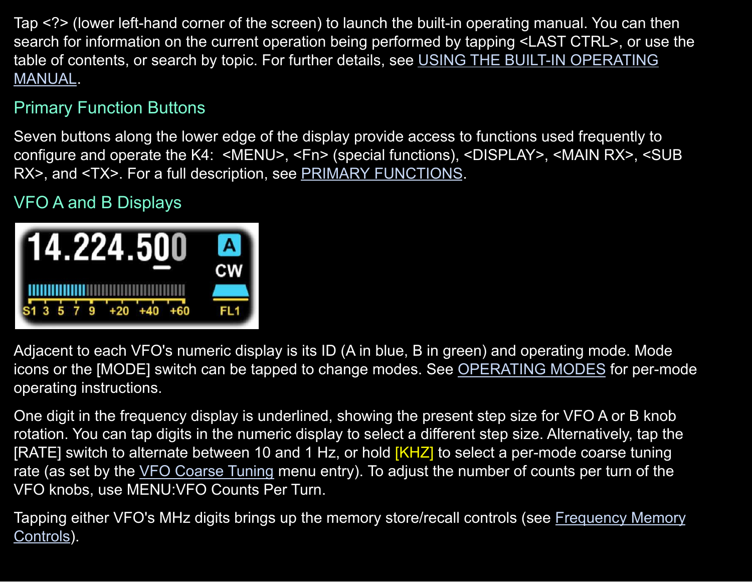Tap <?> (lower left-hand corner of the screen) to launch the built-in operating manual. You can then search for information on the current operation being performed by tapping <LAST CTRL>, or use the table of contents, or search by topic. For further details, see USING THE BUILT-IN OPERATING MANUAL.

## Primary Function Buttons

Seven buttons along the lower edge of the display provide access to functions used frequently to configure and operate the K4: <MENU>, <Fn> (special functions), <DISPLAY>, <MAIN RX>, <SUB RX>, and <TX>. For a full description, see PRIMARY FUNCTIONS.

## VFO A and B Displays

Adjacent to each VFO's numeric display is its ID (A in blue, B in green) and operating mode. Mode icons or the [MODE] switch can be tapped to change modes. See OPERATING MODES for per-mode operating instructions.

One digit in the frequency display is underlined, showing the present step size for VFO A or B knob rotation. You can tap digits in the numeric display to select a different step size. Alternatively, tap the [RATE] switch to alternate between 10 and 1 Hz, or hold [KHZ] to select a per-mode coarse tuning rate (as set by the VFO Coarse Tuning menu entry). To adjust the number of counts per turn of the VFO knobs, use MENU:VFO Counts Per Turn.

Tapping either VFO's MHz digits brings up the memory store/recall controls (see Frequency Memory Controls).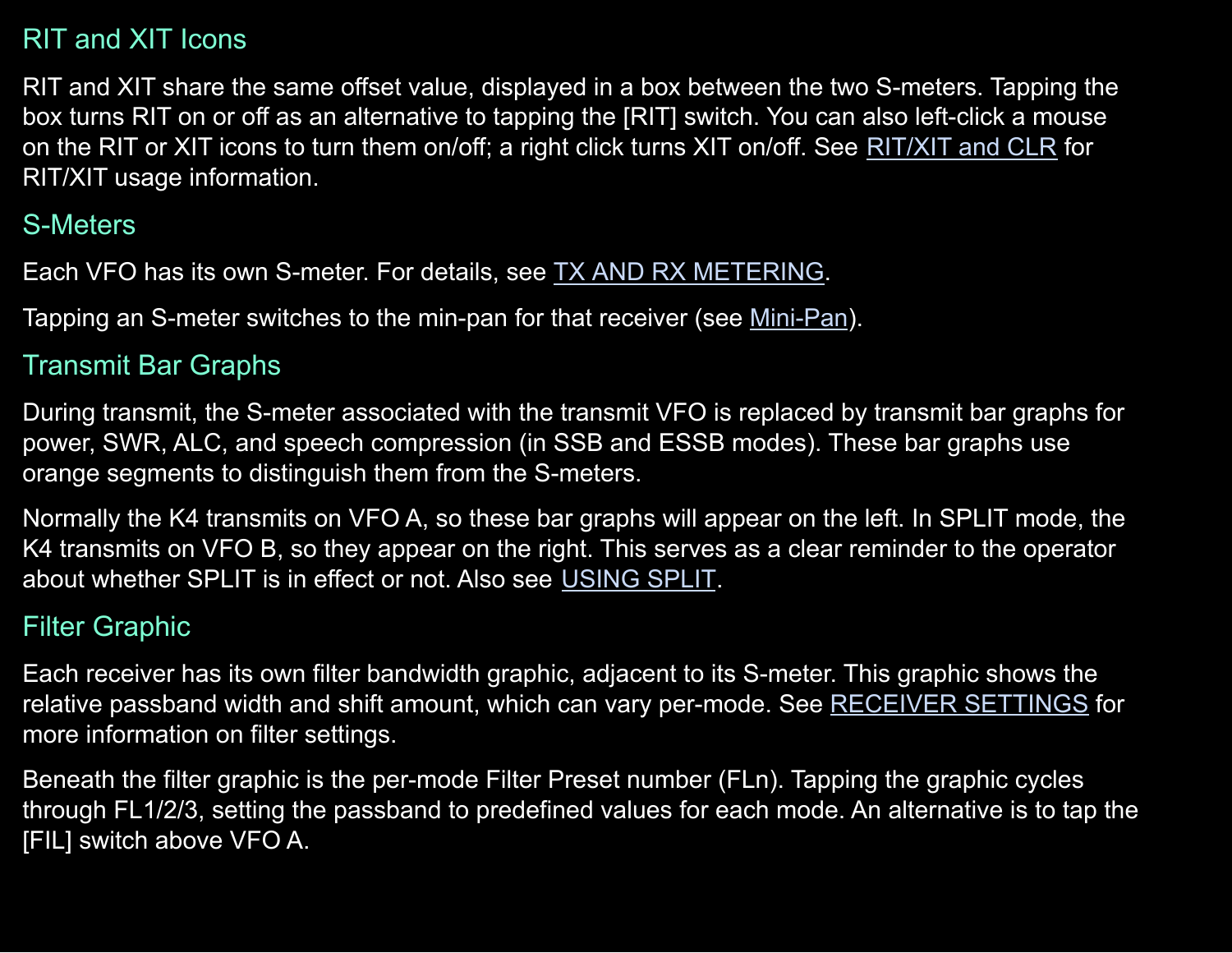## RIT and XIT Icons

RIT and XIT share the same offset value, displayed in a box between the two S-meters. Tapping the box turns RIT on or off as an alternative to tapping the [RIT] switch. You can also left-click a mouse on the RIT or XIT icons to turn them on/off; a right click turns XIT on/off. See RIT/XIT and CLR for RIT/XIT usage information.

## S-Meters

Each VFO has its own S-meter. For details, see TX AND RX METERING.

Tapping an S-meter switches to the min-pan for that receiver (see Mini-Pan).

## Transmit Bar Graphs

During transmit, the S-meter associated with the transmit VFO is replaced by transmit bar graphs for power, SWR, ALC, and speech compression (in SSB and ESSB modes). These bar graphs use orange segments to distinguish them from the S-meters.

Normally the K4 transmits on VFO A, so these bar graphs will appear on the left. In SPLIT mode, the K4 transmits on VFO B, so they appear on the right. This serves as a clear reminder to the operator about whether SPLIT is in effect or not. Also see USING SPLIT.

## Filter Graphic

Each receiver has its own filter bandwidth graphic, adjacent to its S-meter. This graphic shows the relative passband width and shift amount, which can vary per-mode. See RECEIVER SETTINGS for more information on filter settings.

Beneath the filter graphic is the per-mode Filter Preset number (FLn). Tapping the graphic cycles through FL1/2/3, setting the passband to predefined values for each mode. An alternative is to tap the [FIL] switch above VFO A.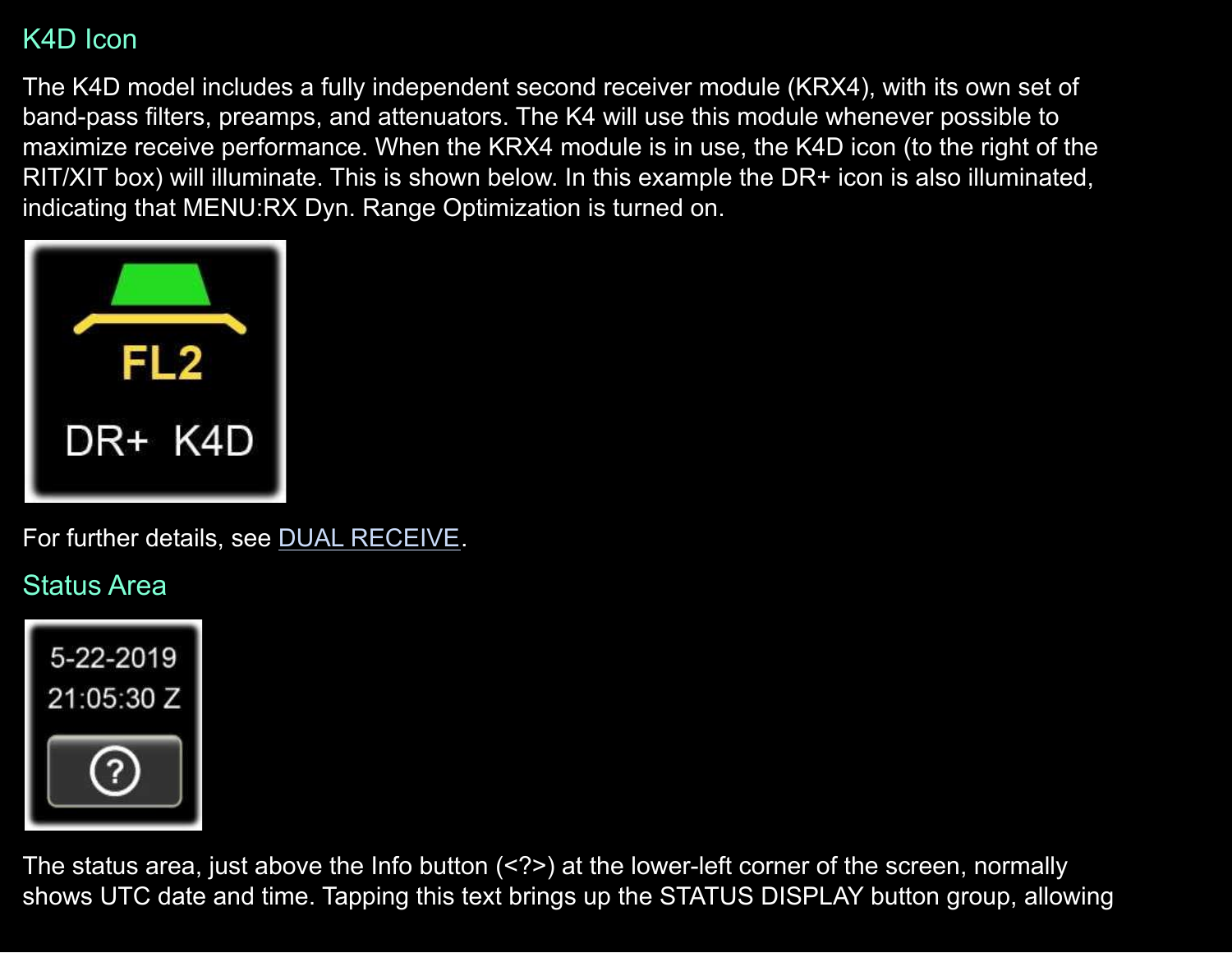## K4D Icon

The K4D model includes a fully independent second receiver module (KRX4), with its own set of band-pass filters, preamps, and attenuators. The K4 will use this module whenever possible to maximize receive performance. When the KRX4 module is in use, the K4D icon (to the right of the RIT/XIT box) will illuminate. This is shown below. In this example the DR+ icon is also illuminated, indicating that MENU:RX Dyn. Range Optimization is turned on.

For further details, see DUAL RECEIVE.

## Status Area

The status area, just above the Info button (<?>) at the lower-left corner of the screen, normally shows UTC date and time. Tapping this text brings up the STATUS DISPLAY button group, allowing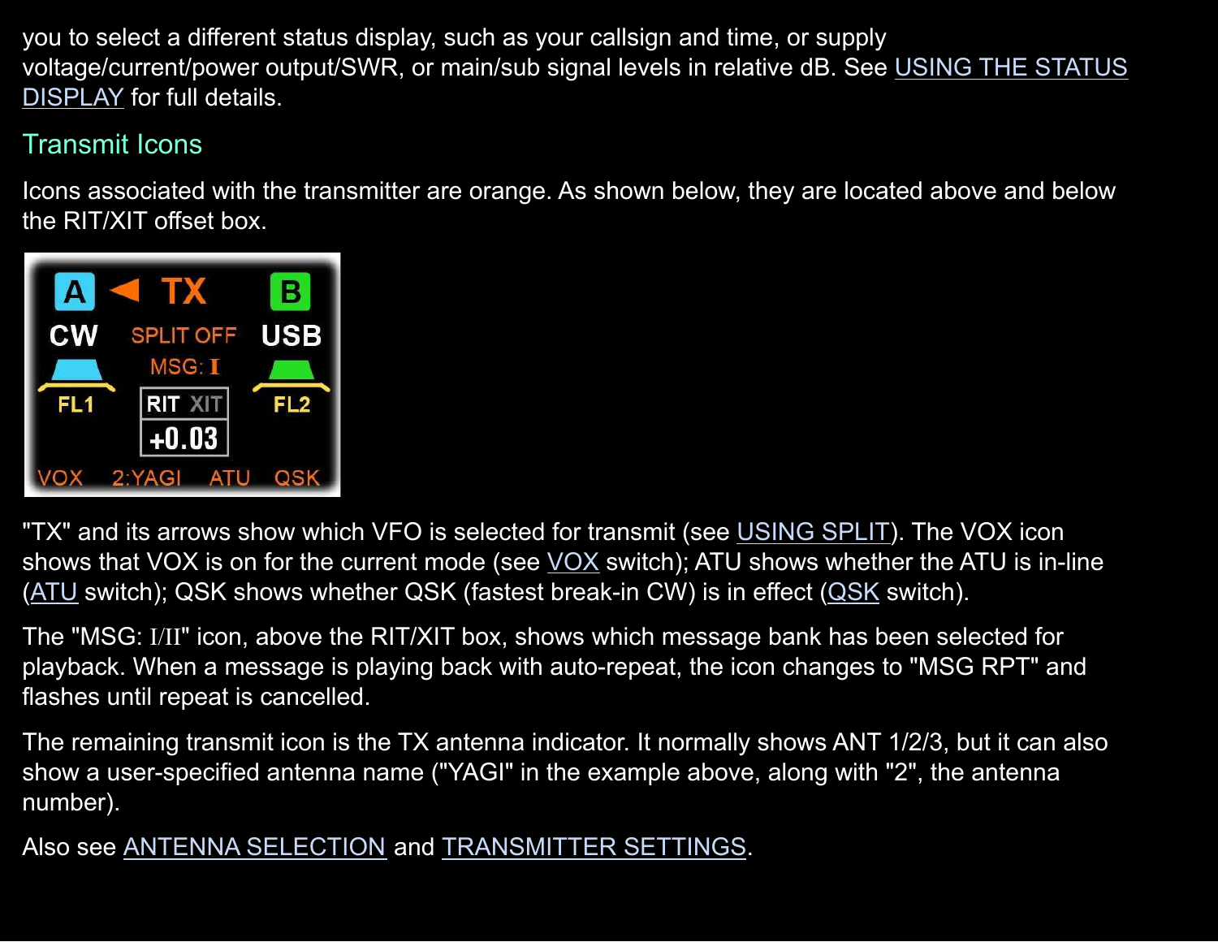you to select a different status display, such as your callsign and time, or supply voltage/current/power output/SWR, or main/sub signal levels in relative dB. See USING THE STATUS DISPLAY for full details.

## Transmit Icons

Icons associated with the transmitter are orange. As shown below, they are located above and below the RIT/XIT offset box.

"TX" and its arrows show which VFO is selected for transmit (see USING SPLIT). The VOX icon shows that VOX is on for the current mode (see VOX switch); ATU shows whether the ATU is in-line (ATU switch); QSK shows whether QSK (fastest break-in CW) is in effect (QSK switch).

The "MSG: I/II" icon, above the RIT/XIT box, shows which message bank has been selected for playback. When a message is playing back with auto-repeat, the icon changes to "MSG RPT" and flashes until repeat is cancelled.

The remaining transmit icon is the TX antenna indicator. It normally shows ANT 1/2/3, but it can also show a user-specified antenna name ("YAGI" in the example above, along with "2", the antenna number).

Also see ANTENNA SELECTION and TRANSMITTER SETTINGS.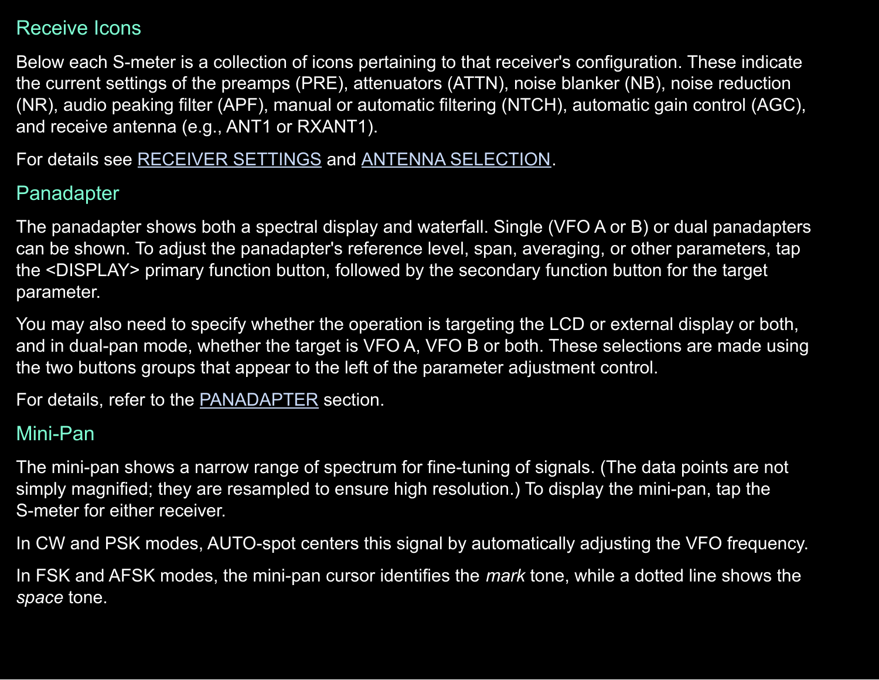## Receive Icons

Below each S-meter is a collection of icons pertaining to that receiver's configuration. These indicate the current settings of the preamps (PRE), attenuators (ATTN), noise blanker (NB), noise reduction (NR), audio peaking filter (APF), manual or automatic filtering (NTCH), automatic gain control (AGC), and receive antenna (e.g., ANT1 or RXANT1).

For details see RECEIVER SETTINGS and ANTENNA SELECTION.

## Panadapter

The panadapter shows both a spectral display and waterfall. Single (VFO A or B) or dual panadapters can be shown. To adjust the panadapter's reference level, span, averaging, or other parameters, tap the <DISPLAY> primary function button, followed by the secondary function button for the target parameter.

You may also need to specify whether the operation is targeting the LCD or external display or both, and in dual-pan mode, whether the target is VFO A, VFO B or both. These selections are made using the two buttons groups that appear to the left of the parameter adjustment control.

For details, refer to the PANADAPTER section.

## Mini-Pan

The mini-pan shows a narrow range of spectrum for fine-tuning of signals. (The data points are not simply magnified; they are resampled to ensure high resolution.) To display the mini-pan, tap the S-meter for either receiver.

In CW and PSK modes, AUTO-spot centers this signal by automatically adjusting the VFO frequency.

In FSK and AFSK modes, the mini-pan cursor identifies the *mark* tone, while a dotted line shows the *space* tone.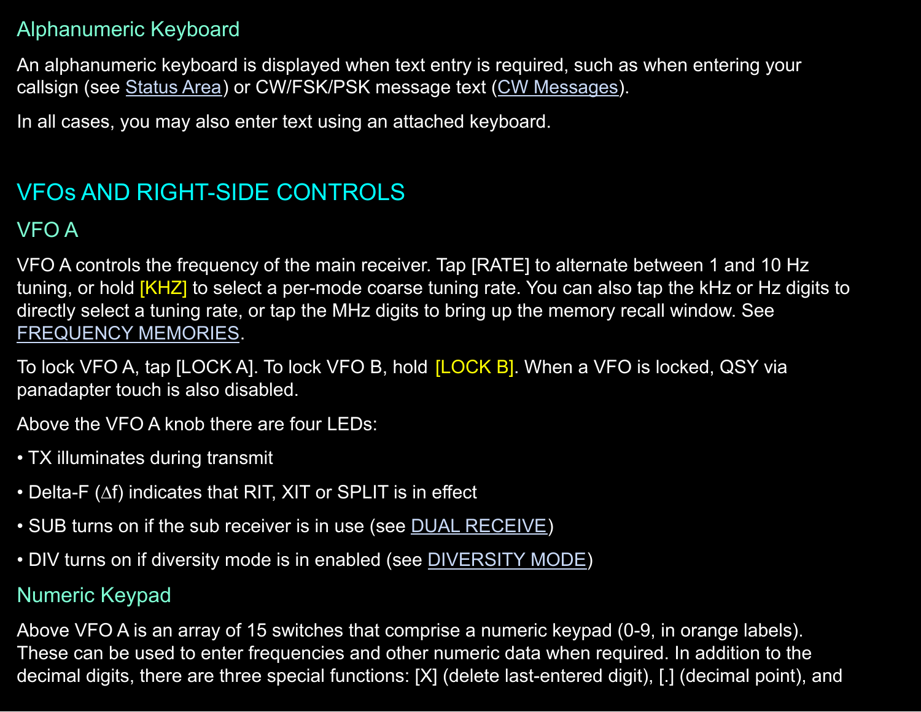### Alphanumeric Keyboard

An alphanumeric keyboard is displayed when text entry is required, such as when entering your callsign (see Status Area) or CW/FSK/PSK message text (CW Messages).

In all cases, you may also enter text using an attached keyboard.

## VFOs AND RIGHT-SIDE CONTROLS

### VFO A

VFO A controls the frequency of the main receiver. Tap [RATE] to alternate between 1 and 10 Hz tuning, or hold [KHZ] to select a per-mode coarse tuning rate. You can also tap the kHz or Hz digits to directly select a tuning rate, or tap the MHz digits to bring up the memory recall window. See FREQUENCY MEMORIES.

To lock VFO A, tap [LOCK A]. To lock VFO B, hold [LOCK B]. When a VFO is locked, QSY via panadapter touch is also disabled.

Above the VFO A knob there are four LEDs:

- TX illuminates during transmit
- Delta-F (∆f) indicates that RIT, XIT or SPLIT is in effect
- SUB turns on if the sub receiver is in use (see DUAL RECEIVE)
- DIV turns on if diversity mode is in enabled (see DIVERSITY MODE)

### Numeric Keypad

Above VFO A is an array of 15 switches that comprise a numeric keypad (0-9, in orange labels). These can be used to enter frequencies and other numeric data when required. In addition to the decimal digits, there are three special functions: [X] (delete last-entered digit), [.] (decimal point), and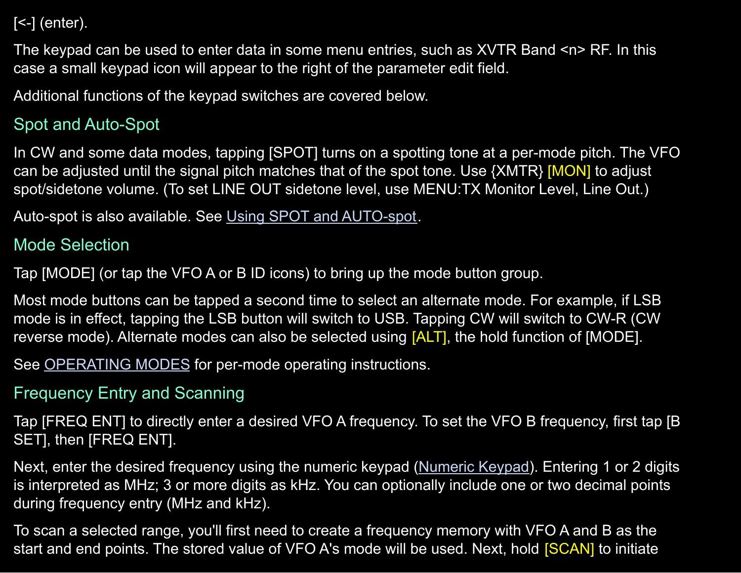[<-] (enter).

The keypad can be used to enter data in some menu entries, such as XVTR Band <n> RF. In this case a small keypad icon will appear to the right of the parameter edit field.

Additional functions of the keypad switches are covered below.

## Spot and Auto-Spot

In CW and some data modes, tapping [SPOT] turns on a spotting tone at a per-mode pitch. The VFO can be adjusted until the signal pitch matches that of the spot tone. Use {XMTR} [MON] to adjust spot/sidetone volume. (To set LINE OUT sidetone level, use MENU:TX Monitor Level, Line Out.)

Auto-spot is also available. See Using SPOT and AUTO-spot.

## Mode Selection

Tap [MODE] (or tap the VFO A or B ID icons) to bring up the mode button group.

Most mode buttons can be tapped a second time to select an alternate mode. For example, if LSB mode is in effect, tapping the LSB button will switch to USB. Tapping CW will switch to CW-R (CW reverse mode). Alternate modes can also be selected using [ALT], the hold function of [MODE].

See OPERATING MODES for per-mode operating instructions.

## Frequency Entry and Scanning

Tap [FREQ ENT] to directly enter a desired VFO A frequency. To set the VFO B frequency, first tap [B SET], then [FREQ ENT].

Next, enter the desired frequency using the numeric keypad (Numeric Keypad). Entering 1 or 2 digits is interpreted as MHz; 3 or more digits as kHz. You can optionally include one or two decimal points during frequency entry (MHz and kHz).

To scan a selected range, you'll first need to create a frequency memory with VFO A and B as the start and end points. The stored value of VFO A's mode will be used. Next, hold [SCAN] to initiate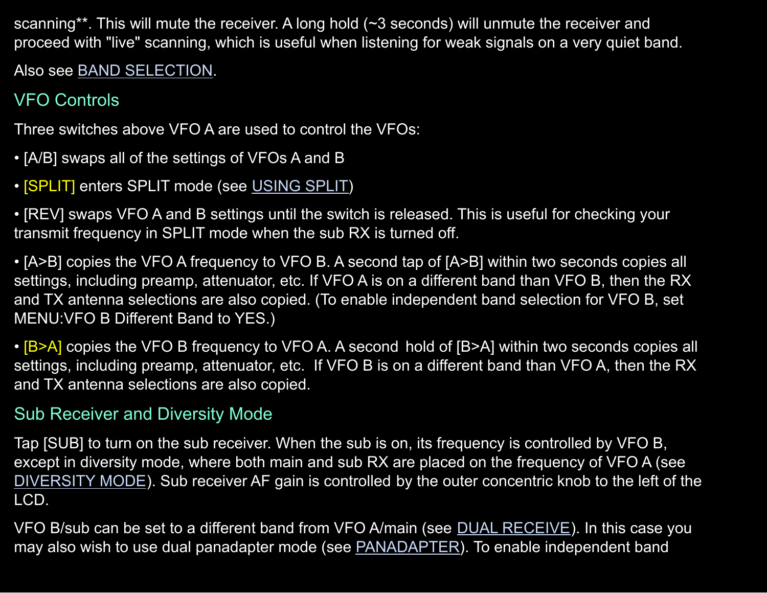scanning**. This will mute the receiver. A long hold (~3 seconds) will unmute the receiver and proceed with "live" scanning, which is useful when listening for weak signals on a very quiet band.

Also see BAND SELECTION.

## VFO Controls

Three switches above VFO A are used to control the VFOs:

• [A/B] swaps all of the settings of VFOs A and B

• [SPLIT] enters SPLIT mode (see USING SPLIT)

• [REV] swaps VFO A and B settings until the switch is released. This is useful for checking your transmit frequency in SPLIT mode when the sub RX is turned off.

• [A>B] copies the VFO A frequency to VFO B. A second tap of [A>B] within two seconds copies all settings, including preamp, attenuator, etc. If VFO A is on a different band than VFO B, then the RX and TX antenna selections are also copied. (To enable independent band selection for VFO B, set MENU:VFO B Different Band to YES.)

• [B>A] copies the VFO B frequency to VFO A. A second hold of [B>A] within two seconds copies all settings, including preamp, attenuator, etc. If VFO B is on a different band than VFO A, then the RX and TX antenna selections are also copied.

## Sub Receiver and Diversity Mode

Tap [SUB] to turn on the sub receiver. When the sub is on, its frequency is controlled by VFO B, except in diversity mode, where both main and sub RX are placed on the frequency of VFO A (see DIVERSITY MODE). Sub receiver AF gain is controlled by the outer concentric knob to the left of the LCD.

VFO B/sub can be set to a different band from VFO A/main (see DUAL RECEIVE). In this case you may also wish to use dual panadapter mode (see PANADAPTER). To enable independent band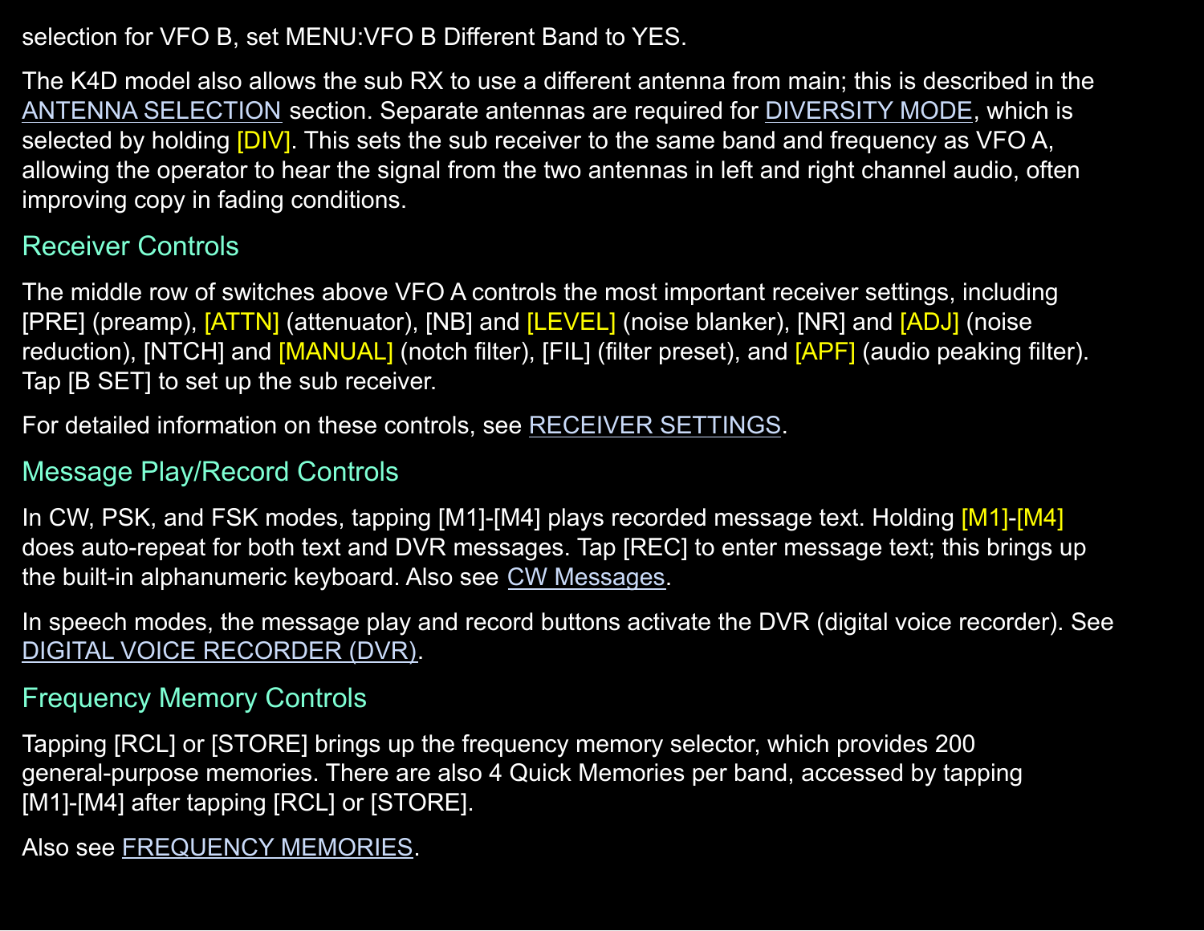selection for VFO B, set MENU:VFO B Different Band to YES.

The K4D model also allows the sub RX to use a different antenna from main; this is described in the ANTENNA SELECTION section. Separate antennas are required for DIVERSITY MODE, which is selected by holding [DIV]. This sets the sub receiver to the same band and frequency as VFO A, allowing the operator to hear the signal from the two antennas in left and right channel audio, often improving copy in fading conditions.

## Receiver Controls

The middle row of switches above VFO A controls the most important receiver settings, including [PRE] (preamp), [ATTN] (attenuator), [NB] and [LEVEL] (noise blanker), [NR] and [ADJ] (noise reduction), [NTCH] and [MANUAL] (notch filter), [FIL] (filter preset), and [APF] (audio peaking filter). Tap [B SET] to set up the sub receiver.

For detailed information on these controls, see RECEIVER SETTINGS.

## Message Play/Record Controls

In CW, PSK, and FSK modes, tapping [M1]-[M4] plays recorded message text. Holding [M1]-[M4] does auto-repeat for both text and DVR messages. Tap [REC] to enter message text; this brings up the built-in alphanumeric keyboard. Also see CW Messages.

In speech modes, the message play and record buttons activate the DVR (digital voice recorder). See DIGITAL VOICE RECORDER (DVR).

## Frequency Memory Controls

Tapping [RCL] or [STORE] brings up the frequency memory selector, which provides 200 general-purpose memories. There are also 4 Quick Memories per band, accessed by tapping [M1]-[M4] after tapping [RCL] or [STORE].

Also see FREQUENCY MEMORIES.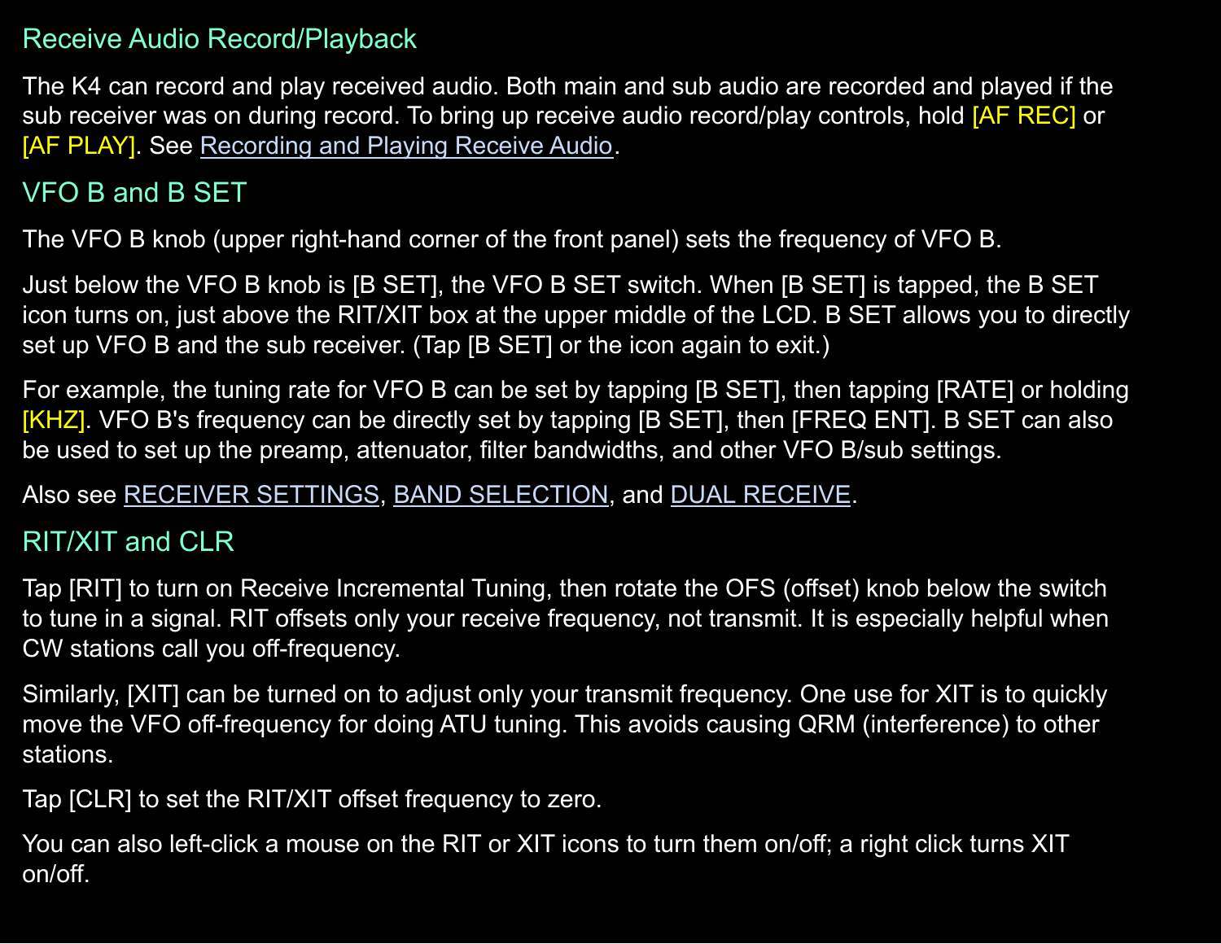## Receive Audio Record/Playback

The K4 can record and play received audio. Both main and sub audio are recorded and played if the sub receiver was on during record. To bring up receive audio record/play controls, hold [AF REC] or [AF PLAY]. See Recording and Playing Receive Audio.

## VFO B and B SET

The VFO B knob (upper right-hand corner of the front panel) sets the frequency of VFO B.

Just below the VFO B knob is [B SET], the VFO B SET switch. When [B SET] is tapped, the B SET icon turns on, just above the RIT/XIT box at the upper middle of the LCD. B SET allows you to directly set up VFO B and the sub receiver. (Tap [B SET] or the icon again to exit.)

For example, the tuning rate for VFO B can be set by tapping [B SET], then tapping [RATE] or holding [KHZ]. VFO B's frequency can be directly set by tapping [B SET], then [FREQ ENT]. B SET can also be used to set up the preamp, attenuator, filter bandwidths, and other VFO B/sub settings.

Also see RECEIVER SETTINGS, BAND SELECTION, and DUAL RECEIVE.

## RIT/XIT and CLR

Tap [RIT] to turn on Receive Incremental Tuning, then rotate the OFS (offset) knob below the switch to tune in a signal. RIT offsets only your receive frequency, not transmit. It is especially helpful when CW stations call you off-frequency.

Similarly, [XIT] can be turned on to adjust only your transmit frequency. One use for XIT is to quickly move the VFO off-frequency for doing ATU tuning. This avoids causing QRM (interference) to other stations.

Tap [CLR] to set the RIT/XIT offset frequency to zero.

You can also left-click a mouse on the RIT or XIT icons to turn them on/off; a right click turns XIT on/off.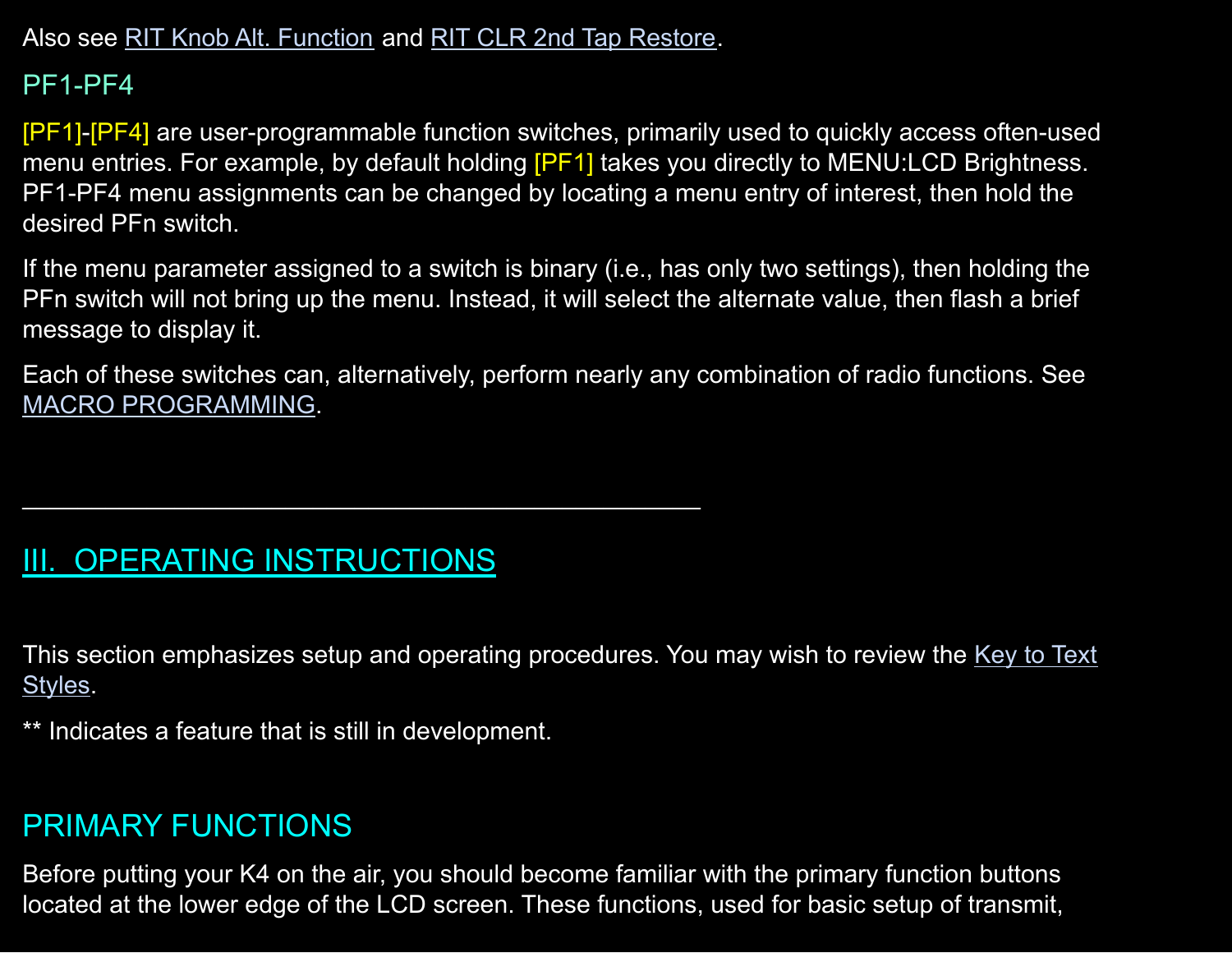Also see RIT Knob Alt. Function and RIT CLR 2nd Tap Restore.

### PF1-PF4

[PF1]-[PF4] are user-programmable function switches, primarily used to quickly access often-used menu entries. For example, by default holding [PF1] takes you directly to MENU:LCD Brightness. PF1-PF4 menu assignments can be changed by locating a menu entry of interest, then hold the desired PFn switch.

If the menu parameter assigned to a switch is binary (i.e., has only two settings), then holding the PFn switch will not bring up the menu. Instead, it will select the alternate value, then flash a brief message to display it.

Each of these switches can, alternatively, perform nearly any combination of radio functions. See MACRO PROGRAMMING.

---

# III. OPERATING INSTRUCTIONS

This section emphasizes setup and operating procedures. You may wish to review the Key to Text Styles.

** Indicates a feature that is still in development.

## PRIMARY FUNCTIONS

Before putting your K4 on the air, you should become familiar with the primary function buttons located at the lower edge of the LCD screen. These functions, used for basic setup of transmit,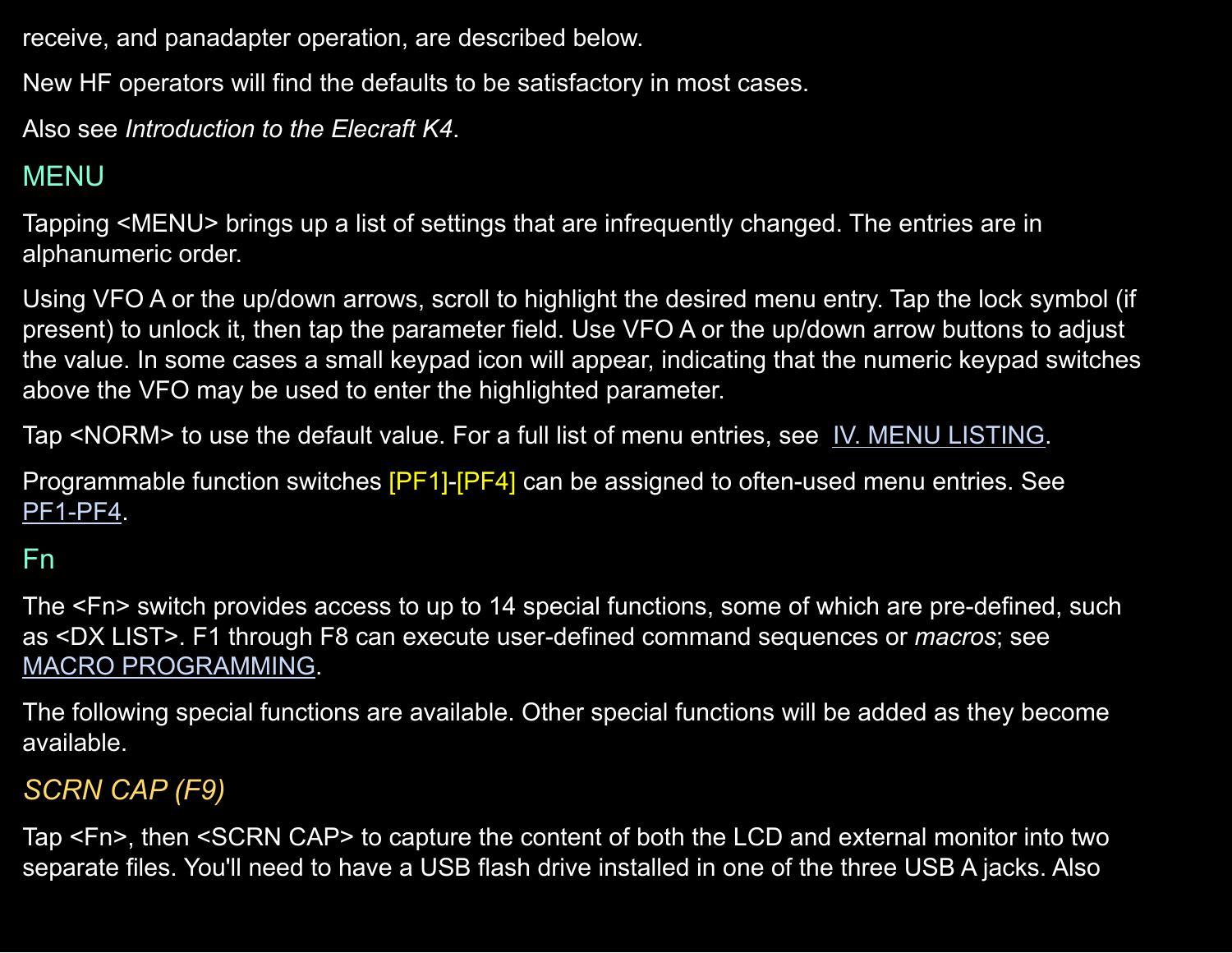receive, and panadapter operation, are described below.

New HF operators will find the defaults to be satisfactory in most cases.

Also see *Introduction to the Elecraft K4*.

## MENU

Tapping <MENU> brings up a list of settings that are infrequently changed. The entries are in alphanumeric order.

Using VFO A or the up/down arrows, scroll to highlight the desired menu entry. Tap the lock symbol (if present) to unlock it, then tap the parameter field. Use VFO A or the up/down arrow buttons to adjust the value. In some cases a small keypad icon will appear, indicating that the numeric keypad switches above the VFO may be used to enter the highlighted parameter.

Tap <NORM> to use the default value. For a full list of menu entries, see IV. MENU LISTING.

Programmable function switches [PF1]-[PF4] can be assigned to often-used menu entries. See PF1-PF4.

## Fn

The <Fn> switch provides access to up to 14 special functions, some of which are pre-defined, such as <DX LIST>. F1 through F8 can execute user-defined command sequences or *macros*; see MACRO PROGRAMMING.

The following special functions are available. Other special functions will be added as they become available.

### *SCRN CAP (F9)*

Tap <Fn>, then <SCRN CAP> to capture the content of both the LCD and external monitor into two separate files. You'll need to have a USB flash drive installed in one of the three USB A jacks. Also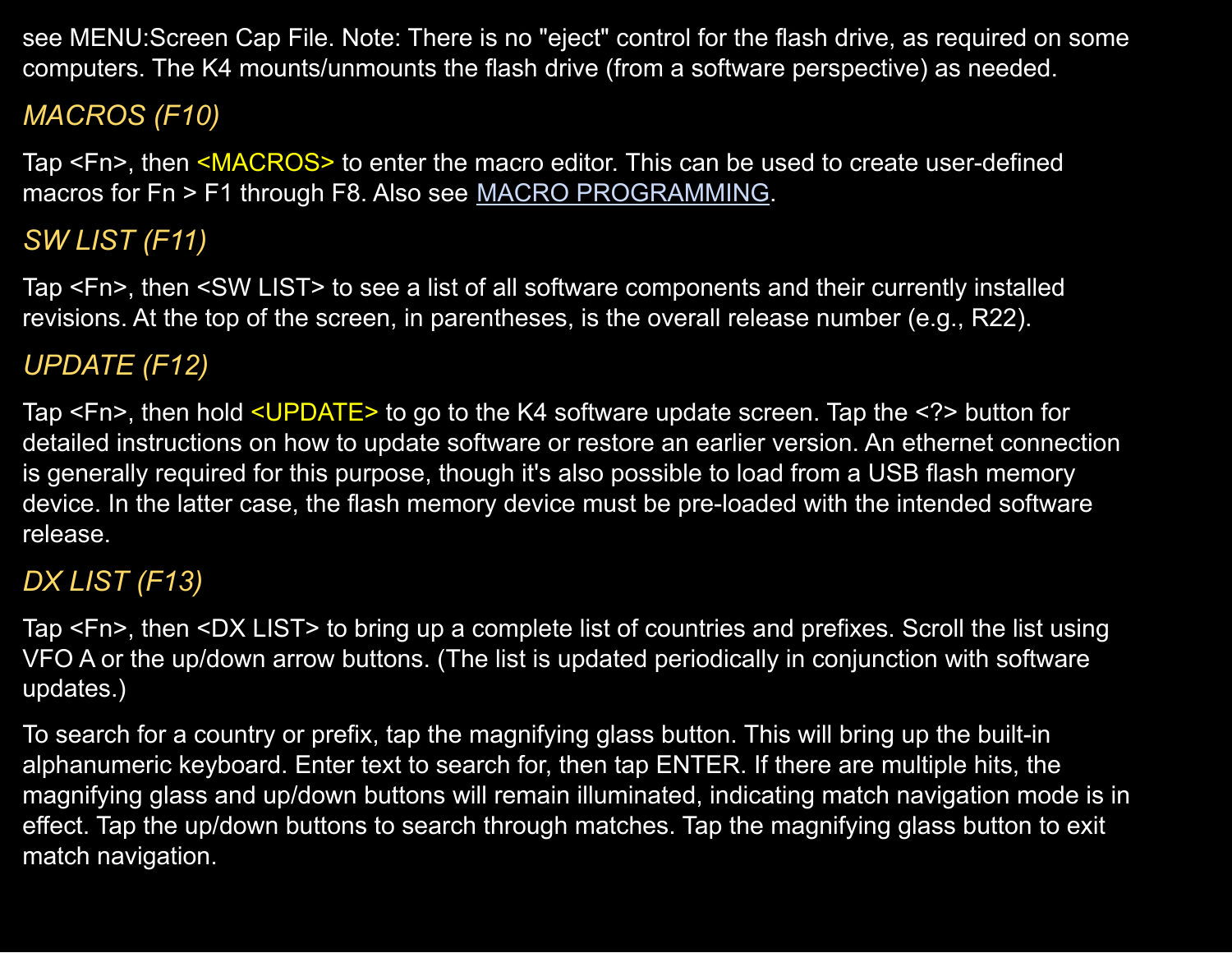see MENU:Screen Cap File. Note: There is no "eject" control for the flash drive, as required on some computers. The K4 mounts/unmounts the flash drive (from a software perspective) as needed.

### *MACROS (F10)*

Tap <Fn>, then <MACROS> to enter the macro editor. This can be used to create user-defined macros for Fn > F1 through F8. Also see MACRO PROGRAMMING.

### *SW LIST (F11)*

Tap <Fn>, then <SW LIST> to see a list of all software components and their currently installed revisions. At the top of the screen, in parentheses, is the overall release number (e.g., R22).

### *UPDATE (F12)*

Tap <Fn>, then hold <UPDATE> to go to the K4 software update screen. Tap the <?> button for detailed instructions on how to update software or restore an earlier version. An ethernet connection is generally required for this purpose, though it's also possible to load from a USB flash memory device. In the latter case, the flash memory device must be pre-loaded with the intended software release.

### *DX LIST (F13)*

Tap <Fn>, then <DX LIST> to bring up a complete list of countries and prefixes. Scroll the list using VFO A or the up/down arrow buttons. (The list is updated periodically in conjunction with software updates.)

To search for a country or prefix, tap the magnifying glass button. This will bring up the built-in alphanumeric keyboard. Enter text to search for, then tap ENTER. If there are multiple hits, the magnifying glass and up/down buttons will remain illuminated, indicating match navigation mode is in effect. Tap the up/down buttons to search through matches. Tap the magnifying glass button to exit match navigation.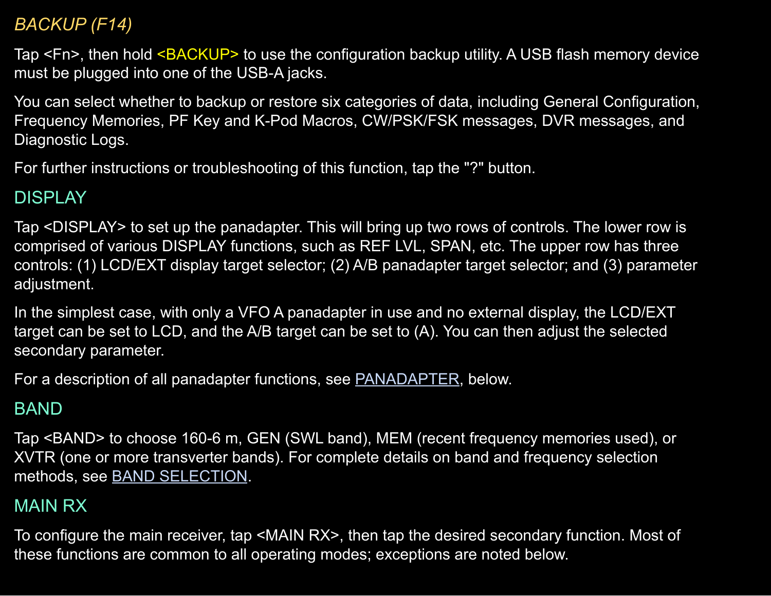### *BACKUP (F14)*

Tap <Fn>, then hold <BACKUP> to use the configuration backup utility. A USB flash memory device must be plugged into one of the USB-A jacks.

You can select whether to backup or restore six categories of data, including General Configuration, Frequency Memories, PF Key and K-Pod Macros, CW/PSK/FSK messages, DVR messages, and Diagnostic Logs.

For further instructions or troubleshooting of this function, tap the "?" button.

## DISPLAY

Tap <DISPLAY> to set up the panadapter. This will bring up two rows of controls. The lower row is comprised of various DISPLAY functions, such as REF LVL, SPAN, etc. The upper row has three controls: (1) LCD/EXT display target selector; (2) A/B panadapter target selector; and (3) parameter adjustment.

In the simplest case, with only a VFO A panadapter in use and no external display, the LCD/EXT target can be set to LCD, and the A/B target can be set to (A). You can then adjust the selected secondary parameter.

For a description of all panadapter functions, see PANADAPTER, below.

## BAND

Tap <BAND> to choose 160-6 m, GEN (SWL band), MEM (recent frequency memories used), or XVTR (one or more transverter bands). For complete details on band and frequency selection methods, see BAND SELECTION.

## MAIN RX

To configure the main receiver, tap <MAIN RX>, then tap the desired secondary function. Most of these functions are common to all operating modes; exceptions are noted below.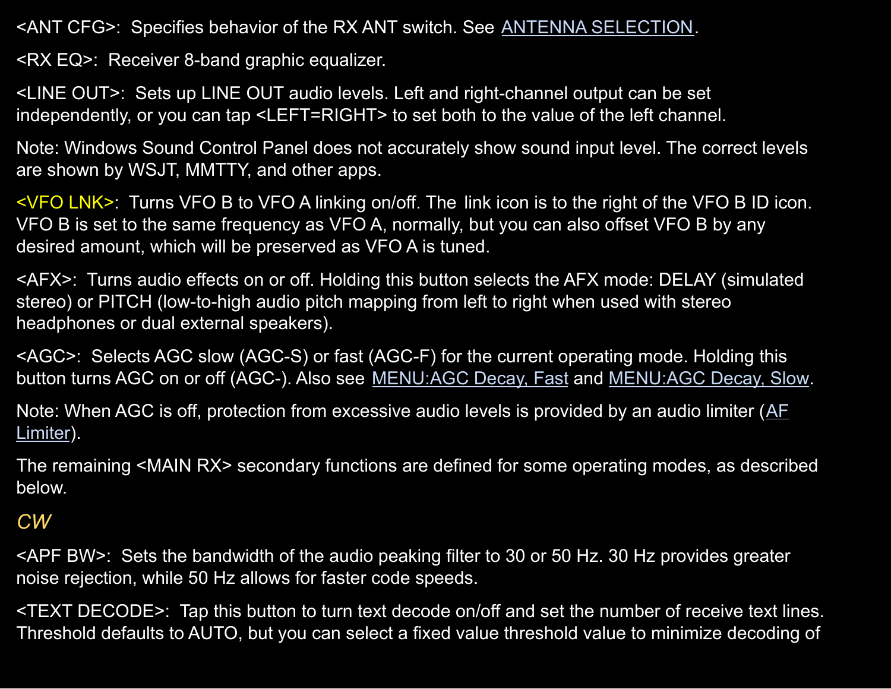<ANT CFG>:  Specifies behavior of the RX ANT switch. See ANTENNA SELECTION.

<RX EQ>:  Receiver 8-band graphic equalizer.

<LINE OUT>:  Sets up LINE OUT audio levels. Left and right-channel output can be set independently, or you can tap <LEFT=RIGHT> to set both to the value of the left channel.

Note: Windows Sound Control Panel does not accurately show sound input level. The correct levels are shown by WSJT, MMTTY, and other apps.

<VFO LNK>:  Turns VFO B to VFO A linking on/off. The link icon is to the right of the VFO B ID icon. VFO B is set to the same frequency as VFO A, normally, but you can also offset VFO B by any desired amount, which will be preserved as VFO A is tuned.

<AFX>:  Turns audio effects on or off. Holding this button selects the AFX mode: DELAY (simulated stereo) or PITCH (low-to-high audio pitch mapping from left to right when used with stereo headphones or dual external speakers).

<AGC>:  Selects AGC slow (AGC-S) or fast (AGC-F) for the current operating mode. Holding this button turns AGC on or off (AGC-). Also see MENU:AGC Decay, Fast and MENU:AGC Decay, Slow.

Note: When AGC is off, protection from excessive audio levels is provided by an audio limiter (AF Limiter).

The remaining <MAIN RX> secondary functions are defined for some operating modes, as described below.

### *CW*

<APF BW>:  Sets the bandwidth of the audio peaking filter to 30 or 50 Hz. 30 Hz provides greater noise rejection, while 50 Hz allows for faster code speeds.

<TEXT DECODE>:  Tap this button to turn text decode on/off and set the number of receive text lines. Threshold defaults to AUTO, but you can select a fixed value threshold value to minimize decoding of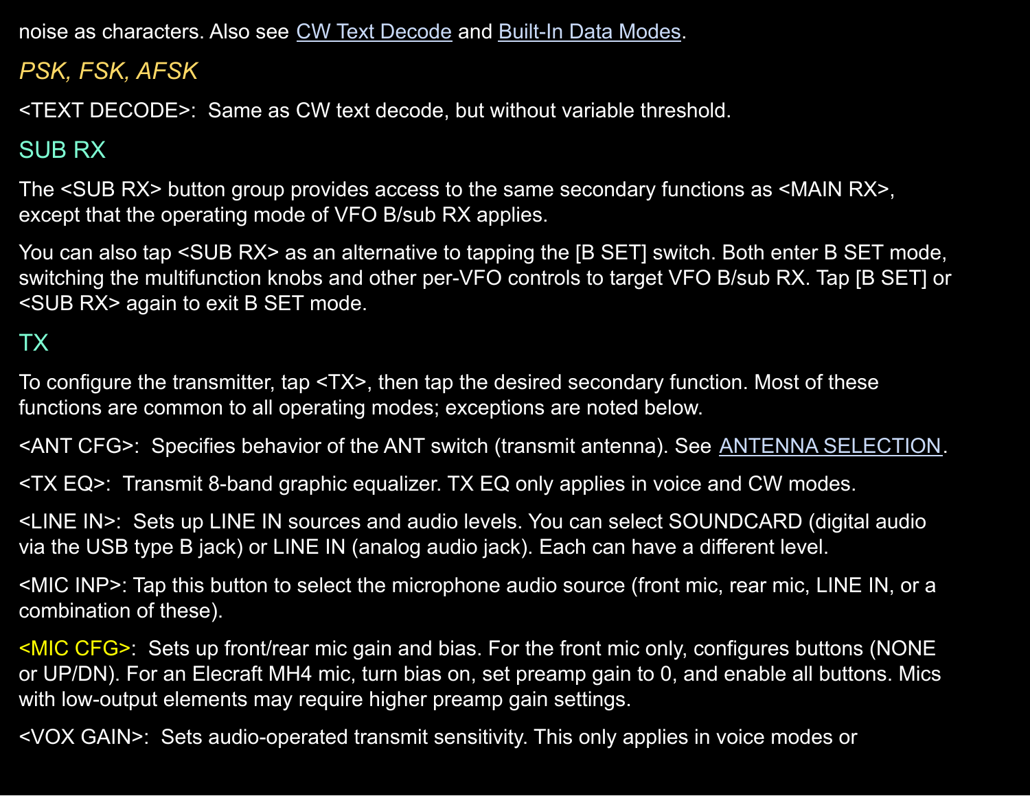noise as characters. Also see CW Text Decode and Built-In Data Modes.

### *PSK, FSK, AFSK*

<TEXT DECODE>: Same as CW text decode, but without variable threshold.

## SUB RX

The <SUB RX> button group provides access to the same secondary functions as <MAIN RX>, except that the operating mode of VFO B/sub RX applies.

You can also tap <SUB RX> as an alternative to tapping the [B SET] switch. Both enter B SET mode, switching the multifunction knobs and other per-VFO controls to target VFO B/sub RX. Tap [B SET] or <SUB RX> again to exit B SET mode.

## TX

To configure the transmitter, tap <TX>, then tap the desired secondary function. Most of these functions are common to all operating modes; exceptions are noted below.

<ANT CFG>: Specifies behavior of the ANT switch (transmit antenna). See ANTENNA SELECTION.

<TX EQ>: Transmit 8-band graphic equalizer. TX EQ only applies in voice and CW modes.

<LINE IN>: Sets up LINE IN sources and audio levels. You can select SOUNDCARD (digital audio via the USB type B jack) or LINE IN (analog audio jack). Each can have a different level.

<MIC INP>: Tap this button to select the microphone audio source (front mic, rear mic, LINE IN, or a combination of these).

<MIC CFG>: Sets up front/rear mic gain and bias. For the front mic only, configures buttons (NONE or UP/DN). For an Elecraft MH4 mic, turn bias on, set preamp gain to 0, and enable all buttons. Mics with low-output elements may require higher preamp gain settings.

<VOX GAIN>: Sets audio-operated transmit sensitivity. This only applies in voice modes or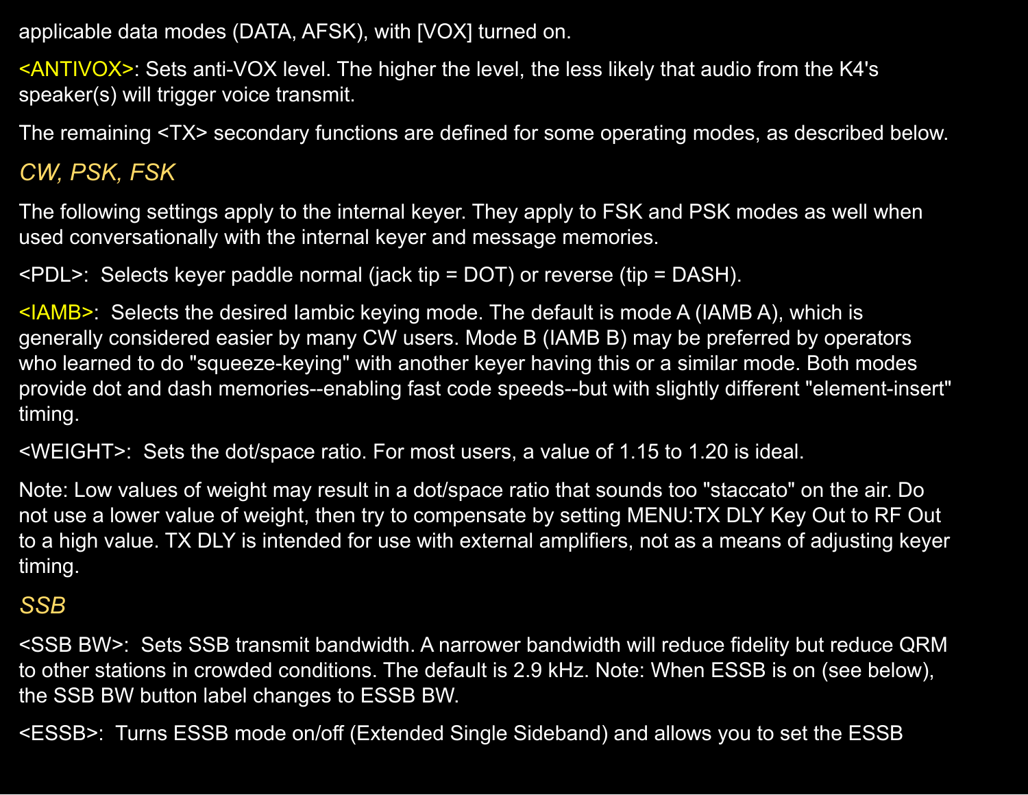applicable data modes (DATA, AFSK), with [VOX] turned on.

<ANTIVOX>: Sets anti-VOX level. The higher the level, the less likely that audio from the K4's speaker(s) will trigger voice transmit.

The remaining <TX> secondary functions are defined for some operating modes, as described below.

### *CW, PSK, FSK*

The following settings apply to the internal keyer. They apply to FSK and PSK modes as well when used conversationally with the internal keyer and message memories.

<PDL>:  Selects keyer paddle normal (jack tip = DOT) or reverse (tip = DASH).

<IAMB>:  Selects the desired Iambic keying mode. The default is mode A (IAMB A), which is generally considered easier by many CW users. Mode B (IAMB B) may be preferred by operators who learned to do "squeeze-keying" with another keyer having this or a similar mode. Both modes provide dot and dash memories--enabling fast code speeds--but with slightly different "element-insert" timing.

<WEIGHT>:  Sets the dot/space ratio. For most users, a value of 1.15 to 1.20 is ideal.

Note: Low values of weight may result in a dot/space ratio that sounds too "staccato" on the air. Do not use a lower value of weight, then try to compensate by setting MENU:TX DLY Key Out to RF Out to a high value. TX DLY is intended for use with external amplifiers, not as a means of adjusting keyer timing.

### *SSB*

<SSB BW>:  Sets SSB transmit bandwidth. A narrower bandwidth will reduce fidelity but reduce QRM to other stations in crowded conditions. The default is 2.9 kHz. Note: When ESSB is on (see below), the SSB BW button label changes to ESSB BW.

<ESSB>:  Turns ESSB mode on/off (Extended Single Sideband) and allows you to set the ESSB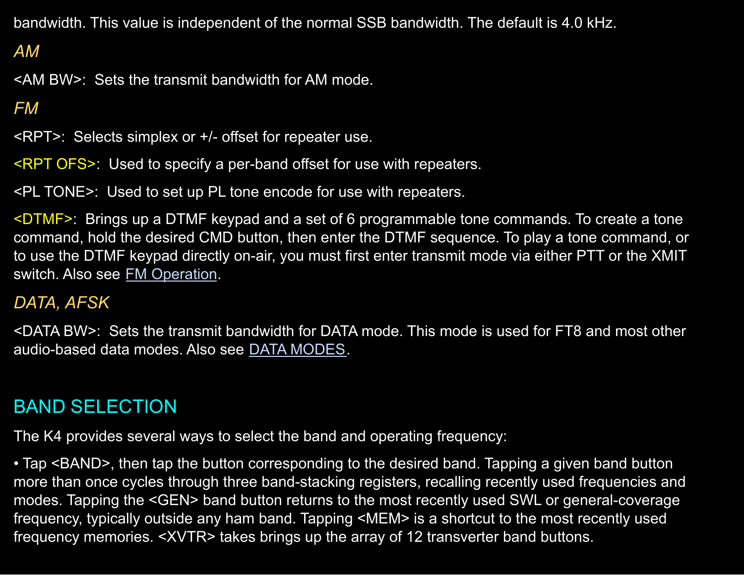bandwidth. This value is independent of the normal SSB bandwidth. The default is 4.0 kHz.

### *AM*

<AM BW>:  Sets the transmit bandwidth for AM mode.

### *FM*

<RPT>:  Selects simplex or +/- offset for repeater use.

<RPT OFS>:  Used to specify a per-band offset for use with repeaters.

<PL TONE>:  Used to set up PL tone encode for use with repeaters.

<DTMF>:  Brings up a DTMF keypad and a set of 6 programmable tone commands. To create a tone command, hold the desired CMD button, then enter the DTMF sequence. To play a tone command, or to use the DTMF keypad directly on-air, you must first enter transmit mode via either PTT or the XMIT switch. Also see FM Operation.

### *DATA, AFSK*

<DATA BW>:  Sets the transmit bandwidth for DATA mode. This mode is used for FT8 and most other audio-based data modes. Also see DATA MODES.

## BAND SELECTION

The K4 provides several ways to select the band and operating frequency:

• Tap <BAND>, then tap the button corresponding to the desired band. Tapping a given band button more than once cycles through three band-stacking registers, recalling recently used frequencies and modes. Tapping the <GEN> band button returns to the most recently used SWL or general-coverage frequency, typically outside any ham band. Tapping <MEM> is a shortcut to the most recently used frequency memories. <XVTR> takes brings up the array of 12 transverter band buttons.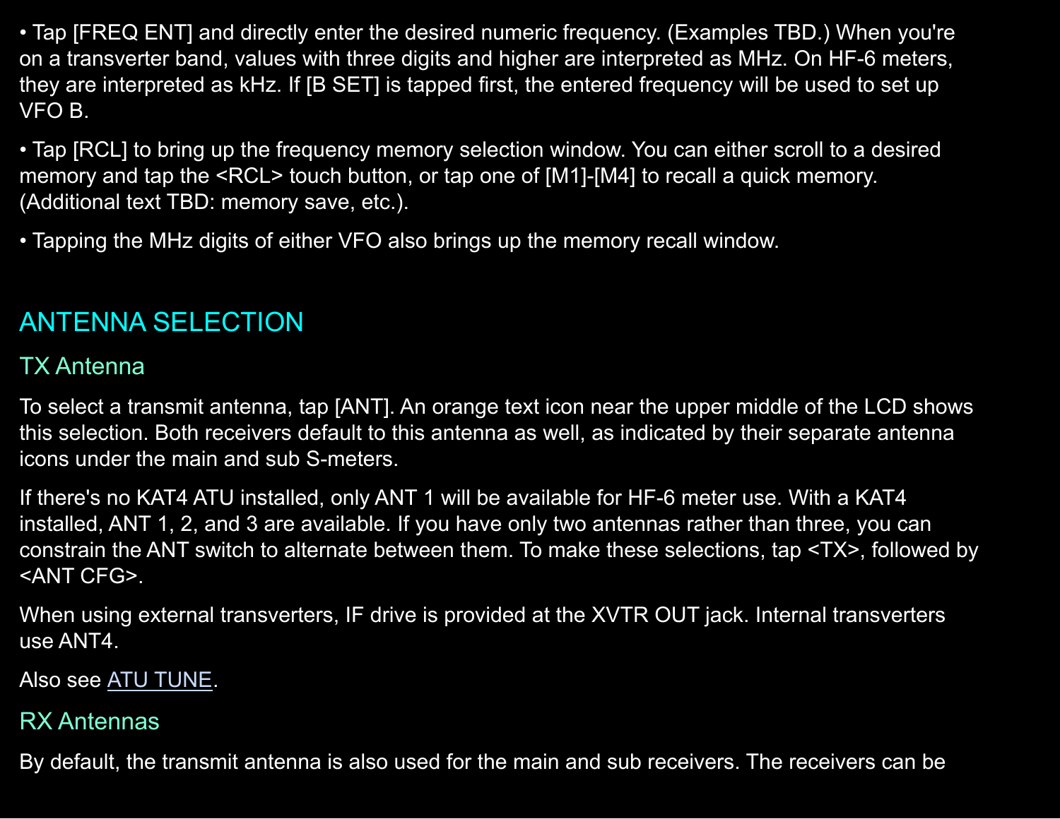- Tap [FREQ ENT] and directly enter the desired numeric frequency. (Examples TBD.) When you're on a transverter band, values with three digits and higher are interpreted as MHz. On HF-6 meters, they are interpreted as kHz. If [B SET] is tapped first, the entered frequency will be used to set up VFO B.

- Tap [RCL] to bring up the frequency memory selection window. You can either scroll to a desired memory and tap the <RCL> touch button, or tap one of [M1]-[M4] to recall a quick memory. (Additional text TBD: memory save, etc.).

- Tapping the MHz digits of either VFO also brings up the memory recall window.

## ANTENNA SELECTION

### TX Antenna

To select a transmit antenna, tap [ANT]. An orange text icon near the upper middle of the LCD shows this selection. Both receivers default to this antenna as well, as indicated by their separate antenna icons under the main and sub S-meters.

If there's no KAT4 ATU installed, only ANT 1 will be available for HF-6 meter use. With a KAT4 installed, ANT 1, 2, and 3 are available. If you have only two antennas rather than three, you can constrain the ANT switch to alternate between them. To make these selections, tap <TX>, followed by <ANT CFG>.

When using external transverters, IF drive is provided at the XVTR OUT jack. Internal transverters use ANT4.

Also see ATU TUNE.

### RX Antennas

By default, the transmit antenna is also used for the main and sub receivers. The receivers can be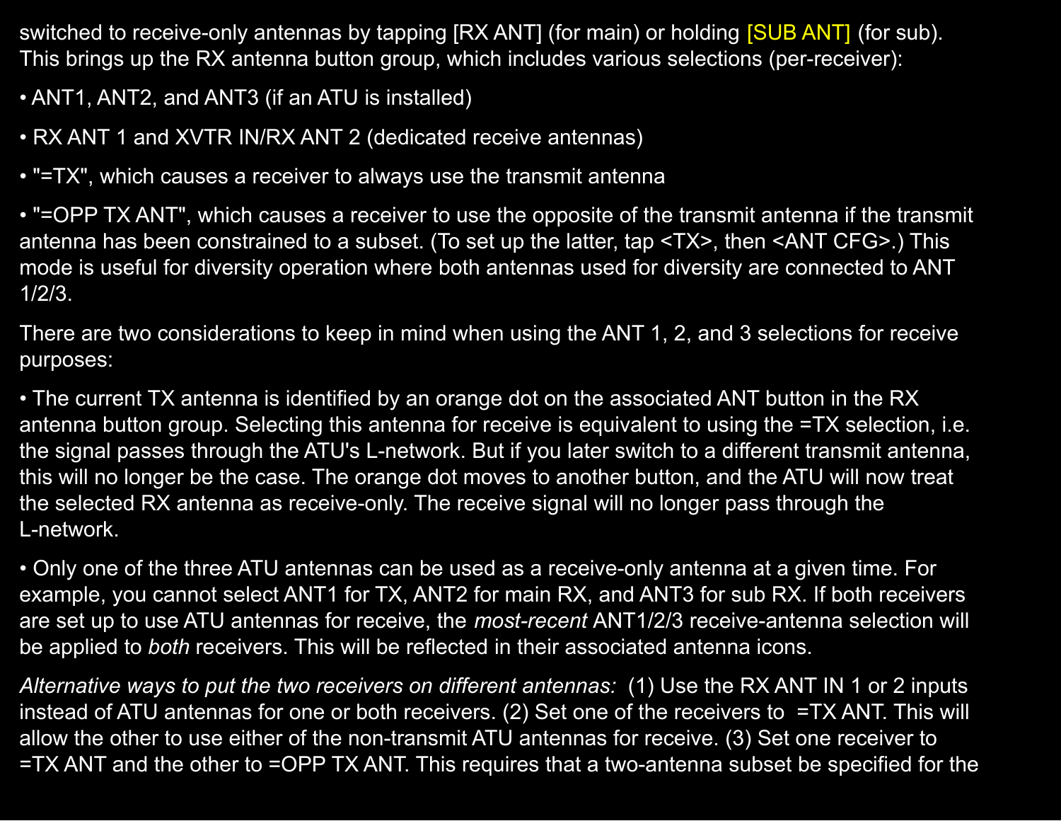switched to receive-only antennas by tapping [RX ANT] (for main) or holding [SUB ANT] (for sub). This brings up the RX antenna button group, which includes various selections (per-receiver):

• ANT1, ANT2, and ANT3 (if an ATU is installed)

• RX ANT 1 and XVTR IN/RX ANT 2 (dedicated receive antennas)

• "=TX", which causes a receiver to always use the transmit antenna

• "=OPP TX ANT", which causes a receiver to use the opposite of the transmit antenna if the transmit antenna has been constrained to a subset. (To set up the latter, tap <TX>, then <ANT CFG>.) This mode is useful for diversity operation where both antennas used for diversity are connected to ANT 1/2/3.

There are two considerations to keep in mind when using the ANT 1, 2, and 3 selections for receive purposes:

• The current TX antenna is identified by an orange dot on the associated ANT button in the RX antenna button group. Selecting this antenna for receive is equivalent to using the =TX selection, i.e. the signal passes through the ATU's L-network. But if you later switch to a different transmit antenna, this will no longer be the case. The orange dot moves to another button, and the ATU will now treat the selected RX antenna as receive-only. The receive signal will no longer pass through the L-network.

• Only one of the three ATU antennas can be used as a receive-only antenna at a given time. For example, you cannot select ANT1 for TX, ANT2 for main RX, and ANT3 for sub RX. If both receivers are set up to use ATU antennas for receive, the *most-recent* ANT1/2/3 receive-antenna selection will be applied to *both* receivers. This will be reflected in their associated antenna icons.

*Alternative ways to put the two receivers on different antennas:* (1) Use the RX ANT IN 1 or 2 inputs instead of ATU antennas for one or both receivers. (2) Set one of the receivers to =TX ANT. This will allow the other to use either of the non-transmit ATU antennas for receive. (3) Set one receiver to =TX ANT and the other to =OPP TX ANT. This requires that a two-antenna subset be specified for the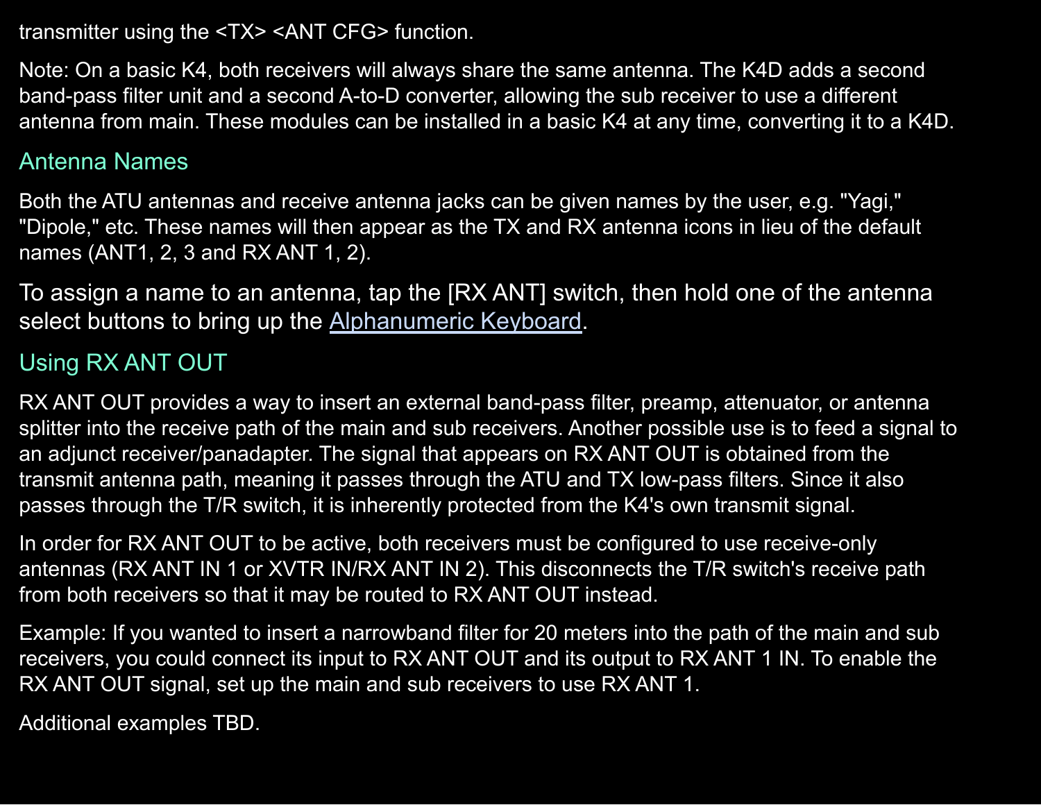transmitter using the <TX> <ANT CFG> function.

Note: On a basic K4, both receivers will always share the same antenna. The K4D adds a second band-pass filter unit and a second A-to-D converter, allowing the sub receiver to use a different antenna from main. These modules can be installed in a basic K4 at any time, converting it to a K4D.

## Antenna Names

Both the ATU antennas and receive antenna jacks can be given names by the user, e.g. "Yagi," "Dipole," etc. These names will then appear as the TX and RX antenna icons in lieu of the default names (ANT1, 2, 3 and RX ANT 1, 2).

To assign a name to an antenna, tap the [RX ANT] switch, then hold one of the antenna select buttons to bring up the Alphanumeric Keyboard.

## Using RX ANT OUT

RX ANT OUT provides a way to insert an external band-pass filter, preamp, attenuator, or antenna splitter into the receive path of the main and sub receivers. Another possible use is to feed a signal to an adjunct receiver/panadapter. The signal that appears on RX ANT OUT is obtained from the transmit antenna path, meaning it passes through the ATU and TX low-pass filters. Since it also passes through the T/R switch, it is inherently protected from the K4's own transmit signal.

In order for RX ANT OUT to be active, both receivers must be configured to use receive-only antennas (RX ANT IN 1 or XVTR IN/RX ANT IN 2). This disconnects the T/R switch's receive path from both receivers so that it may be routed to RX ANT OUT instead.

Example: If you wanted to insert a narrowband filter for 20 meters into the path of the main and sub receivers, you could connect its input to RX ANT OUT and its output to RX ANT 1 IN. To enable the RX ANT OUT signal, set up the main and sub receivers to use RX ANT 1.

Additional examples TBD.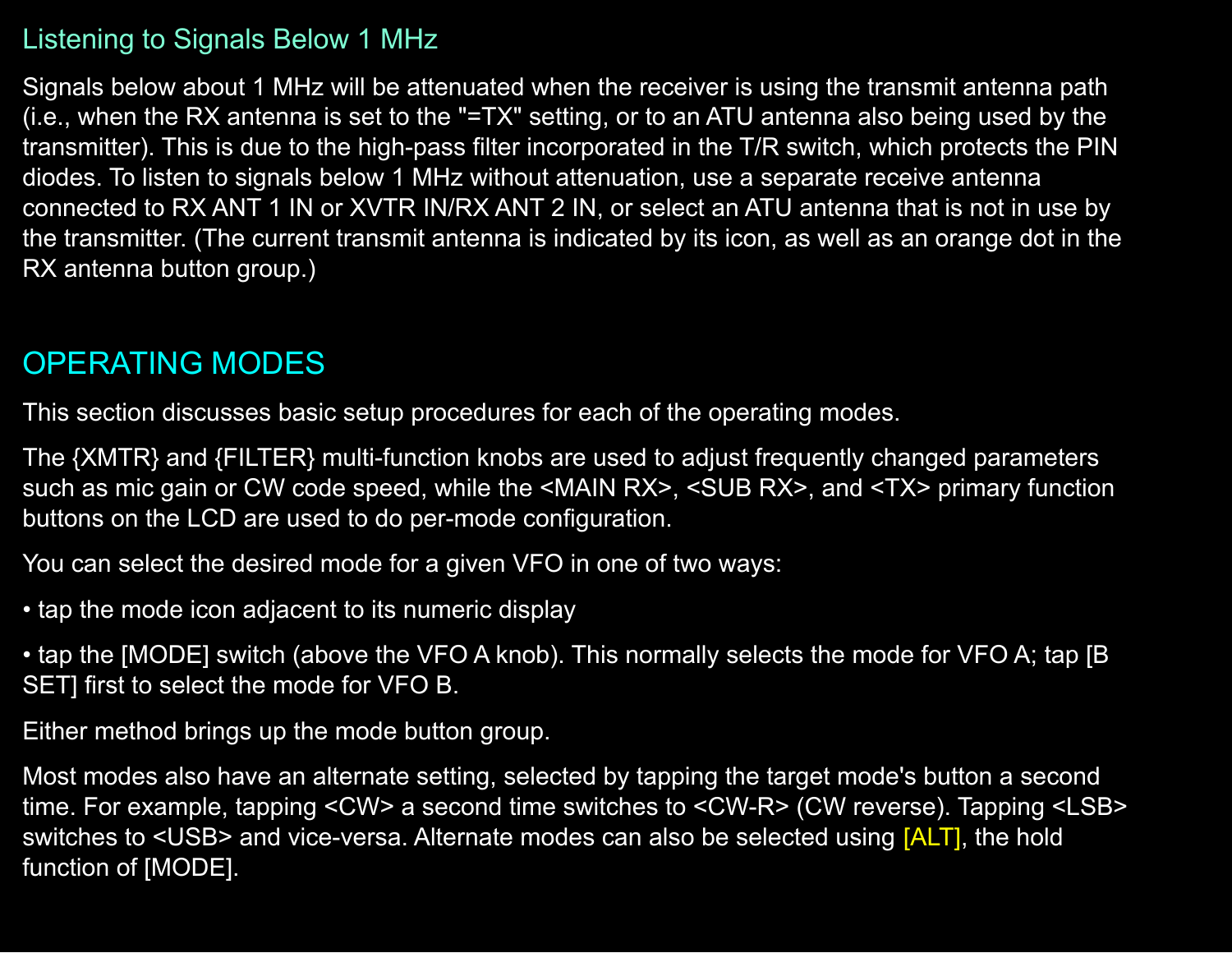### Listening to Signals Below 1 MHz

Signals below about 1 MHz will be attenuated when the receiver is using the transmit antenna path (i.e., when the RX antenna is set to the "=TX" setting, or to an ATU antenna also being used by the transmitter). This is due to the high-pass filter incorporated in the T/R switch, which protects the PIN diodes. To listen to signals below 1 MHz without attenuation, use a separate receive antenna connected to RX ANT 1 IN or XVTR IN/RX ANT 2 IN, or select an ATU antenna that is not in use by the transmitter. (The current transmit antenna is indicated by its icon, as well as an orange dot in the RX antenna button group.)

## OPERATING MODES

This section discusses basic setup procedures for each of the operating modes.

The {XMTR} and {FILTER} multi-function knobs are used to adjust frequently changed parameters such as mic gain or CW code speed, while the <MAIN RX>, <SUB RX>, and <TX> primary function buttons on the LCD are used to do per-mode configuration.

You can select the desired mode for a given VFO in one of two ways:

• tap the mode icon adjacent to its numeric display

• tap the [MODE] switch (above the VFO A knob). This normally selects the mode for VFO A; tap [B SET] first to select the mode for VFO B.

Either method brings up the mode button group.

Most modes also have an alternate setting, selected by tapping the target mode's button a second time. For example, tapping <CW> a second time switches to <CW-R> (CW reverse). Tapping <LSB> switches to <USB> and vice-versa. Alternate modes can also be selected using [ALT], the hold function of [MODE].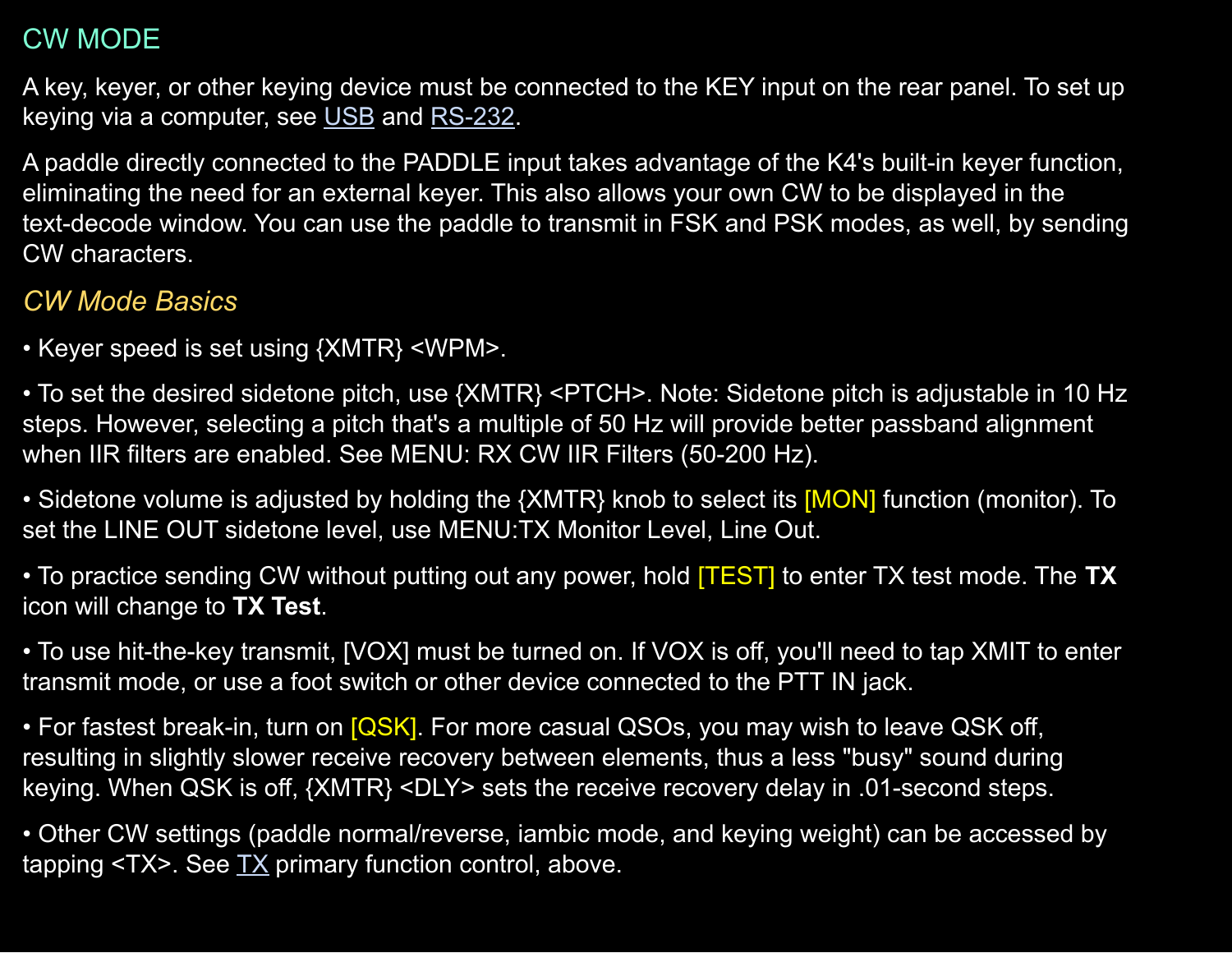## CW MODE

A key, keyer, or other keying device must be connected to the KEY input on the rear panel. To set up keying via a computer, see USB and RS-232.

A paddle directly connected to the PADDLE input takes advantage of the K4's built-in keyer function, eliminating the need for an external keyer. This also allows your own CW to be displayed in the text-decode window. You can use the paddle to transmit in FSK and PSK modes, as well, by sending CW characters.

### *CW Mode Basics*

• Keyer speed is set using {XMTR} <WPM>.

• To set the desired sidetone pitch, use {XMTR} <PTCH>. Note: Sidetone pitch is adjustable in 10 Hz steps. However, selecting a pitch that's a multiple of 50 Hz will provide better passband alignment when IIR filters are enabled. See MENU: RX CW IIR Filters (50-200 Hz).

• Sidetone volume is adjusted by holding the {XMTR} knob to select its [MON] function (monitor). To set the LINE OUT sidetone level, use MENU:TX Monitor Level, Line Out.

• To practice sending CW without putting out any power, hold [TEST] to enter TX test mode. The **TX** icon will change to **TX Test**.

• To use hit-the-key transmit, [VOX] must be turned on. If VOX is off, you'll need to tap XMIT to enter transmit mode, or use a foot switch or other device connected to the PTT IN jack.

• For fastest break-in, turn on [QSK]. For more casual QSOs, you may wish to leave QSK off, resulting in slightly slower receive recovery between elements, thus a less "busy" sound during keying. When QSK is off, {XMTR} <DLY> sets the receive recovery delay in .01-second steps.

• Other CW settings (paddle normal/reverse, iambic mode, and keying weight) can be accessed by tapping <TX>. See TX primary function control, above.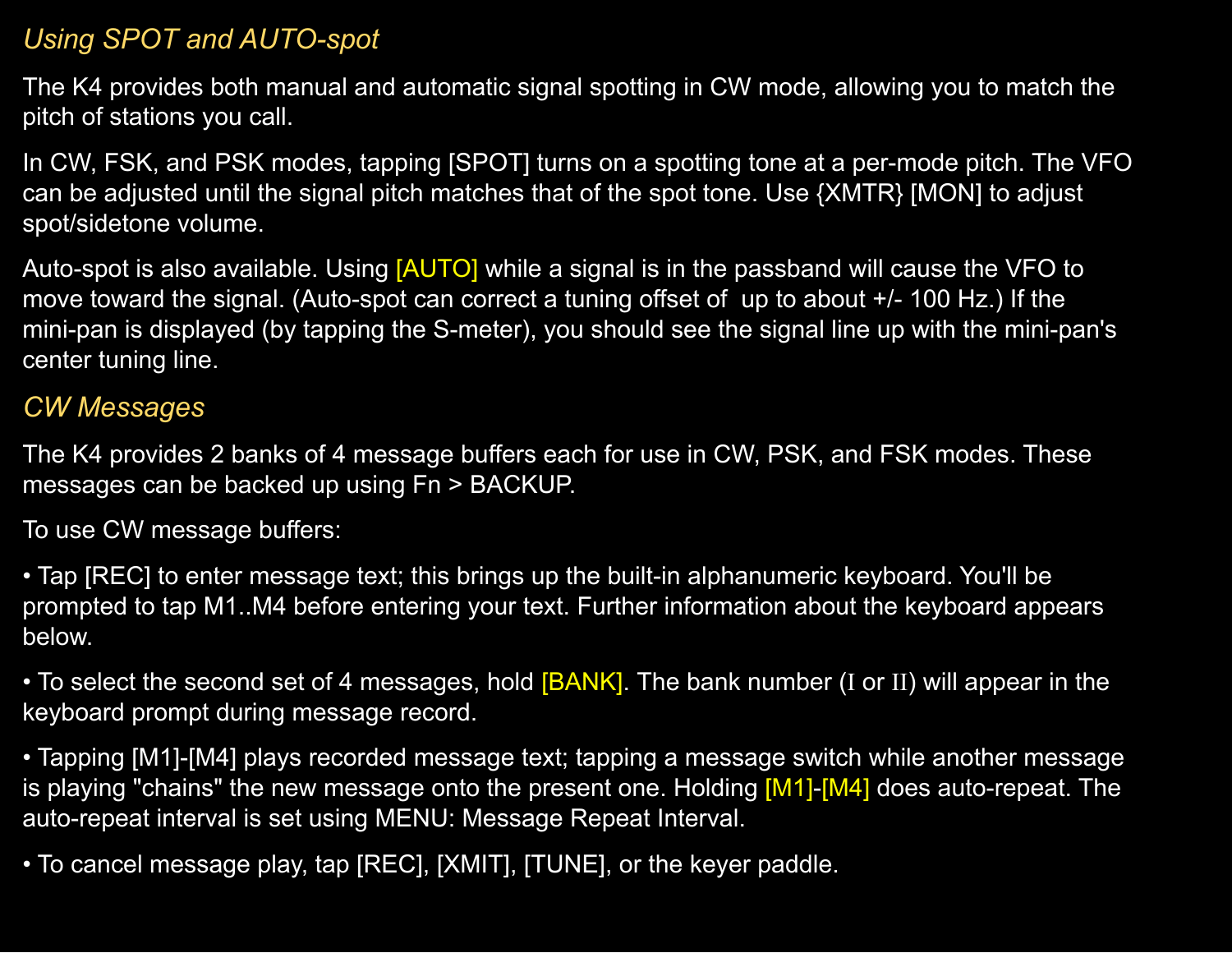## *Using SPOT and AUTO-spot*

The K4 provides both manual and automatic signal spotting in CW mode, allowing you to match the pitch of stations you call.

In CW, FSK, and PSK modes, tapping [SPOT] turns on a spotting tone at a per-mode pitch. The VFO can be adjusted until the signal pitch matches that of the spot tone. Use {XMTR} [MON] to adjust spot/sidetone volume.

Auto-spot is also available. Using [AUTO] while a signal is in the passband will cause the VFO to move toward the signal. (Auto-spot can correct a tuning offset of  up to about +/- 100 Hz.) If the mini-pan is displayed (by tapping the S-meter), you should see the signal line up with the mini-pan's center tuning line.

## *CW Messages*

The K4 provides 2 banks of 4 message buffers each for use in CW, PSK, and FSK modes. These messages can be backed up using Fn > BACKUP.

To use CW message buffers:

- Tap [REC] to enter message text; this brings up the built-in alphanumeric keyboard. You'll be prompted to tap M1..M4 before entering your text. Further information about the keyboard appears below.
- To select the second set of 4 messages, hold [BANK]. The bank number (I or II) will appear in the keyboard prompt during message record.
- Tapping [M1]-[M4] plays recorded message text; tapping a message switch while another message is playing "chains" the new message onto the present one. Holding [M1]-[M4] does auto-repeat. The auto-repeat interval is set using MENU: Message Repeat Interval.
- To cancel message play, tap [REC], [XMIT], [TUNE], or the keyer paddle.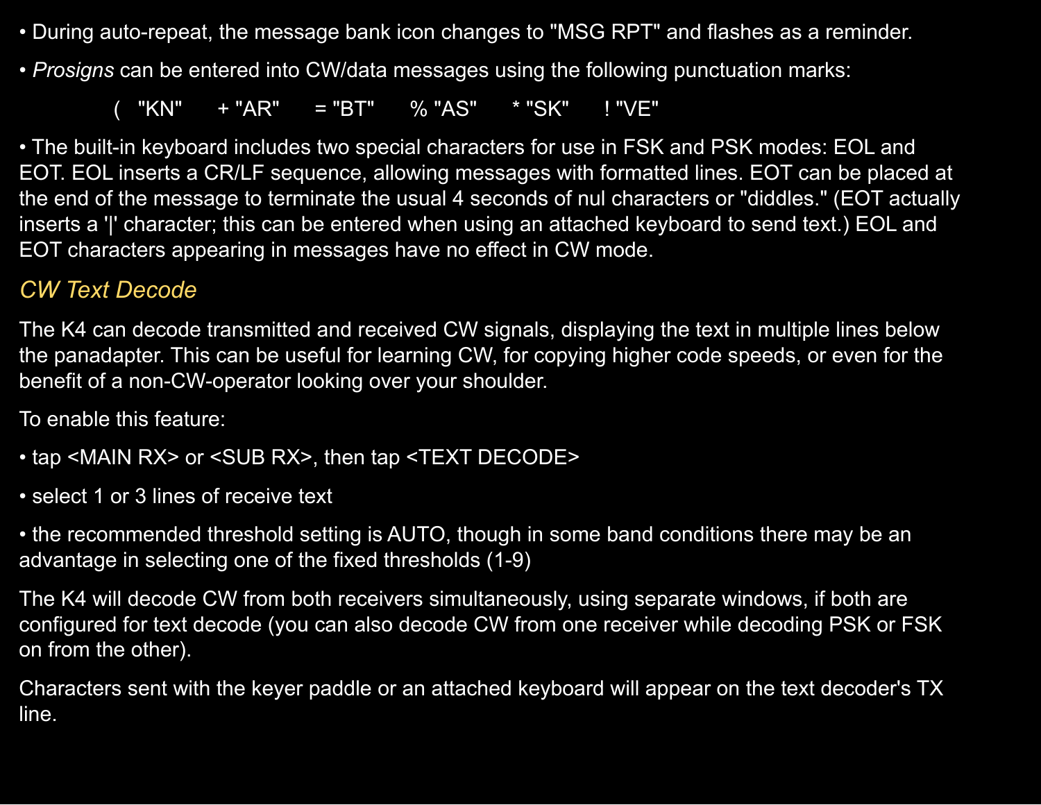- During auto-repeat, the message bank icon changes to "MSG RPT" and flashes as a reminder.
- *Prosigns* can be entered into CW/data messages using the following punctuation marks:

  ( "KN"  + "AR"  = "BT"  % "AS"  * "SK"  ! "VE"

- The built-in keyboard includes two special characters for use in FSK and PSK modes: EOL and EOT. EOL inserts a CR/LF sequence, allowing messages with formatted lines. EOT can be placed at the end of the message to terminate the usual 4 seconds of nul characters or "diddles." (EOT actually inserts a '|' character; this can be entered when using an attached keyboard to send text.) EOL and EOT characters appearing in messages have no effect in CW mode.

### *CW Text Decode*

The K4 can decode transmitted and received CW signals, displaying the text in multiple lines below the panadapter. This can be useful for learning CW, for copying higher code speeds, or even for the benefit of a non-CW-operator looking over your shoulder.

To enable this feature:

- tap <MAIN RX> or <SUB RX>, then tap <TEXT DECODE>
- select 1 or 3 lines of receive text
- the recommended threshold setting is AUTO, though in some band conditions there may be an advantage in selecting one of the fixed thresholds (1-9)

The K4 will decode CW from both receivers simultaneously, using separate windows, if both are configured for text decode (you can also decode CW from one receiver while decoding PSK or FSK on from the other).

Characters sent with the keyer paddle or an attached keyboard will appear on the text decoder's TX line.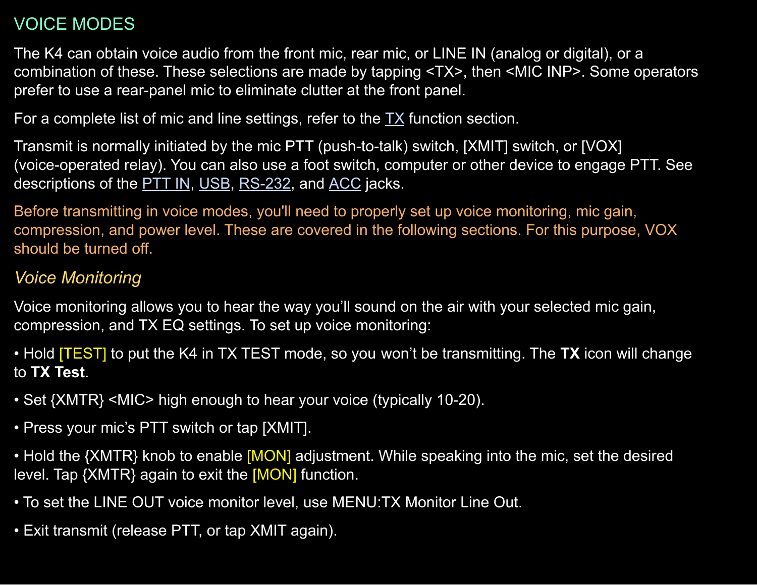## VOICE MODES

The K4 can obtain voice audio from the front mic, rear mic, or LINE IN (analog or digital), or a combination of these. These selections are made by tapping <TX>, then <MIC INP>. Some operators prefer to use a rear-panel mic to eliminate clutter at the front panel.

For a complete list of mic and line settings, refer to the TX function section.

Transmit is normally initiated by the mic PTT (push-to-talk) switch, [XMIT] switch, or [VOX] (voice-operated relay). You can also use a foot switch, computer or other device to engage PTT. See descriptions of the PTT IN, USB, RS-232, and ACC jacks.

Before transmitting in voice modes, you'll need to properly set up voice monitoring, mic gain, compression, and power level. These are covered in the following sections. For this purpose, VOX should be turned off.

### *Voice Monitoring*

Voice monitoring allows you to hear the way you'll sound on the air with your selected mic gain, compression, and TX EQ settings. To set up voice monitoring:

- Hold [TEST] to put the K4 in TX TEST mode, so you won't be transmitting. The **TX** icon will change to **TX Test**.
- Set {XMTR} <MIC> high enough to hear your voice (typically 10-20).
- Press your mic's PTT switch or tap [XMIT].
- Hold the {XMTR} knob to enable [MON] adjustment. While speaking into the mic, set the desired level. Tap {XMTR} again to exit the [MON] function.
- To set the LINE OUT voice monitor level, use MENU:TX Monitor Line Out.
- Exit transmit (release PTT, or tap XMIT again).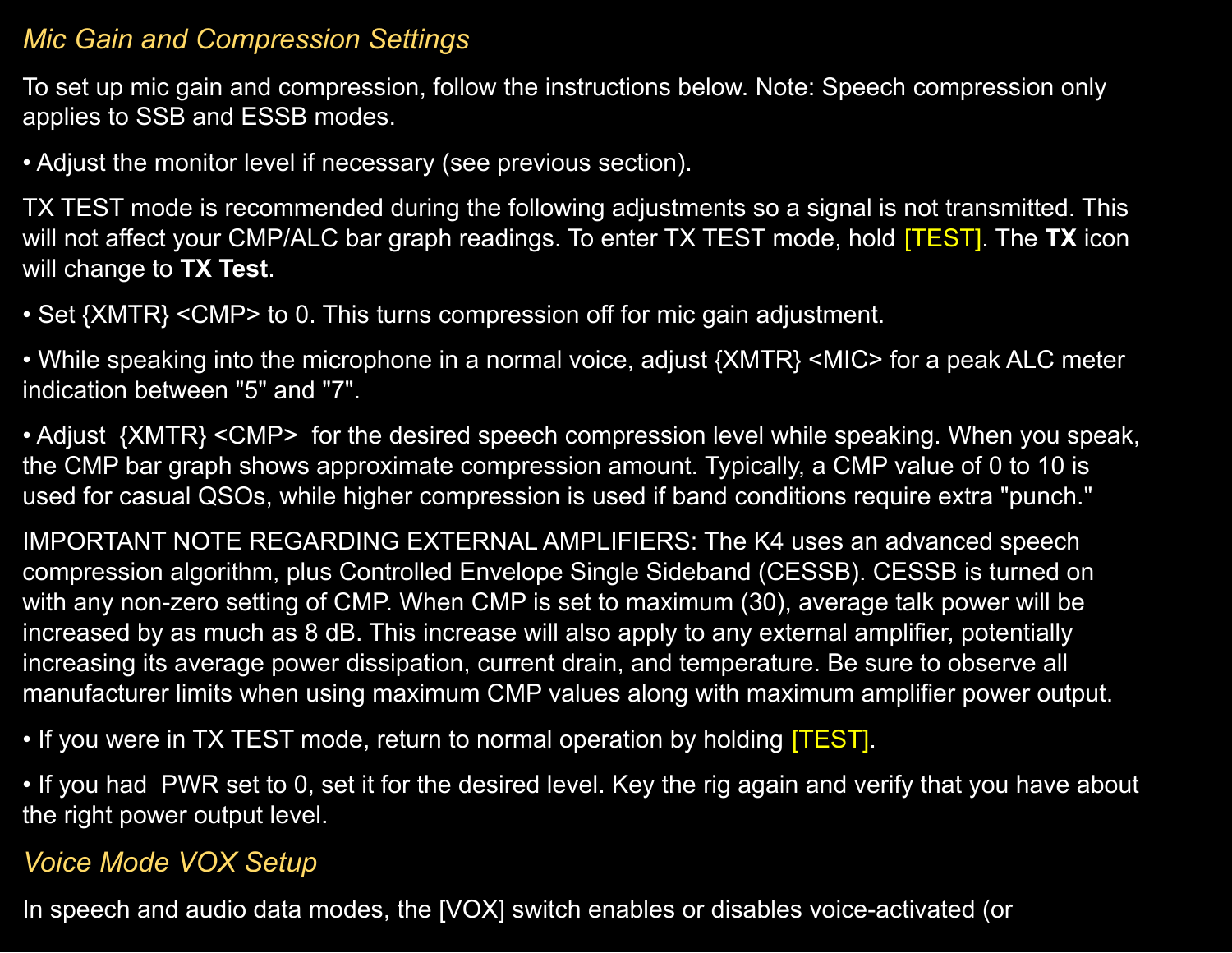## *Mic Gain and Compression Settings*

To set up mic gain and compression, follow the instructions below. Note: Speech compression only applies to SSB and ESSB modes.

• Adjust the monitor level if necessary (see previous section).

TX TEST mode is recommended during the following adjustments so a signal is not transmitted. This will not affect your CMP/ALC bar graph readings. To enter TX TEST mode, hold [TEST]. The **TX** icon will change to **TX Test**.

• Set {XMTR} <CMP> to 0. This turns compression off for mic gain adjustment.

• While speaking into the microphone in a normal voice, adjust {XMTR} <MIC> for a peak ALC meter indication between "5" and "7".

• Adjust {XMTR} <CMP> for the desired speech compression level while speaking. When you speak, the CMP bar graph shows approximate compression amount. Typically, a CMP value of 0 to 10 is used for casual QSOs, while higher compression is used if band conditions require extra "punch."

IMPORTANT NOTE REGARDING EXTERNAL AMPLIFIERS: The K4 uses an advanced speech compression algorithm, plus Controlled Envelope Single Sideband (CESSB). CESSB is turned on with any non-zero setting of CMP. When CMP is set to maximum (30), average talk power will be increased by as much as 8 dB. This increase will also apply to any external amplifier, potentially increasing its average power dissipation, current drain, and temperature. Be sure to observe all manufacturer limits when using maximum CMP values along with maximum amplifier power output.

• If you were in TX TEST mode, return to normal operation by holding [TEST].

• If you had PWR set to 0, set it for the desired level. Key the rig again and verify that you have about the right power output level.

## *Voice Mode VOX Setup*

In speech and audio data modes, the [VOX] switch enables or disables voice-activated (or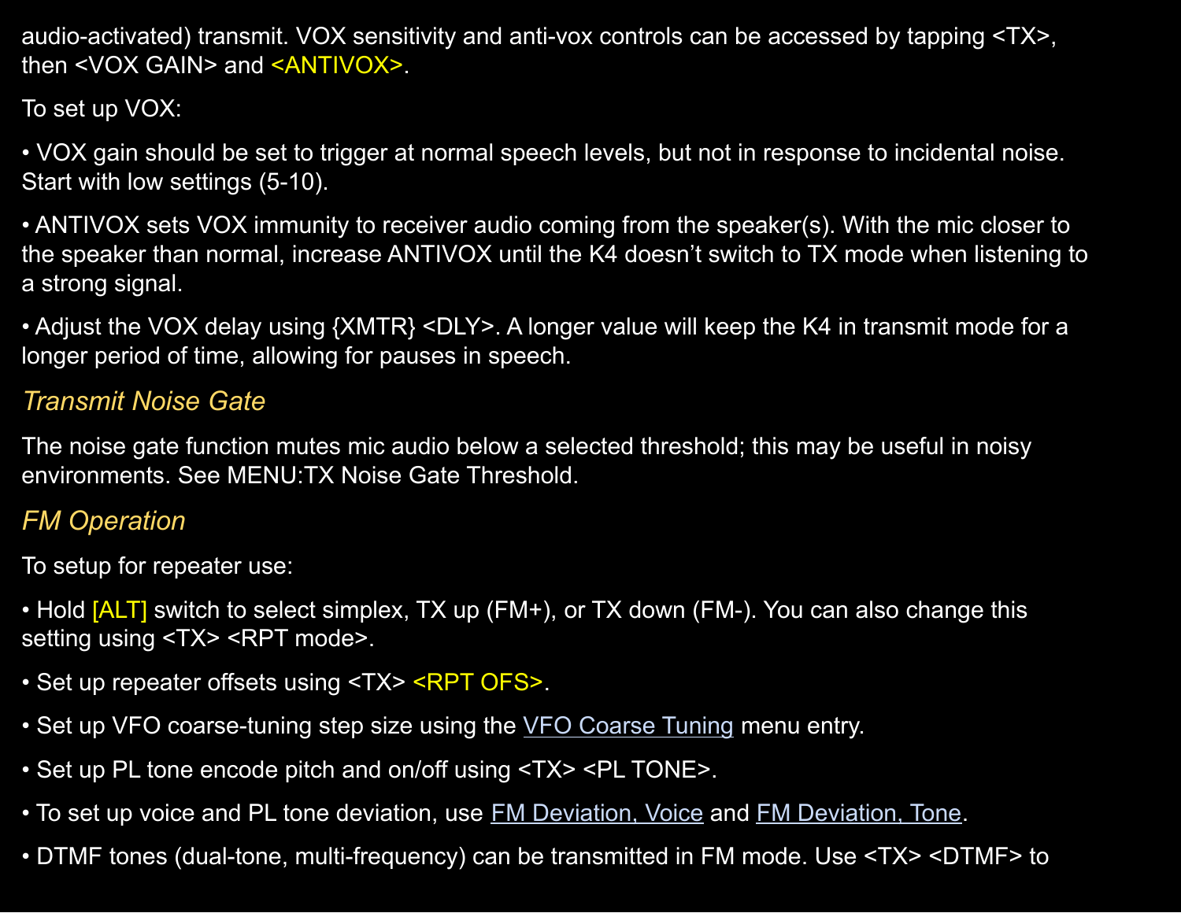audio-activated) transmit. VOX sensitivity and anti-vox controls can be accessed by tapping <TX>, then <VOX GAIN> and <ANTIVOX>.

To set up VOX:

• VOX gain should be set to trigger at normal speech levels, but not in response to incidental noise. Start with low settings (5-10).

• ANTIVOX sets VOX immunity to receiver audio coming from the speaker(s). With the mic closer to the speaker than normal, increase ANTIVOX until the K4 doesn't switch to TX mode when listening to a strong signal.

• Adjust the VOX delay using {XMTR} <DLY>. A longer value will keep the K4 in transmit mode for a longer period of time, allowing for pauses in speech.

### *Transmit Noise Gate*

The noise gate function mutes mic audio below a selected threshold; this may be useful in noisy environments. See MENU:TX Noise Gate Threshold.

### *FM Operation*

To setup for repeater use:

• Hold [ALT] switch to select simplex, TX up (FM+), or TX down (FM-). You can also change this setting using <TX> <RPT mode>.

• Set up repeater offsets using <TX> <RPT OFS>.

• Set up VFO coarse-tuning step size using the VFO Coarse Tuning menu entry.

• Set up PL tone encode pitch and on/off using <TX> <PL TONE>.

• To set up voice and PL tone deviation, use FM Deviation, Voice and FM Deviation, Tone.

• DTMF tones (dual-tone, multi-frequency) can be transmitted in FM mode. Use <TX> <DTMF> to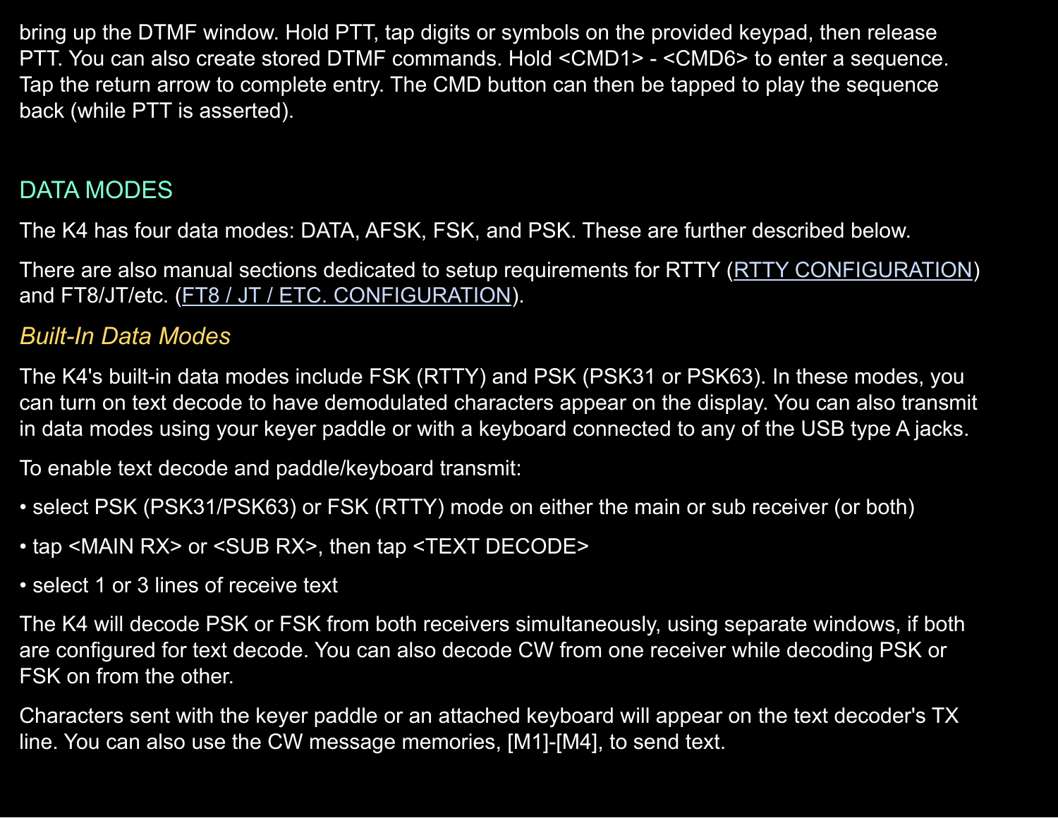bring up the DTMF window. Hold PTT, tap digits or symbols on the provided keypad, then release PTT. You can also create stored DTMF commands. Hold <CMD1> - <CMD6> to enter a sequence. Tap the return arrow to complete entry. The CMD button can then be tapped to play the sequence back (while PTT is asserted).

## DATA MODES

The K4 has four data modes: DATA, AFSK, FSK, and PSK. These are further described below.

There are also manual sections dedicated to setup requirements for RTTY (RTTY CONFIGURATION) and FT8/JT/etc. (FT8 / JT / ETC. CONFIGURATION).

### *Built-In Data Modes*

The K4's built-in data modes include FSK (RTTY) and PSK (PSK31 or PSK63). In these modes, you can turn on text decode to have demodulated characters appear on the display. You can also transmit in data modes using your keyer paddle or with a keyboard connected to any of the USB type A jacks.

To enable text decode and paddle/keyboard transmit:

- select PSK (PSK31/PSK63) or FSK (RTTY) mode on either the main or sub receiver (or both)
- tap <MAIN RX> or <SUB RX>, then tap <TEXT DECODE>
- select 1 or 3 lines of receive text

The K4 will decode PSK or FSK from both receivers simultaneously, using separate windows, if both are configured for text decode. You can also decode CW from one receiver while decoding PSK or FSK on from the other.

Characters sent with the keyer paddle or an attached keyboard will appear on the text decoder's TX line. You can also use the CW message memories, [M1]-[M4], to send text.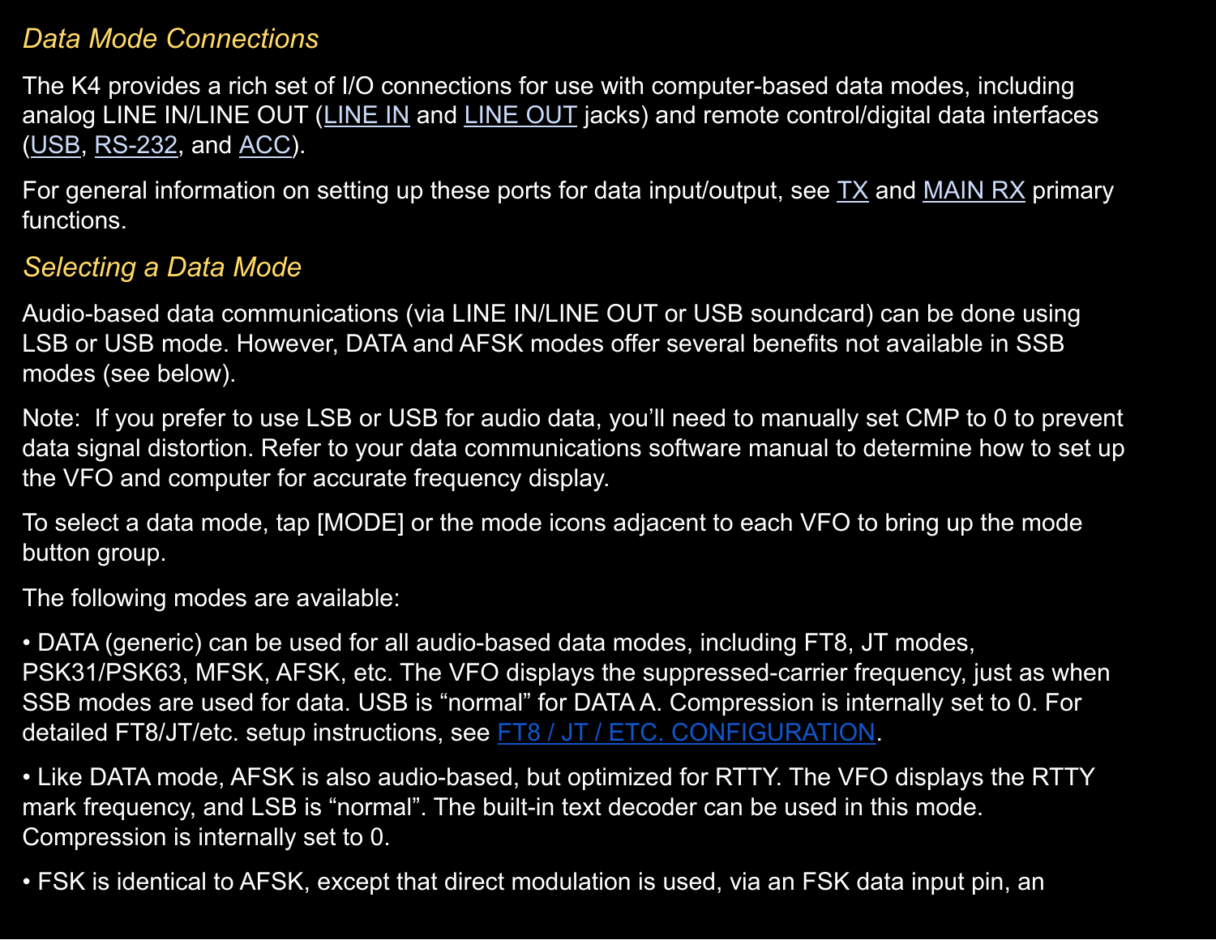## *Data Mode Connections*

The K4 provides a rich set of I/O connections for use with computer-based data modes, including analog LINE IN/LINE OUT (LINE IN and LINE OUT jacks) and remote control/digital data interfaces (USB, RS-232, and ACC).

For general information on setting up these ports for data input/output, see TX and MAIN RX primary functions.

## *Selecting a Data Mode*

Audio-based data communications (via LINE IN/LINE OUT or USB soundcard) can be done using LSB or USB mode. However, DATA and AFSK modes offer several benefits not available in SSB modes (see below).

Note: If you prefer to use LSB or USB for audio data, you'll need to manually set CMP to 0 to prevent data signal distortion. Refer to your data communications software manual to determine how to set up the VFO and computer for accurate frequency display.

To select a data mode, tap [MODE] or the mode icons adjacent to each VFO to bring up the mode button group.

The following modes are available:

• DATA (generic) can be used for all audio-based data modes, including FT8, JT modes, PSK31/PSK63, MFSK, AFSK, etc. The VFO displays the suppressed-carrier frequency, just as when SSB modes are used for data. USB is "normal" for DATA A. Compression is internally set to 0. For detailed FT8/JT/etc. setup instructions, see FT8 / JT / ETC. CONFIGURATION.

• Like DATA mode, AFSK is also audio-based, but optimized for RTTY. The VFO displays the RTTY mark frequency, and LSB is "normal". The built-in text decoder can be used in this mode. Compression is internally set to 0.

• FSK is identical to AFSK, except that direct modulation is used, via an FSK data input pin, an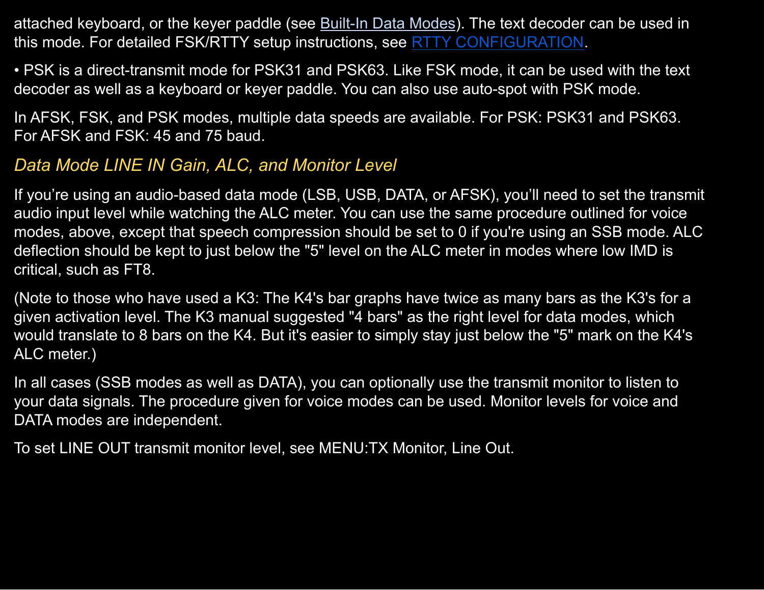attached keyboard, or the keyer paddle (see Built-In Data Modes). The text decoder can be used in this mode. For detailed FSK/RTTY setup instructions, see RTTY CONFIGURATION.

• PSK is a direct-transmit mode for PSK31 and PSK63. Like FSK mode, it can be used with the text decoder as well as a keyboard or keyer paddle. You can also use auto-spot with PSK mode.

In AFSK, FSK, and PSK modes, multiple data speeds are available. For PSK: PSK31 and PSK63. For AFSK and FSK: 45 and 75 baud.

### *Data Mode LINE IN Gain, ALC, and Monitor Level*

If you’re using an audio-based data mode (LSB, USB, DATA, or AFSK), you’ll need to set the transmit audio input level while watching the ALC meter. You can use the same procedure outlined for voice modes, above, except that speech compression should be set to 0 if you're using an SSB mode. ALC deflection should be kept to just below the "5" level on the ALC meter in modes where low IMD is critical, such as FT8.

(Note to those who have used a K3: The K4's bar graphs have twice as many bars as the K3's for a given activation level. The K3 manual suggested "4 bars" as the right level for data modes, which would translate to 8 bars on the K4. But it's easier to simply stay just below the "5" mark on the K4's ALC meter.)

In all cases (SSB modes as well as DATA), you can optionally use the transmit monitor to listen to your data signals. The procedure given for voice modes can be used. Monitor levels for voice and DATA modes are independent.

To set LINE OUT transmit monitor level, see MENU:TX Monitor, Line Out.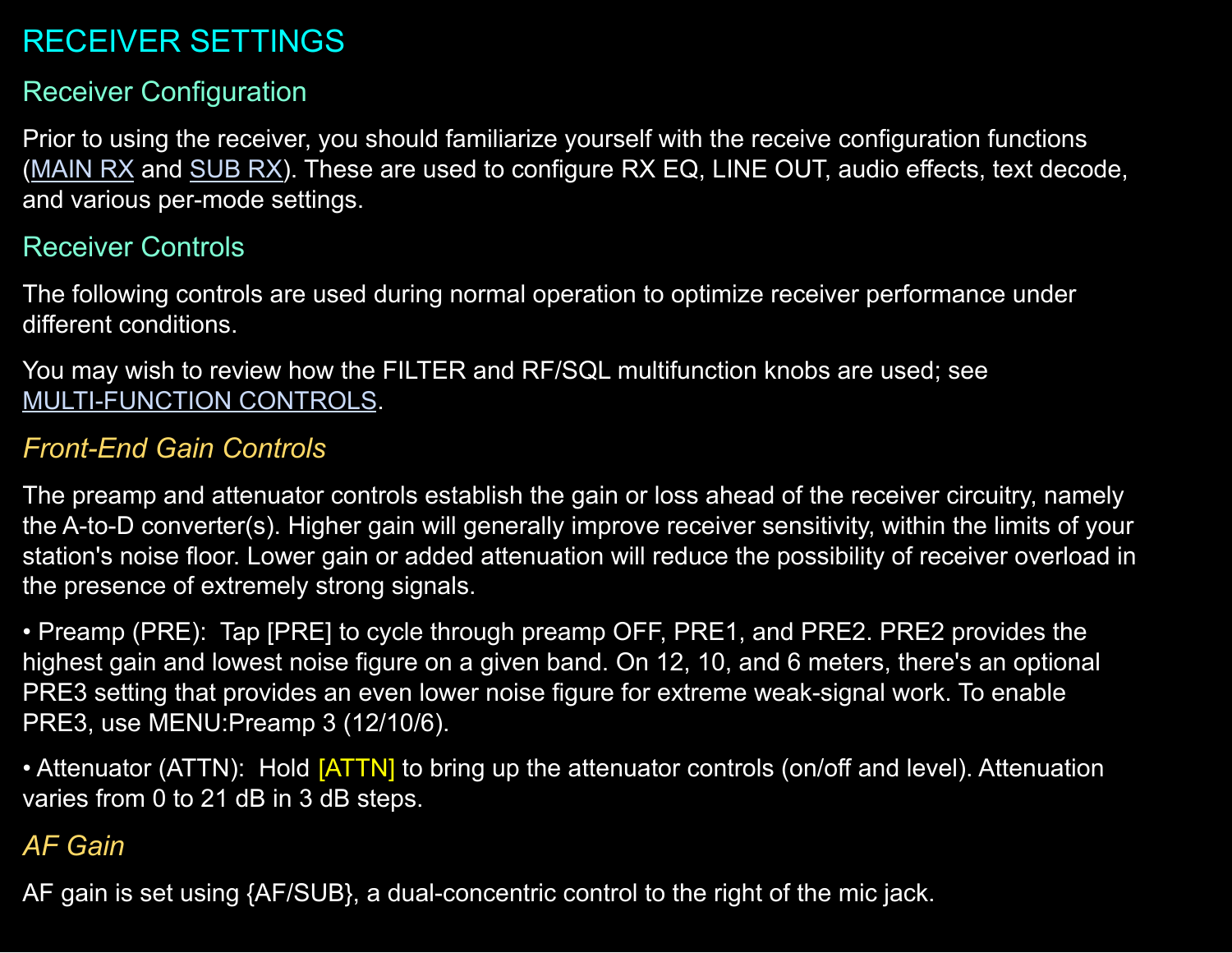# RECEIVER SETTINGS

## Receiver Configuration

Prior to using the receiver, you should familiarize yourself with the receive configuration functions (MAIN RX and SUB RX). These are used to configure RX EQ, LINE OUT, audio effects, text decode, and various per-mode settings.

## Receiver Controls

The following controls are used during normal operation to optimize receiver performance under different conditions.

You may wish to review how the FILTER and RF/SQL multifunction knobs are used; see MULTI-FUNCTION CONTROLS.

### *Front-End Gain Controls*

The preamp and attenuator controls establish the gain or loss ahead of the receiver circuitry, namely the A-to-D converter(s). Higher gain will generally improve receiver sensitivity, within the limits of your station's noise floor. Lower gain or added attenuation will reduce the possibility of receiver overload in the presence of extremely strong signals.

• Preamp (PRE): Tap [PRE] to cycle through preamp OFF, PRE1, and PRE2. PRE2 provides the highest gain and lowest noise figure on a given band. On 12, 10, and 6 meters, there's an optional PRE3 setting that provides an even lower noise figure for extreme weak-signal work. To enable PRE3, use MENU:Preamp 3 (12/10/6).

• Attenuator (ATTN): Hold [ATTN] to bring up the attenuator controls (on/off and level). Attenuation varies from 0 to 21 dB in 3 dB steps.

### *AF Gain*

AF gain is set using {AF/SUB}, a dual-concentric control to the right of the mic jack.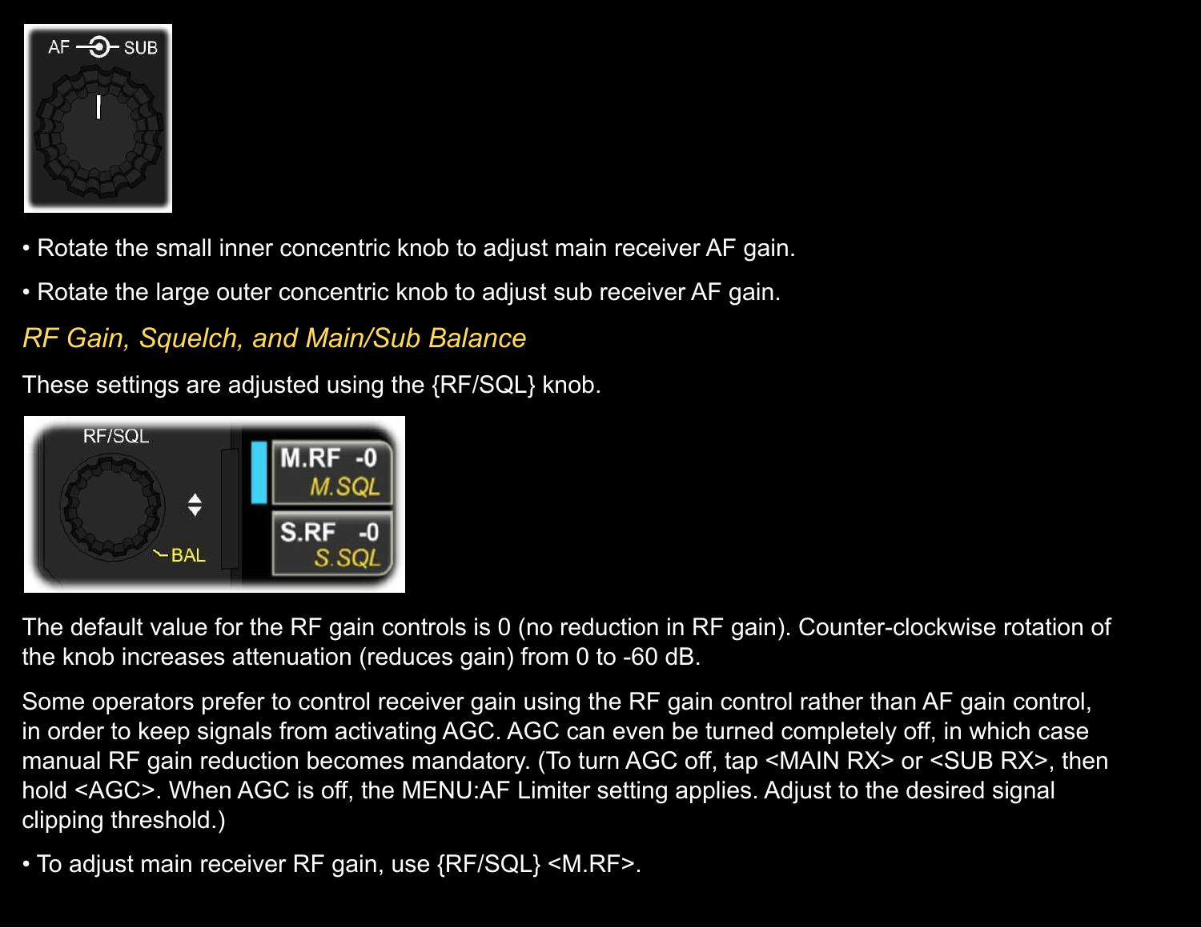- Rotate the small inner concentric knob to adjust main receiver AF gain.
- Rotate the large outer concentric knob to adjust sub receiver AF gain.

### *RF Gain, Squelch, and Main/Sub Balance*

These settings are adjusted using the {RF/SQL} knob.

The default value for the RF gain controls is 0 (no reduction in RF gain). Counter-clockwise rotation of the knob increases attenuation (reduces gain) from 0 to -60 dB.

Some operators prefer to control receiver gain using the RF gain control rather than AF gain control, in order to keep signals from activating AGC. AGC can even be turned completely off, in which case manual RF gain reduction becomes mandatory. (To turn AGC off, tap <MAIN RX> or <SUB RX>, then hold <AGC>. When AGC is off, the MENU:AF Limiter setting applies. Adjust to the desired signal clipping threshold.)

- To adjust main receiver RF gain, use {RF/SQL} <M.RF>.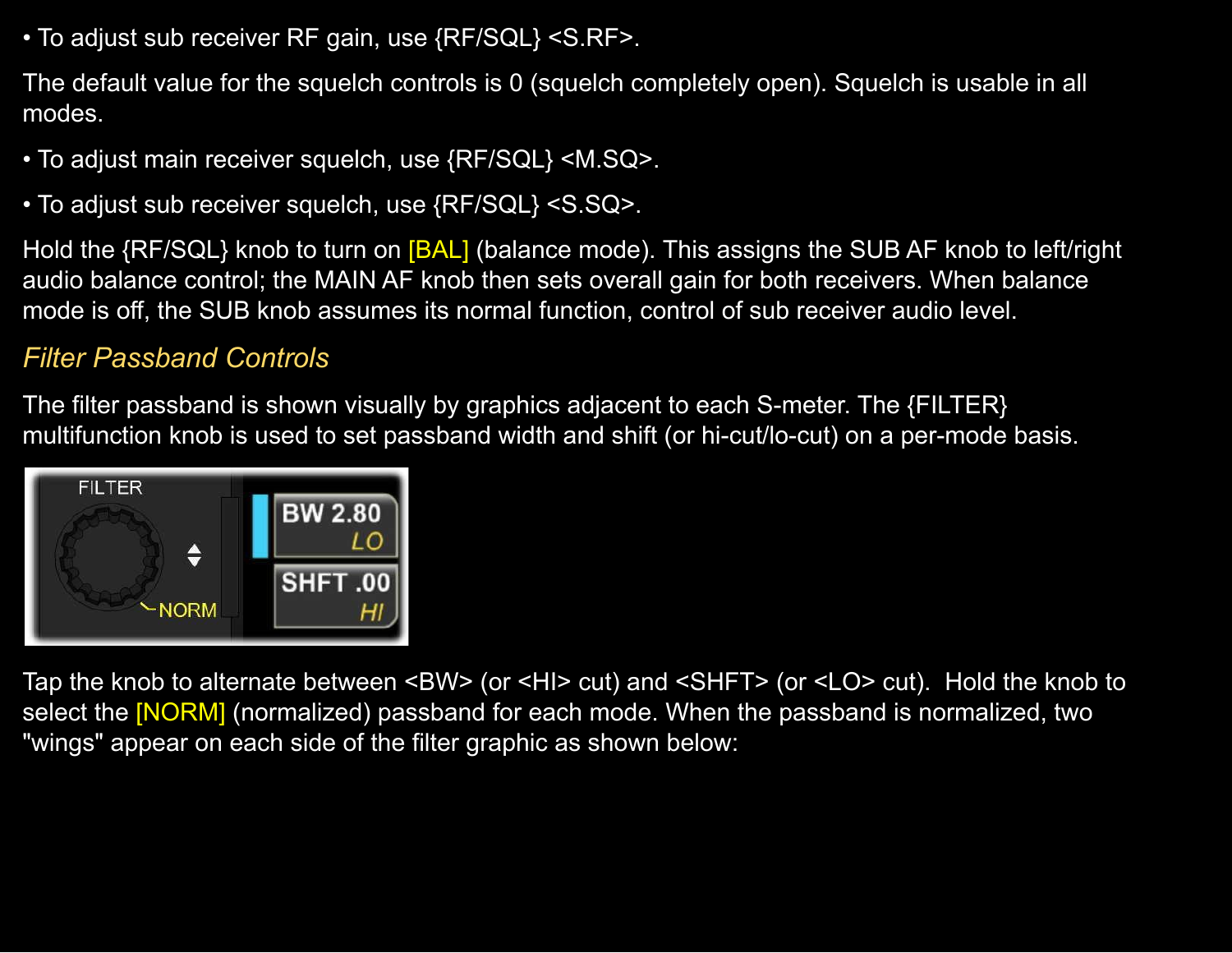- To adjust sub receiver RF gain, use {RF/SQL} <S.RF>.

The default value for the squelch controls is 0 (squelch completely open). Squelch is usable in all modes.

- To adjust main receiver squelch, use {RF/SQL} <M.SQ>.
- To adjust sub receiver squelch, use {RF/SQL} <S.SQ>.

Hold the {RF/SQL} knob to turn on [BAL] (balance mode). This assigns the SUB AF knob to left/right audio balance control; the MAIN AF knob then sets overall gain for both receivers. When balance mode is off, the SUB knob assumes its normal function, control of sub receiver audio level.

## *Filter Passband Controls*

The filter passband is shown visually by graphics adjacent to each S-meter. The {FILTER} multifunction knob is used to set passband width and shift (or hi-cut/lo-cut) on a per-mode basis.

Tap the knob to alternate between <BW> (or <HI> cut) and <SHFT> (or <LO> cut). Hold the knob to select the [NORM] (normalized) passband for each mode. When the passband is normalized, two "wings" appear on each side of the filter graphic as shown below: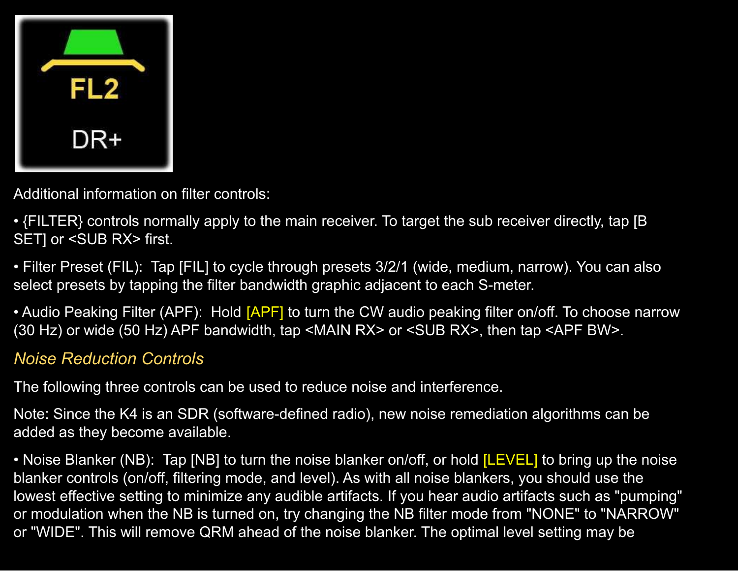Additional information on filter controls:

• {FILTER} controls normally apply to the main receiver. To target the sub receiver directly, tap [B SET] or <SUB RX> first.

• Filter Preset (FIL):  Tap [FIL] to cycle through presets 3/2/1 (wide, medium, narrow). You can also select presets by tapping the filter bandwidth graphic adjacent to each S-meter.

• Audio Peaking Filter (APF):  Hold [APF] to turn the CW audio peaking filter on/off. To choose narrow (30 Hz) or wide (50 Hz) APF bandwidth, tap <MAIN RX> or <SUB RX>, then tap <APF BW>.

### *Noise Reduction Controls*

The following three controls can be used to reduce noise and interference.

Note: Since the K4 is an SDR (software-defined radio), new noise remediation algorithms can be added as they become available.

• Noise Blanker (NB):  Tap [NB] to turn the noise blanker on/off, or hold [LEVEL] to bring up the noise blanker controls (on/off, filtering mode, and level). As with all noise blankers, you should use the lowest effective setting to minimize any audible artifacts. If you hear audio artifacts such as "pumping" or modulation when the NB is turned on, try changing the NB filter mode from "NONE" to "NARROW" or "WIDE". This will remove QRM ahead of the noise blanker. The optimal level setting may be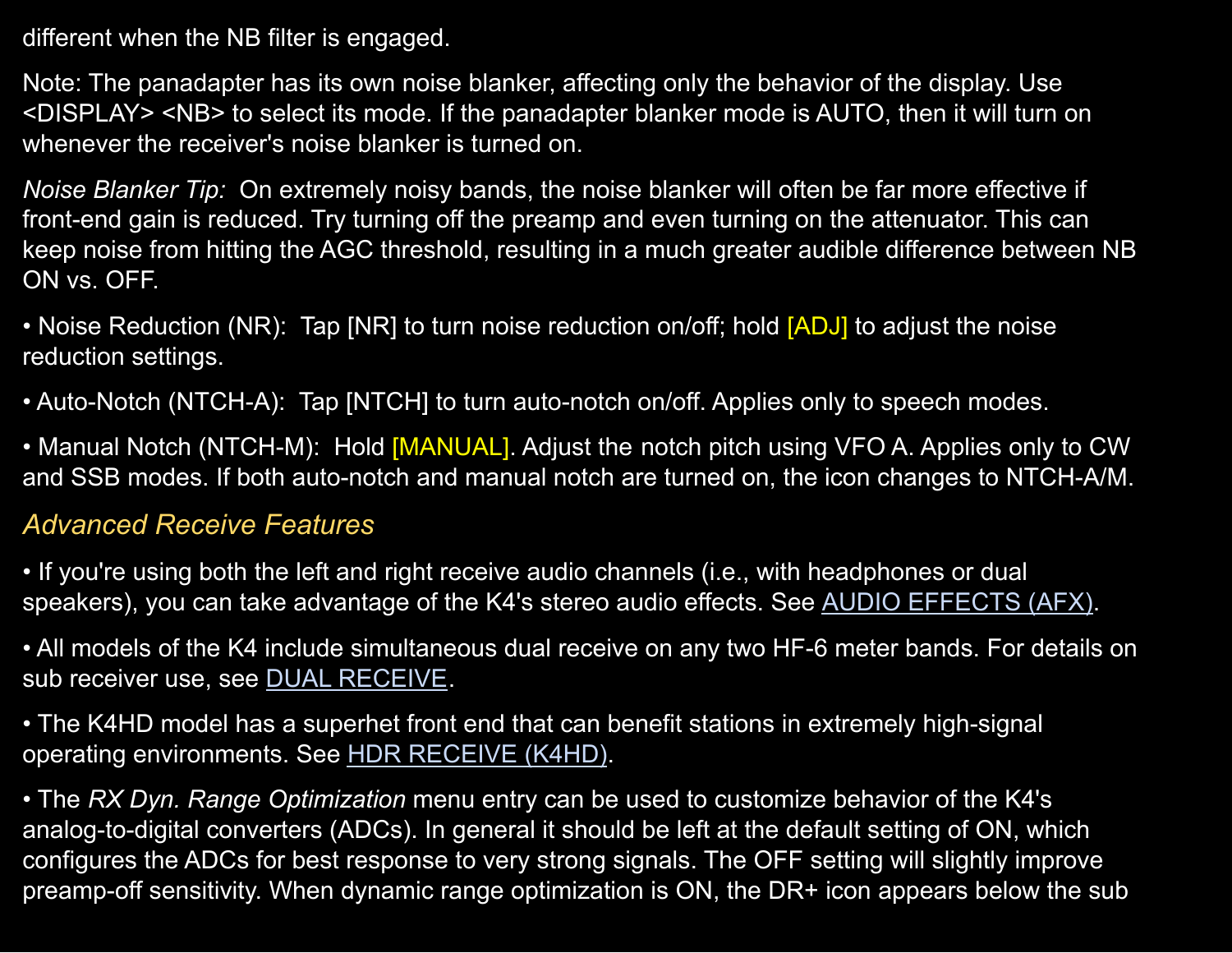different when the NB filter is engaged.

Note: The panadapter has its own noise blanker, affecting only the behavior of the display. Use <DISPLAY> <NB> to select its mode. If the panadapter blanker mode is AUTO, then it will turn on whenever the receiver's noise blanker is turned on.

*Noise Blanker Tip:* On extremely noisy bands, the noise blanker will often be far more effective if front-end gain is reduced. Try turning off the preamp and even turning on the attenuator. This can keep noise from hitting the AGC threshold, resulting in a much greater audible difference between NB ON vs. OFF.

- Noise Reduction (NR): Tap [NR] to turn noise reduction on/off; hold [ADJ] to adjust the noise reduction settings.
- Auto-Notch (NTCH-A): Tap [NTCH] to turn auto-notch on/off. Applies only to speech modes.
- Manual Notch (NTCH-M): Hold [MANUAL]. Adjust the notch pitch using VFO A. Applies only to CW and SSB modes. If both auto-notch and manual notch are turned on, the icon changes to NTCH-A/M.

### *Advanced Receive Features*

- If you're using both the left and right receive audio channels (i.e., with headphones or dual speakers), you can take advantage of the K4's stereo audio effects. See AUDIO EFFECTS (AFX).
- All models of the K4 include simultaneous dual receive on any two HF-6 meter bands. For details on sub receiver use, see DUAL RECEIVE.
- The K4HD model has a superhet front end that can benefit stations in extremely high-signal operating environments. See HDR RECEIVE (K4HD).
- The *RX Dyn. Range Optimization* menu entry can be used to customize behavior of the K4's analog-to-digital converters (ADCs). In general it should be left at the default setting of ON, which configures the ADCs for best response to very strong signals. The OFF setting will slightly improve preamp-off sensitivity. When dynamic range optimization is ON, the DR+ icon appears below the sub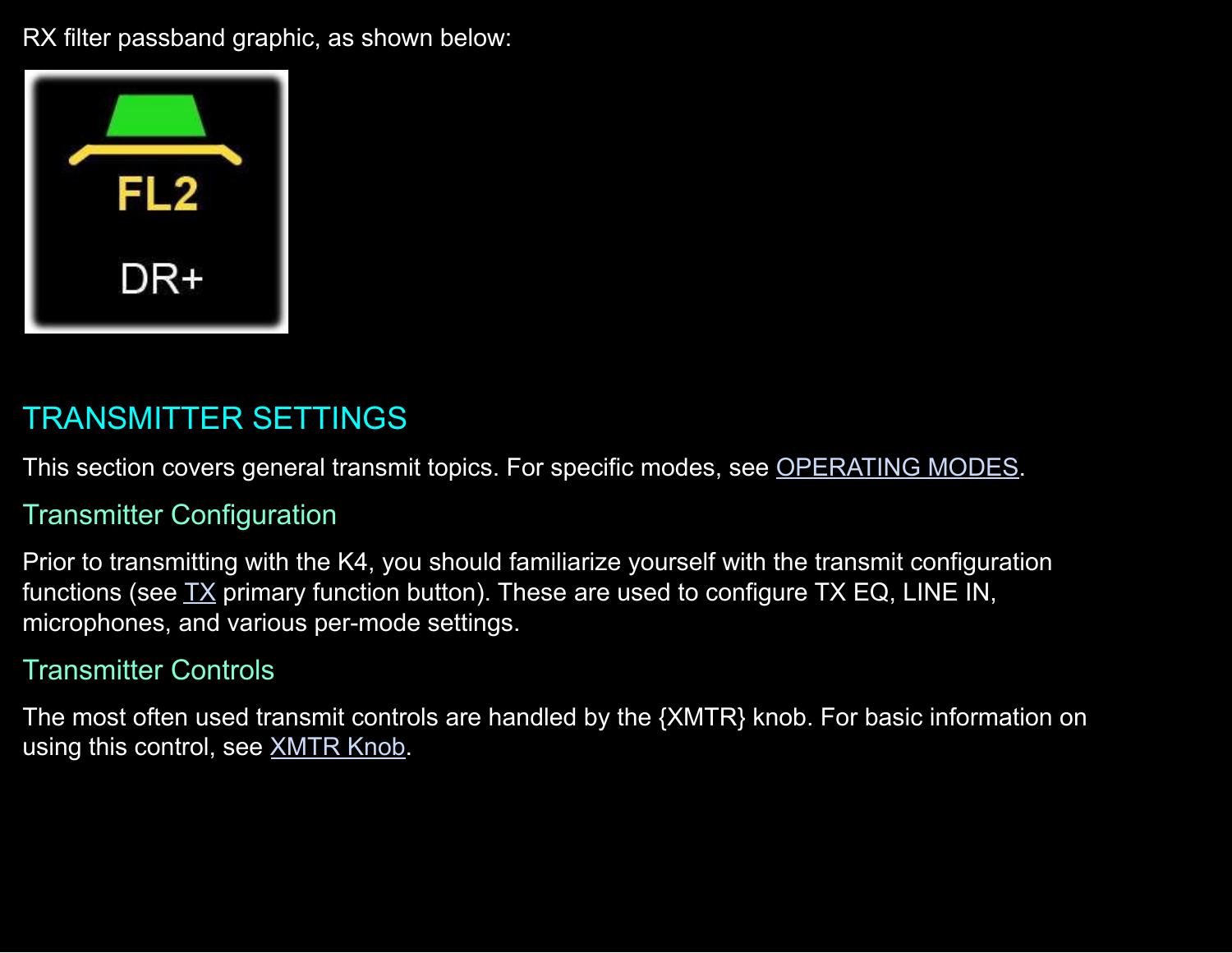RX filter passband graphic, as shown below:

## TRANSMITTER SETTINGS

This section covers general transmit topics. For specific modes, see OPERATING MODES.

### Transmitter Configuration

Prior to transmitting with the K4, you should familiarize yourself with the transmit configuration functions (see TX primary function button). These are used to configure TX EQ, LINE IN, microphones, and various per-mode settings.

### Transmitter Controls

The most often used transmit controls are handled by the {XMTR} knob. For basic information on using this control, see XMTR Knob.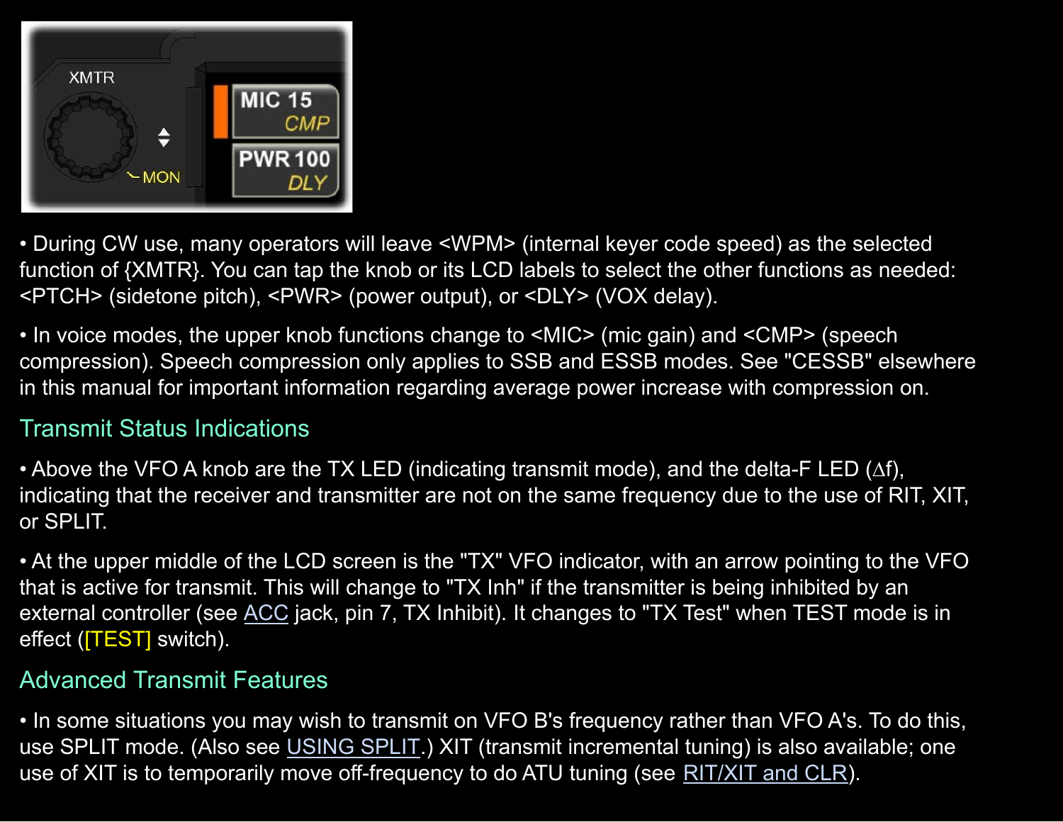• During CW use, many operators will leave <WPM> (internal keyer code speed) as the selected function of {XMTR}. You can tap the knob or its LCD labels to select the other functions as needed: <PTCH> (sidetone pitch), <PWR> (power output), or <DLY> (VOX delay).

• In voice modes, the upper knob functions change to <MIC> (mic gain) and <CMP> (speech compression). Speech compression only applies to SSB and ESSB modes. See "CESSB" elsewhere in this manual for important information regarding average power increase with compression on.

## Transmit Status Indications

• Above the VFO A knob are the TX LED (indicating transmit mode), and the delta-F LED (∆f), indicating that the receiver and transmitter are not on the same frequency due to the use of RIT, XIT, or SPLIT.

• At the upper middle of the LCD screen is the "TX" VFO indicator, with an arrow pointing to the VFO that is active for transmit. This will change to "TX Inh" if the transmitter is being inhibited by an external controller (see ACC jack, pin 7, TX Inhibit). It changes to "TX Test" when TEST mode is in effect ([TEST] switch).

## Advanced Transmit Features

• In some situations you may wish to transmit on VFO B's frequency rather than VFO A's. To do this, use SPLIT mode. (Also see USING SPLIT.) XIT (transmit incremental tuning) is also available; one use of XIT is to temporarily move off-frequency to do ATU tuning (see RIT/XIT and CLR).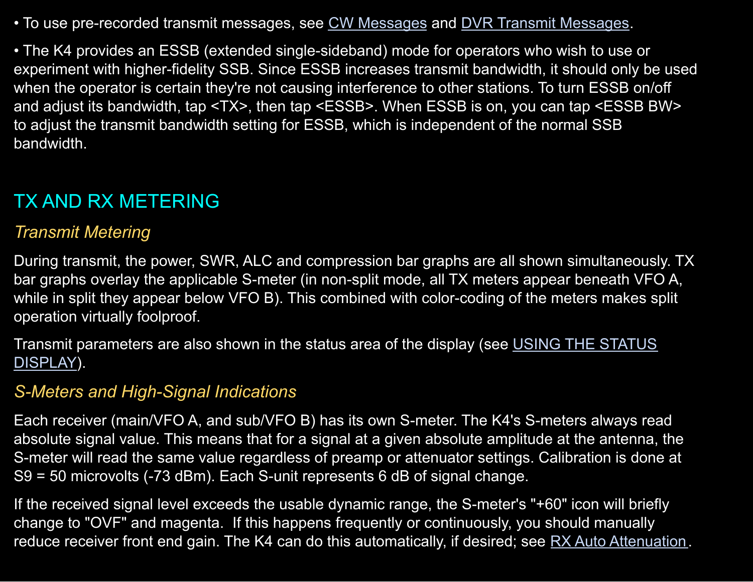• To use pre-recorded transmit messages, see CW Messages and DVR Transmit Messages.

• The K4 provides an ESSB (extended single-sideband) mode for operators who wish to use or experiment with higher-fidelity SSB. Since ESSB increases transmit bandwidth, it should only be used when the operator is certain they're not causing interference to other stations. To turn ESSB on/off and adjust its bandwidth, tap <TX>, then tap <ESSB>. When ESSB is on, you can tap <ESSB BW> to adjust the transmit bandwidth setting for ESSB, which is independent of the normal SSB bandwidth.

## TX AND RX METERING

### *Transmit Metering*

During transmit, the power, SWR, ALC and compression bar graphs are all shown simultaneously. TX bar graphs overlay the applicable S-meter (in non-split mode, all TX meters appear beneath VFO A, while in split they appear below VFO B). This combined with color-coding of the meters makes split operation virtually foolproof.

Transmit parameters are also shown in the status area of the display (see USING THE STATUS DISPLAY).

### *S-Meters and High-Signal Indications*

Each receiver (main/VFO A, and sub/VFO B) has its own S-meter. The K4's S-meters always read absolute signal value. This means that for a signal at a given absolute amplitude at the antenna, the S-meter will read the same value regardless of preamp or attenuator settings. Calibration is done at S9 = 50 microvolts (-73 dBm). Each S-unit represents 6 dB of signal change.

If the received signal level exceeds the usable dynamic range, the S-meter's "+60" icon will briefly change to "OVF" and magenta. If this happens frequently or continuously, you should manually reduce receiver front end gain. The K4 can do this automatically, if desired; see RX Auto Attenuation.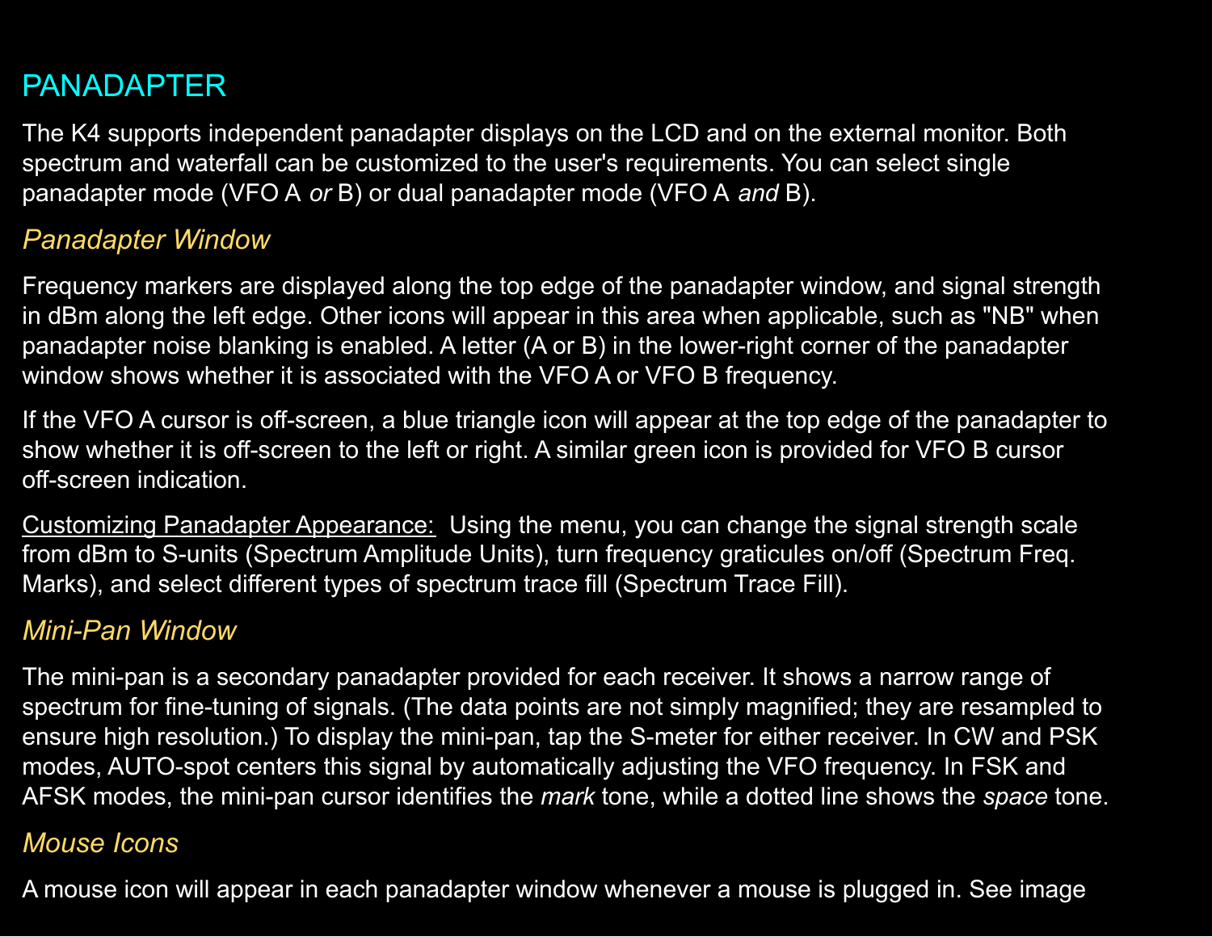# PANADAPTER

The K4 supports independent panadapter displays on the LCD and on the external monitor. Both spectrum and waterfall can be customized to the user's requirements. You can select single panadapter mode (VFO A *or* B) or dual panadapter mode (VFO A *and* B).

## *Panadapter Window*

Frequency markers are displayed along the top edge of the panadapter window, and signal strength in dBm along the left edge. Other icons will appear in this area when applicable, such as "NB" when panadapter noise blanking is enabled. A letter (A or B) in the lower-right corner of the panadapter window shows whether it is associated with the VFO A or VFO B frequency.

If the VFO A cursor is off-screen, a blue triangle icon will appear at the top edge of the panadapter to show whether it is off-screen to the left or right. A similar green icon is provided for VFO B cursor off-screen indication.

<u>Customizing Panadapter Appearance:</u> Using the menu, you can change the signal strength scale from dBm to S-units (Spectrum Amplitude Units), turn frequency graticules on/off (Spectrum Freq. Marks), and select different types of spectrum trace fill (Spectrum Trace Fill).

## *Mini-Pan Window*

The mini-pan is a secondary panadapter provided for each receiver. It shows a narrow range of spectrum for fine-tuning of signals. (The data points are not simply magnified; they are resampled to ensure high resolution.) To display the mini-pan, tap the S-meter for either receiver. In CW and PSK modes, AUTO-spot centers this signal by automatically adjusting the VFO frequency. In FSK and AFSK modes, the mini-pan cursor identifies the *mark* tone, while a dotted line shows the *space* tone.

## *Mouse Icons*

A mouse icon will appear in each panadapter window whenever a mouse is plugged in. See image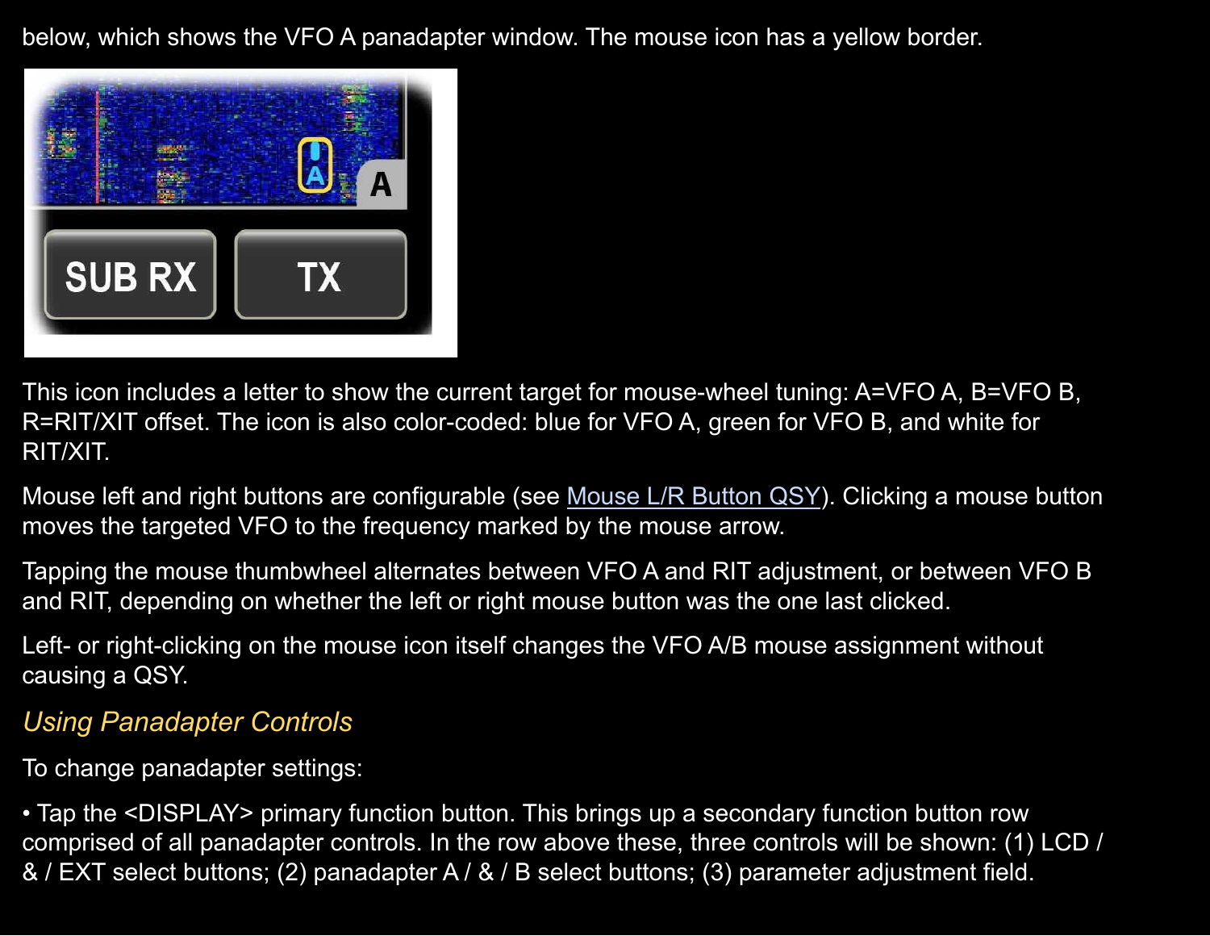below, which shows the VFO A panadapter window. The mouse icon has a yellow border.

This icon includes a letter to show the current target for mouse-wheel tuning: A=VFO A, B=VFO B, R=RIT/XIT offset. The icon is also color-coded: blue for VFO A, green for VFO B, and white for RIT/XIT.

Mouse left and right buttons are configurable (see Mouse L/R Button QSY). Clicking a mouse button moves the targeted VFO to the frequency marked by the mouse arrow.

Tapping the mouse thumbwheel alternates between VFO A and RIT adjustment, or between VFO B and RIT, depending on whether the left or right mouse button was the one last clicked.

Left- or right-clicking on the mouse icon itself changes the VFO A/B mouse assignment without causing a QSY.

### *Using Panadapter Controls*

To change panadapter settings:

• Tap the <DISPLAY> primary function button. This brings up a secondary function button row comprised of all panadapter controls. In the row above these, three controls will be shown: (1) LCD / & / EXT select buttons; (2) panadapter A / & / B select buttons; (3) parameter adjustment field.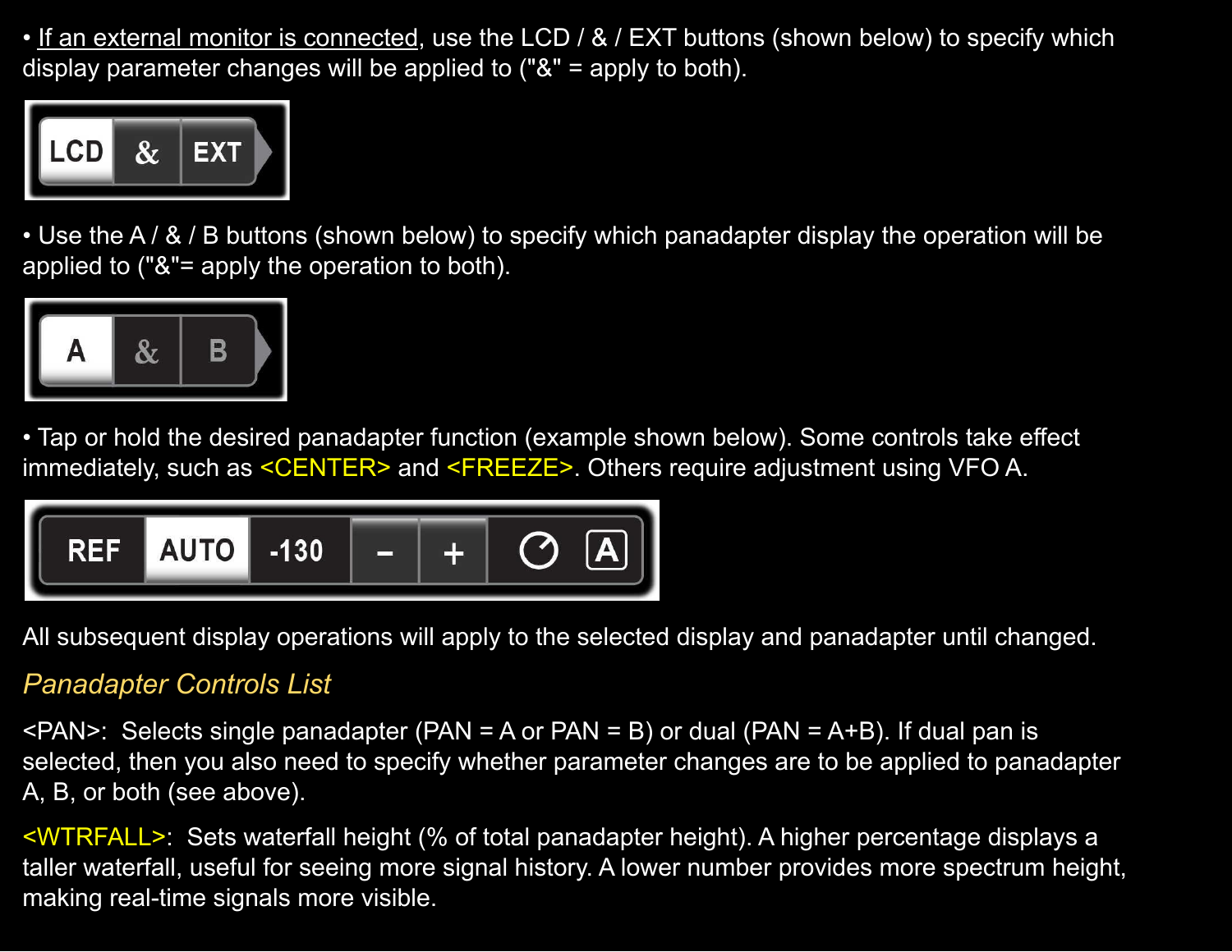• <u>If an external monitor is connected</u>, use the LCD / & / EXT buttons (shown below) to specify which display parameter changes will be applied to ("&" = apply to both).

| LCD | & | EXT |
|---|---|---|

• Use the A / & / B buttons (shown below) to specify which panadapter display the operation will be applied to ("&"= apply the operation to both).

| A | & | B |
|---|---|---|

• Tap or hold the desired panadapter function (example shown below). Some controls take effect immediately, such as <CENTER> and <FREEZE>. Others require adjustment using VFO A.

| REF | AUTO | -130 | – | + | A |
|---|---|---|---|---|---|

All subsequent display operations will apply to the selected display and panadapter until changed.

## *Panadapter Controls List*

<PAN>: Selects single panadapter (PAN = A or PAN = B) or dual (PAN = A+B). If dual pan is selected, then you also need to specify whether parameter changes are to be applied to panadapter A, B, or both (see above).

<WTRFALL>: Sets waterfall height (% of total panadapter height). A higher percentage displays a taller waterfall, useful for seeing more signal history. A lower number provides more spectrum height, making real-time signals more visible.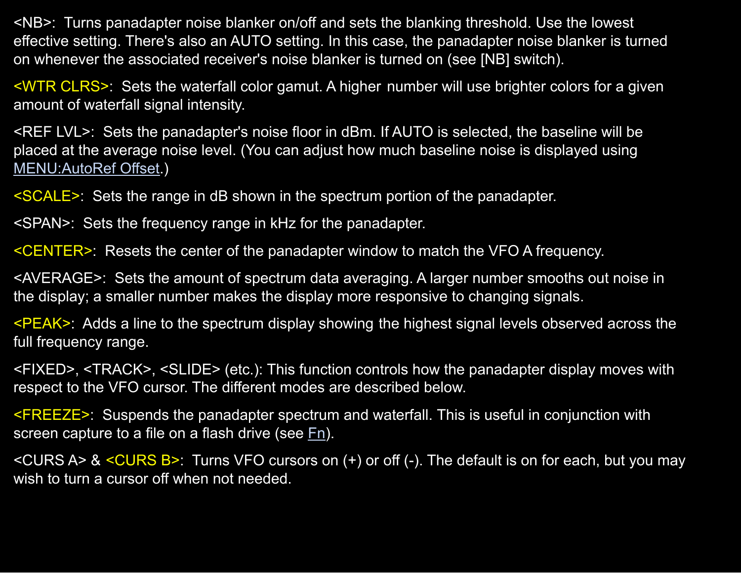<NB>:  Turns panadapter noise blanker on/off and sets the blanking threshold. Use the lowest effective setting. There's also an AUTO setting. In this case, the panadapter noise blanker is turned on whenever the associated receiver's noise blanker is turned on (see [NB] switch).

<WTR CLRS>:  Sets the waterfall color gamut. A higher number will use brighter colors for a given amount of waterfall signal intensity.

<REF LVL>:  Sets the panadapter's noise floor in dBm. If AUTO is selected, the baseline will be placed at the average noise level. (You can adjust how much baseline noise is displayed using MENU:AutoRef Offset.)

<SCALE>:  Sets the range in dB shown in the spectrum portion of the panadapter.

<SPAN>:  Sets the frequency range in kHz for the panadapter.

<CENTER>:  Resets the center of the panadapter window to match the VFO A frequency.

<AVERAGE>:  Sets the amount of spectrum data averaging. A larger number smooths out noise in the display; a smaller number makes the display more responsive to changing signals.

<PEAK>:  Adds a line to the spectrum display showing the highest signal levels observed across the full frequency range.

<FIXED>, <TRACK>, <SLIDE> (etc.): This function controls how the panadapter display moves with respect to the VFO cursor. The different modes are described below.

<FREEZE>:  Suspends the panadapter spectrum and waterfall. This is useful in conjunction with screen capture to a file on a flash drive (see Fn).

<CURS A> & <CURS B>:  Turns VFO cursors on (+) or off (-). The default is on for each, but you may wish to turn a cursor off when not needed.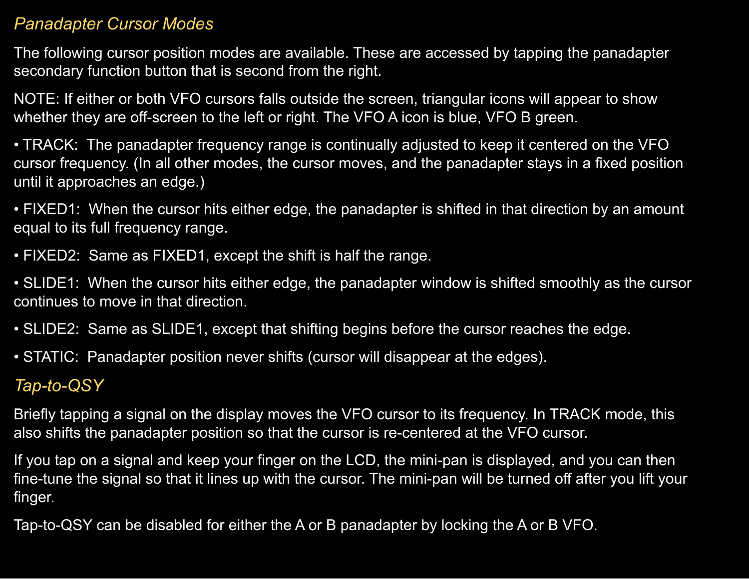## *Panadapter Cursor Modes*

The following cursor position modes are available. These are accessed by tapping the panadapter secondary function button that is second from the right.

NOTE: If either or both VFO cursors falls outside the screen, triangular icons will appear to show whether they are off-screen to the left or right. The VFO A icon is blue, VFO B green.

- TRACK:  The panadapter frequency range is continually adjusted to keep it centered on the VFO cursor frequency. (In all other modes, the cursor moves, and the panadapter stays in a fixed position until it approaches an edge.)
- FIXED1:  When the cursor hits either edge, the panadapter is shifted in that direction by an amount equal to its full frequency range.
- FIXED2:  Same as FIXED1, except the shift is half the range.
- SLIDE1:  When the cursor hits either edge, the panadapter window is shifted smoothly as the cursor continues to move in that direction.
- SLIDE2:  Same as SLIDE1, except that shifting begins before the cursor reaches the edge.
- STATIC:  Panadapter position never shifts (cursor will disappear at the edges).

## *Tap-to-QSY*

Briefly tapping a signal on the display moves the VFO cursor to its frequency. In TRACK mode, this also shifts the panadapter position so that the cursor is re-centered at the VFO cursor.

If you tap on a signal and keep your finger on the LCD, the mini-pan is displayed, and you can then fine-tune the signal so that it lines up with the cursor. The mini-pan will be turned off after you lift your finger.

Tap-to-QSY can be disabled for either the A or B panadapter by locking the A or B VFO.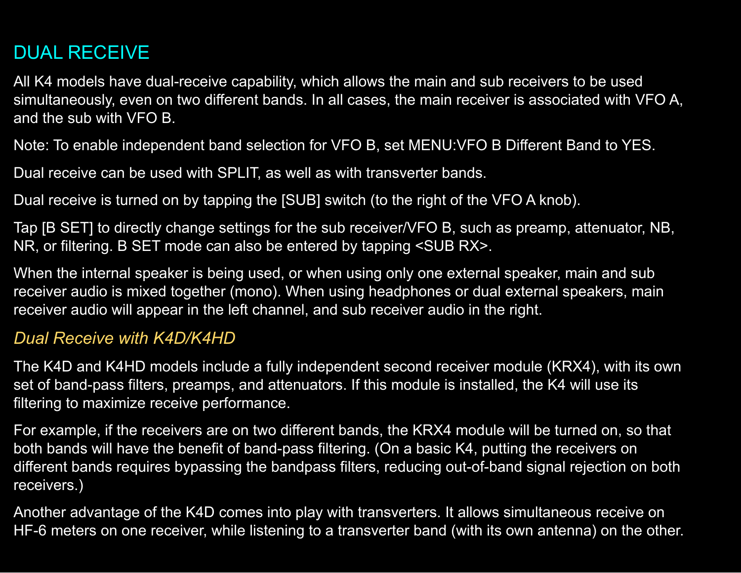## DUAL RECEIVE

All K4 models have dual-receive capability, which allows the main and sub receivers to be used simultaneously, even on two different bands. In all cases, the main receiver is associated with VFO A, and the sub with VFO B.

Note: To enable independent band selection for VFO B, set MENU:VFO B Different Band to YES.

Dual receive can be used with SPLIT, as well as with transverter bands.

Dual receive is turned on by tapping the [SUB] switch (to the right of the VFO A knob).

Tap [B SET] to directly change settings for the sub receiver/VFO B, such as preamp, attenuator, NB, NR, or filtering. B SET mode can also be entered by tapping <SUB RX>.

When the internal speaker is being used, or when using only one external speaker, main and sub receiver audio is mixed together (mono). When using headphones or dual external speakers, main receiver audio will appear in the left channel, and sub receiver audio in the right.

### *Dual Receive with K4D/K4HD*

The K4D and K4HD models include a fully independent second receiver module (KRX4), with its own set of band-pass filters, preamps, and attenuators. If this module is installed, the K4 will use its filtering to maximize receive performance.

For example, if the receivers are on two different bands, the KRX4 module will be turned on, so that both bands will have the benefit of band-pass filtering. (On a basic K4, putting the receivers on different bands requires bypassing the bandpass filters, reducing out-of-band signal rejection on both receivers.)

Another advantage of the K4D comes into play with transverters. It allows simultaneous receive on HF-6 meters on one receiver, while listening to a transverter band (with its own antenna) on the other.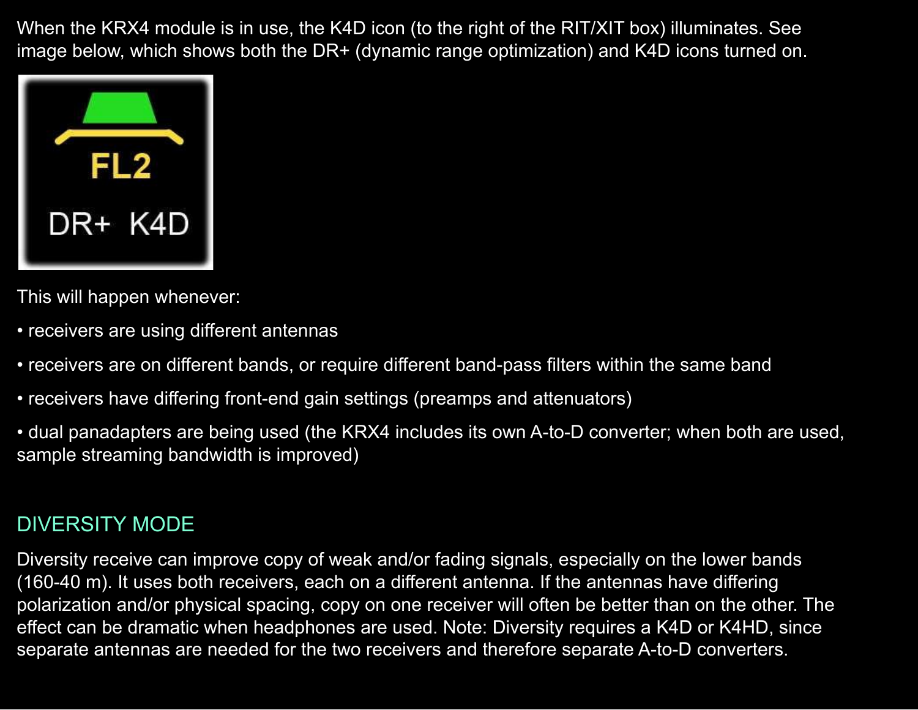When the KRX4 module is in use, the K4D icon (to the right of the RIT/XIT box) illuminates. See image below, which shows both the DR+ (dynamic range optimization) and K4D icons turned on.

This will happen whenever:

- receivers are using different antennas
- receivers are on different bands, or require different band-pass filters within the same band
- receivers have differing front-end gain settings (preamps and attenuators)
- dual panadapters are being used (the KRX4 includes its own A-to-D converter; when both are used, sample streaming bandwidth is improved)

## DIVERSITY MODE

Diversity receive can improve copy of weak and/or fading signals, especially on the lower bands (160-40 m). It uses both receivers, each on a different antenna. If the antennas have differing polarization and/or physical spacing, copy on one receiver will often be better than on the other. The effect can be dramatic when headphones are used. Note: Diversity requires a K4D or K4HD, since separate antennas are needed for the two receivers and therefore separate A-to-D converters.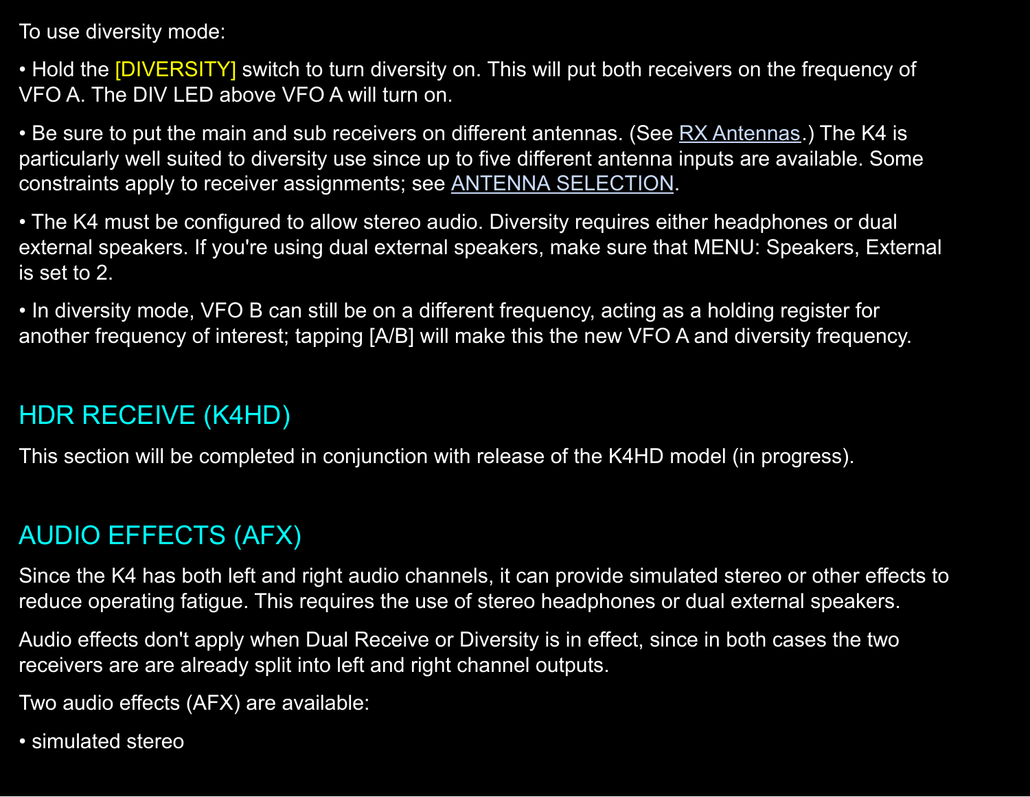To use diversity mode:

• Hold the [DIVERSITY] switch to turn diversity on. This will put both receivers on the frequency of VFO A. The DIV LED above VFO A will turn on.

• Be sure to put the main and sub receivers on different antennas. (See RX Antennas.) The K4 is particularly well suited to diversity use since up to five different antenna inputs are available. Some constraints apply to receiver assignments; see ANTENNA SELECTION.

• The K4 must be configured to allow stereo audio. Diversity requires either headphones or dual external speakers. If you're using dual external speakers, make sure that MENU: Speakers, External is set to 2.

• In diversity mode, VFO B can still be on a different frequency, acting as a holding register for another frequency of interest; tapping [A/B] will make this the new VFO A and diversity frequency.

## HDR RECEIVE (K4HD)

This section will be completed in conjunction with release of the K4HD model (in progress).

## AUDIO EFFECTS (AFX)

Since the K4 has both left and right audio channels, it can provide simulated stereo or other effects to reduce operating fatigue. This requires the use of stereo headphones or dual external speakers.

Audio effects don't apply when Dual Receive or Diversity is in effect, since in both cases the two receivers are are already split into left and right channel outputs.

Two audio effects (AFX) are available:

• simulated stereo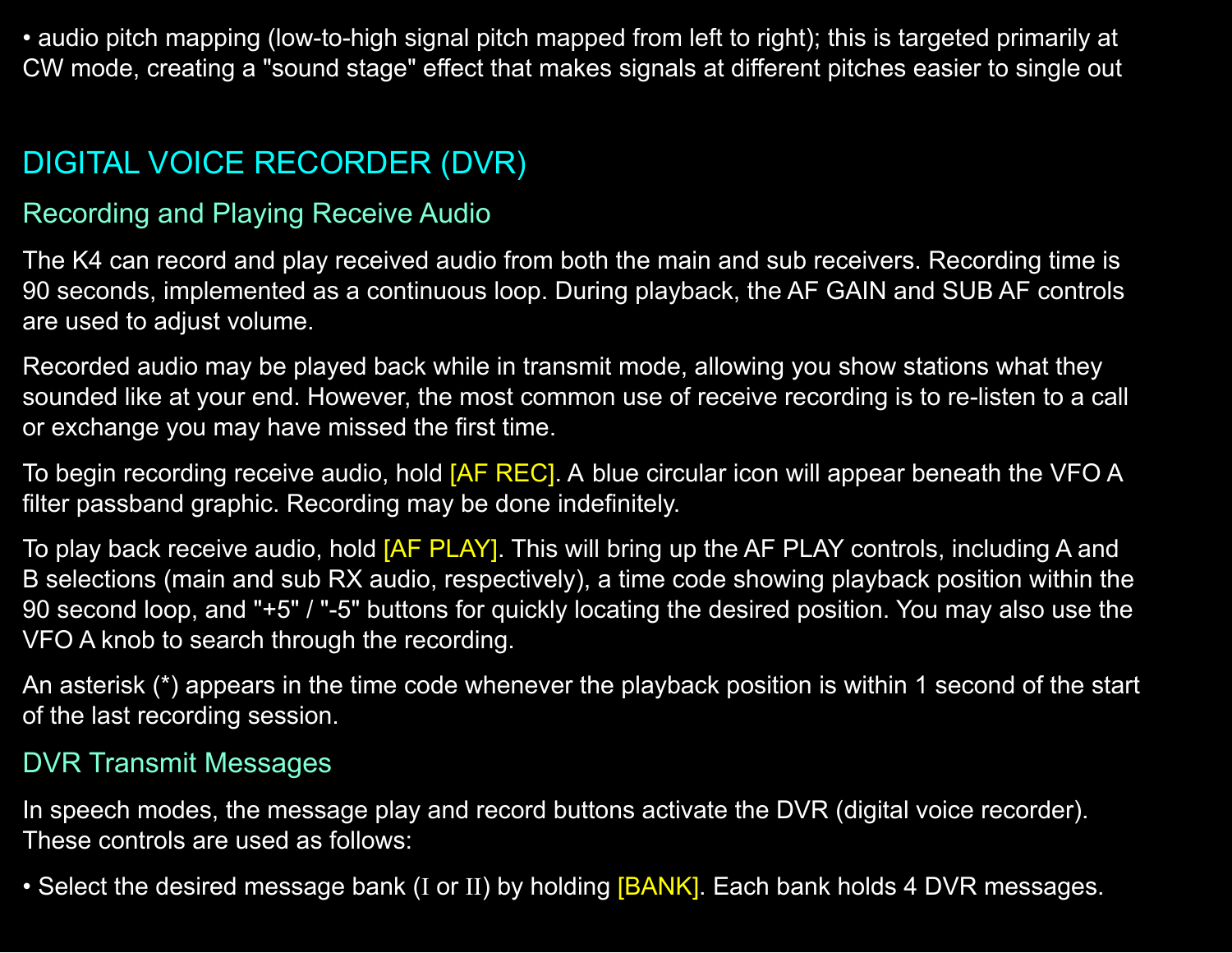• audio pitch mapping (low-to-high signal pitch mapped from left to right); this is targeted primarily at CW mode, creating a "sound stage" effect that makes signals at different pitches easier to single out

## DIGITAL VOICE RECORDER (DVR)

### Recording and Playing Receive Audio

The K4 can record and play received audio from both the main and sub receivers. Recording time is 90 seconds, implemented as a continuous loop. During playback, the AF GAIN and SUB AF controls are used to adjust volume.

Recorded audio may be played back while in transmit mode, allowing you show stations what they sounded like at your end. However, the most common use of receive recording is to re-listen to a call or exchange you may have missed the first time.

To begin recording receive audio, hold [AF REC]. A blue circular icon will appear beneath the VFO A filter passband graphic. Recording may be done indefinitely.

To play back receive audio, hold [AF PLAY]. This will bring up the AF PLAY controls, including A and B selections (main and sub RX audio, respectively), a time code showing playback position within the 90 second loop, and "+5" / "-5" buttons for quickly locating the desired position. You may also use the VFO A knob to search through the recording.

An asterisk (*) appears in the time code whenever the playback position is within 1 second of the start of the last recording session.

### DVR Transmit Messages

In speech modes, the message play and record buttons activate the DVR (digital voice recorder). These controls are used as follows:

• Select the desired message bank (I or II) by holding [BANK]. Each bank holds 4 DVR messages.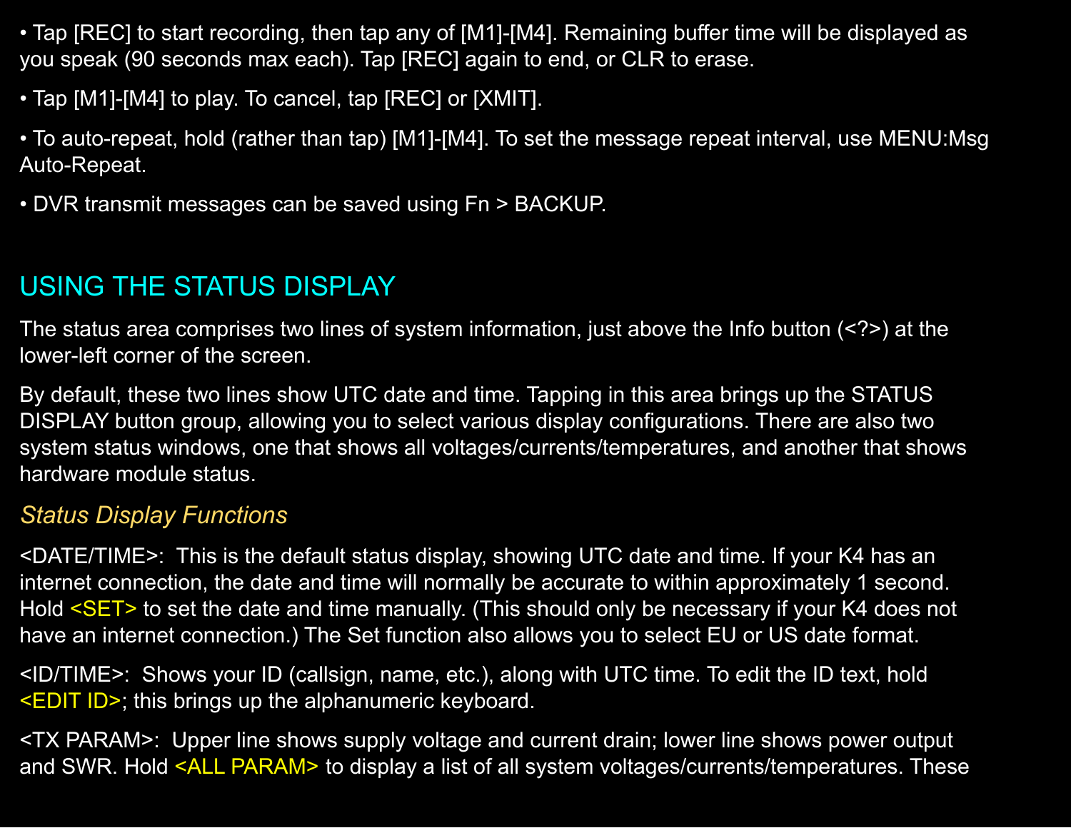- Tap [REC] to start recording, then tap any of [M1]-[M4]. Remaining buffer time will be displayed as you speak (90 seconds max each). Tap [REC] again to end, or CLR to erase.
- Tap [M1]-[M4] to play. To cancel, tap [REC] or [XMIT].
- To auto-repeat, hold (rather than tap) [M1]-[M4]. To set the message repeat interval, use MENU:Msg Auto-Repeat.
- DVR transmit messages can be saved using Fn > BACKUP.

## USING THE STATUS DISPLAY

The status area comprises two lines of system information, just above the Info button (<?>) at the lower-left corner of the screen.

By default, these two lines show UTC date and time. Tapping in this area brings up the STATUS DISPLAY button group, allowing you to select various display configurations. There are also two system status windows, one that shows all voltages/currents/temperatures, and another that shows hardware module status.

### *Status Display Functions*

<DATE/TIME>: This is the default status display, showing UTC date and time. If your K4 has an internet connection, the date and time will normally be accurate to within approximately 1 second. Hold <SET> to set the date and time manually. (This should only be necessary if your K4 does not have an internet connection.) The Set function also allows you to select EU or US date format.

<ID/TIME>: Shows your ID (callsign, name, etc.), along with UTC time. To edit the ID text, hold <EDIT ID>; this brings up the alphanumeric keyboard.

<TX PARAM>: Upper line shows supply voltage and current drain; lower line shows power output and SWR. Hold <ALL PARAM> to display a list of all system voltages/currents/temperatures. These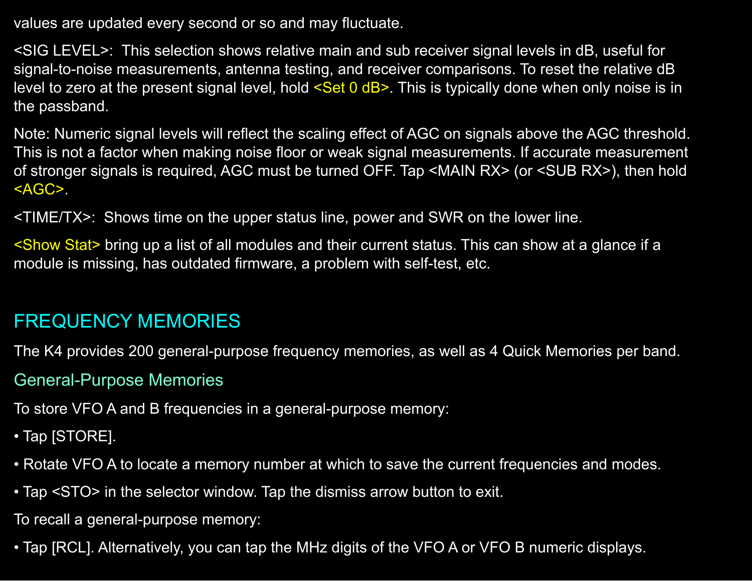values are updated every second or so and may fluctuate.

<SIG LEVEL>: This selection shows relative main and sub receiver signal levels in dB, useful for signal-to-noise measurements, antenna testing, and receiver comparisons. To reset the relative dB level to zero at the present signal level, hold <Set 0 dB>. This is typically done when only noise is in the passband.

Note: Numeric signal levels will reflect the scaling effect of AGC on signals above the AGC threshold. This is not a factor when making noise floor or weak signal measurements. If accurate measurement of stronger signals is required, AGC must be turned OFF. Tap <MAIN RX> (or <SUB RX>), then hold <AGC>.

<TIME/TX>: Shows time on the upper status line, power and SWR on the lower line.

<Show Stat> bring up a list of all modules and their current status. This can show at a glance if a module is missing, has outdated firmware, a problem with self-test, etc.

## FREQUENCY MEMORIES

The K4 provides 200 general-purpose frequency memories, as well as 4 Quick Memories per band.

### General-Purpose Memories

To store VFO A and B frequencies in a general-purpose memory:

- Tap [STORE].
- Rotate VFO A to locate a memory number at which to save the current frequencies and modes.
- Tap <STO> in the selector window. Tap the dismiss arrow button to exit.

To recall a general-purpose memory:

- Tap [RCL]. Alternatively, you can tap the MHz digits of the VFO A or VFO B numeric displays.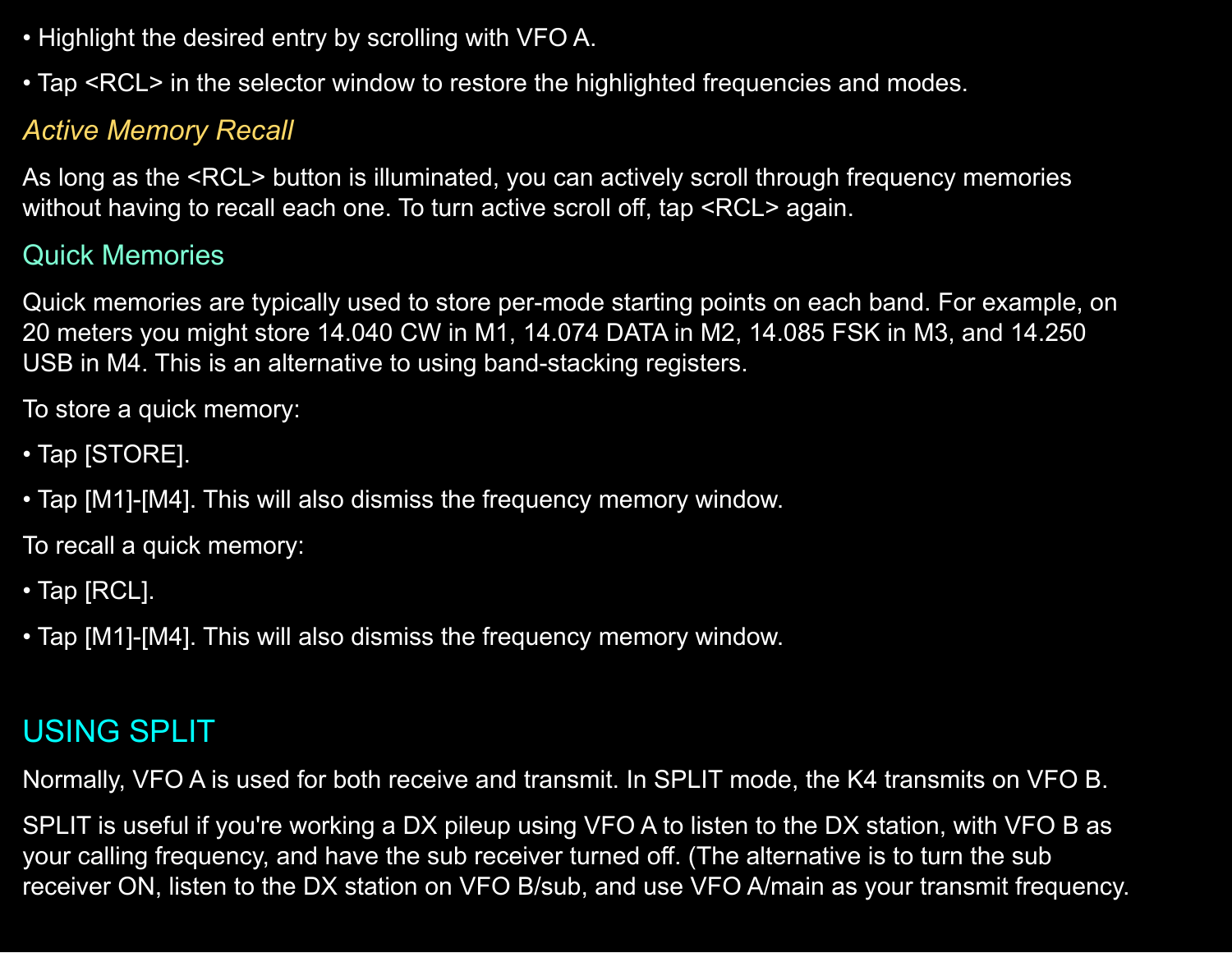- Highlight the desired entry by scrolling with VFO A.
- Tap <RCL> in the selector window to restore the highlighted frequencies and modes.

### *Active Memory Recall*

As long as the <RCL> button is illuminated, you can actively scroll through frequency memories without having to recall each one. To turn active scroll off, tap <RCL> again.

### Quick Memories

Quick memories are typically used to store per-mode starting points on each band. For example, on 20 meters you might store 14.040 CW in M1, 14.074 DATA in M2, 14.085 FSK in M3, and 14.250 USB in M4. This is an alternative to using band-stacking registers.

To store a quick memory:

- Tap [STORE].
- Tap [M1]-[M4]. This will also dismiss the frequency memory window.

To recall a quick memory:

- Tap [RCL].
- Tap [M1]-[M4]. This will also dismiss the frequency memory window.

## USING SPLIT

Normally, VFO A is used for both receive and transmit. In SPLIT mode, the K4 transmits on VFO B.

SPLIT is useful if you're working a DX pileup using VFO A to listen to the DX station, with VFO B as your calling frequency, and have the sub receiver turned off. (The alternative is to turn the sub receiver ON, listen to the DX station on VFO B/sub, and use VFO A/main as your transmit frequency.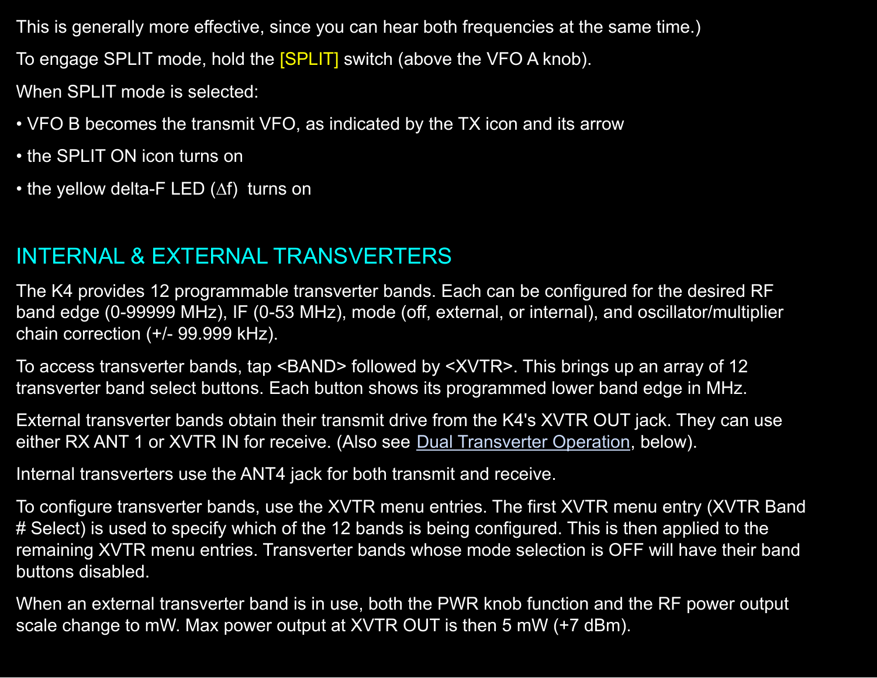This is generally more effective, since you can hear both frequencies at the same time.)

To engage SPLIT mode, hold the [SPLIT] switch (above the VFO A knob).

When SPLIT mode is selected:

- VFO B becomes the transmit VFO, as indicated by the TX icon and its arrow
- the SPLIT ON icon turns on
- the yellow delta-F LED (∆f) turns on

## INTERNAL & EXTERNAL TRANSVERTERS

The K4 provides 12 programmable transverter bands. Each can be configured for the desired RF band edge (0-99999 MHz), IF (0-53 MHz), mode (off, external, or internal), and oscillator/multiplier chain correction (+/- 99.999 kHz).

To access transverter bands, tap <BAND> followed by <XVTR>. This brings up an array of 12 transverter band select buttons. Each button shows its programmed lower band edge in MHz.

External transverter bands obtain their transmit drive from the K4's XVTR OUT jack. They can use either RX ANT 1 or XVTR IN for receive. (Also see Dual Transverter Operation, below).

Internal transverters use the ANT4 jack for both transmit and receive.

To configure transverter bands, use the XVTR menu entries. The first XVTR menu entry (XVTR Band # Select) is used to specify which of the 12 bands is being configured. This is then applied to the remaining XVTR menu entries. Transverter bands whose mode selection is OFF will have their band buttons disabled.

When an external transverter band is in use, both the PWR knob function and the RF power output scale change to mW. Max power output at XVTR OUT is then 5 mW (+7 dBm).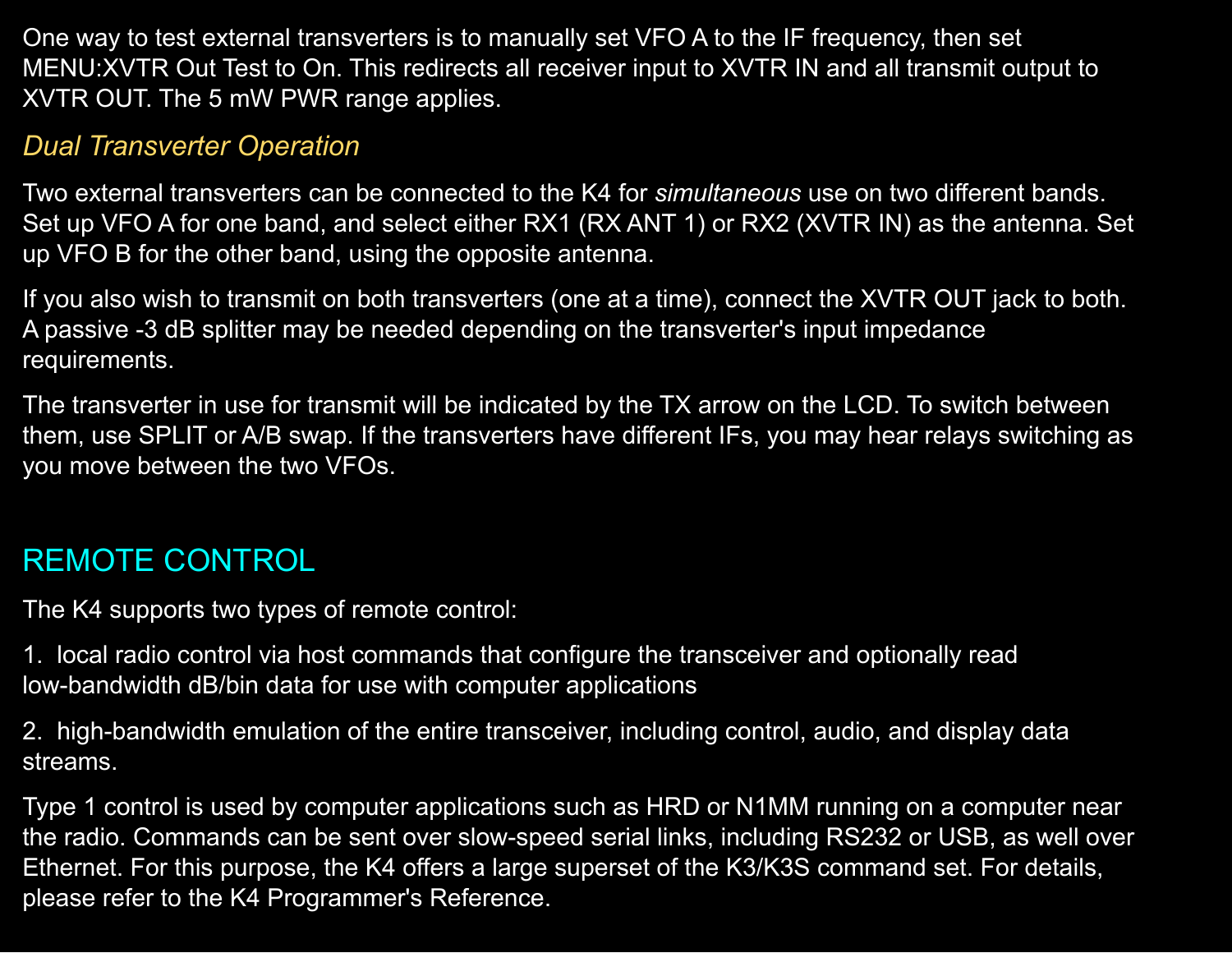One way to test external transverters is to manually set VFO A to the IF frequency, then set MENU:XVTR Out Test to On. This redirects all receiver input to XVTR IN and all transmit output to XVTR OUT. The 5 mW PWR range applies.

### *Dual Transverter Operation*

Two external transverters can be connected to the K4 for *simultaneous* use on two different bands. Set up VFO A for one band, and select either RX1 (RX ANT 1) or RX2 (XVTR IN) as the antenna. Set up VFO B for the other band, using the opposite antenna.

If you also wish to transmit on both transverters (one at a time), connect the XVTR OUT jack to both. A passive -3 dB splitter may be needed depending on the transverter's input impedance requirements.

The transverter in use for transmit will be indicated by the TX arrow on the LCD. To switch between them, use SPLIT or A/B swap. If the transverters have different IFs, you may hear relays switching as you move between the two VFOs.

## REMOTE CONTROL

The K4 supports two types of remote control:

1. local radio control via host commands that configure the transceiver and optionally read low-bandwidth dB/bin data for use with computer applications

2. high-bandwidth emulation of the entire transceiver, including control, audio, and display data streams.

Type 1 control is used by computer applications such as HRD or N1MM running on a computer near the radio. Commands can be sent over slow-speed serial links, including RS232 or USB, as well over Ethernet. For this purpose, the K4 offers a large superset of the K3/K3S command set. For details, please refer to the K4 Programmer's Reference.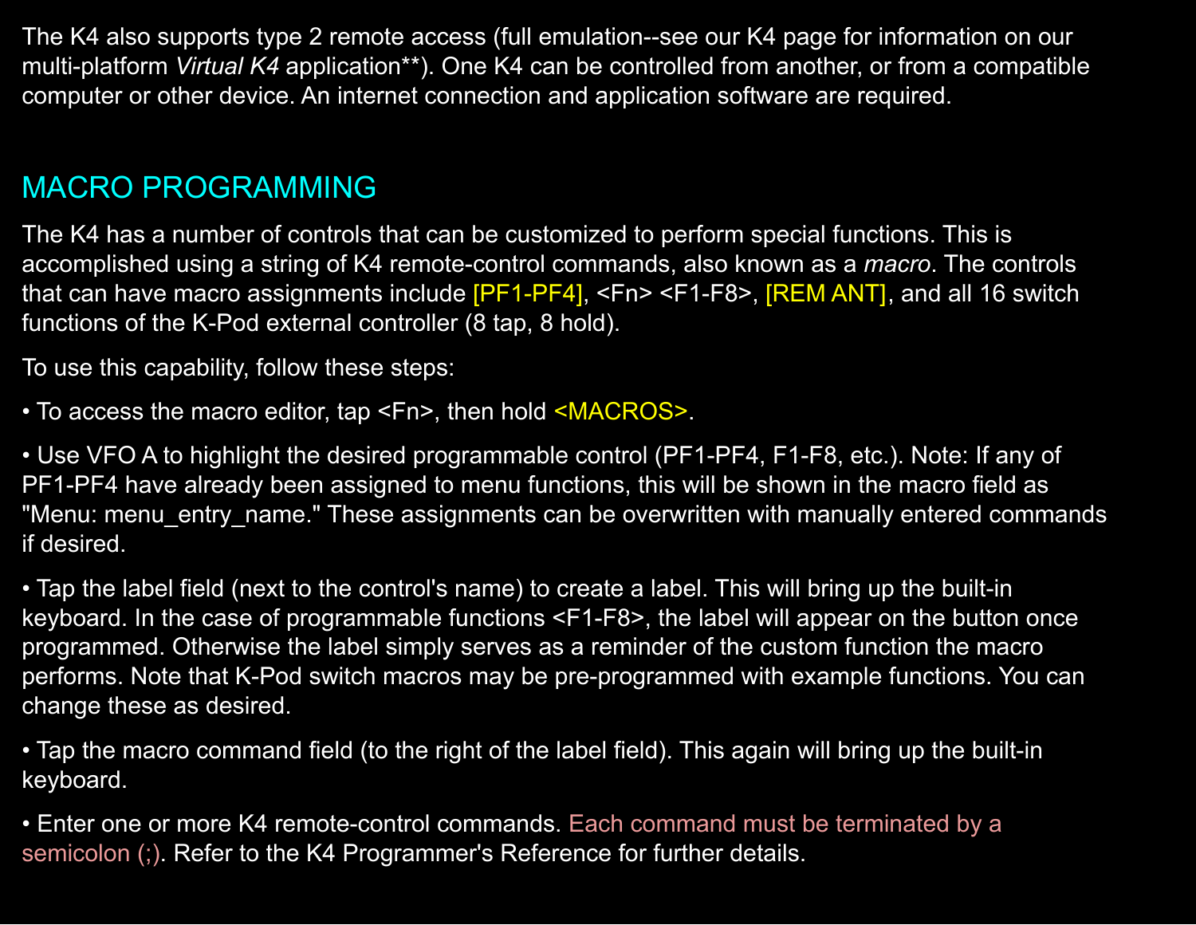The K4 also supports type 2 remote access (full emulation--see our K4 page for information on our multi-platform *Virtual K4* application**). One K4 can be controlled from another, or from a compatible computer or other device. An internet connection and application software are required.

## MACRO PROGRAMMING

The K4 has a number of controls that can be customized to perform special functions. This is accomplished using a string of K4 remote-control commands, also known as a *macro*. The controls that can have macro assignments include [PF1-PF4], <Fn> <F1-F8>, [REM ANT], and all 16 switch functions of the K-Pod external controller (8 tap, 8 hold).

To use this capability, follow these steps:

• To access the macro editor, tap <Fn>, then hold <MACROS>.

• Use VFO A to highlight the desired programmable control (PF1-PF4, F1-F8, etc.). Note: If any of PF1-PF4 have already been assigned to menu functions, this will be shown in the macro field as "Menu: menu_entry_name." These assignments can be overwritten with manually entered commands if desired.

• Tap the label field (next to the control's name) to create a label. This will bring up the built-in keyboard. In the case of programmable functions <F1-F8>, the label will appear on the button once programmed. Otherwise the label simply serves as a reminder of the custom function the macro performs. Note that K-Pod switch macros may be pre-programmed with example functions. You can change these as desired.

• Tap the macro command field (to the right of the label field). This again will bring up the built-in keyboard.

• Enter one or more K4 remote-control commands. Each command must be terminated by a semicolon (;). Refer to the K4 Programmer's Reference for further details.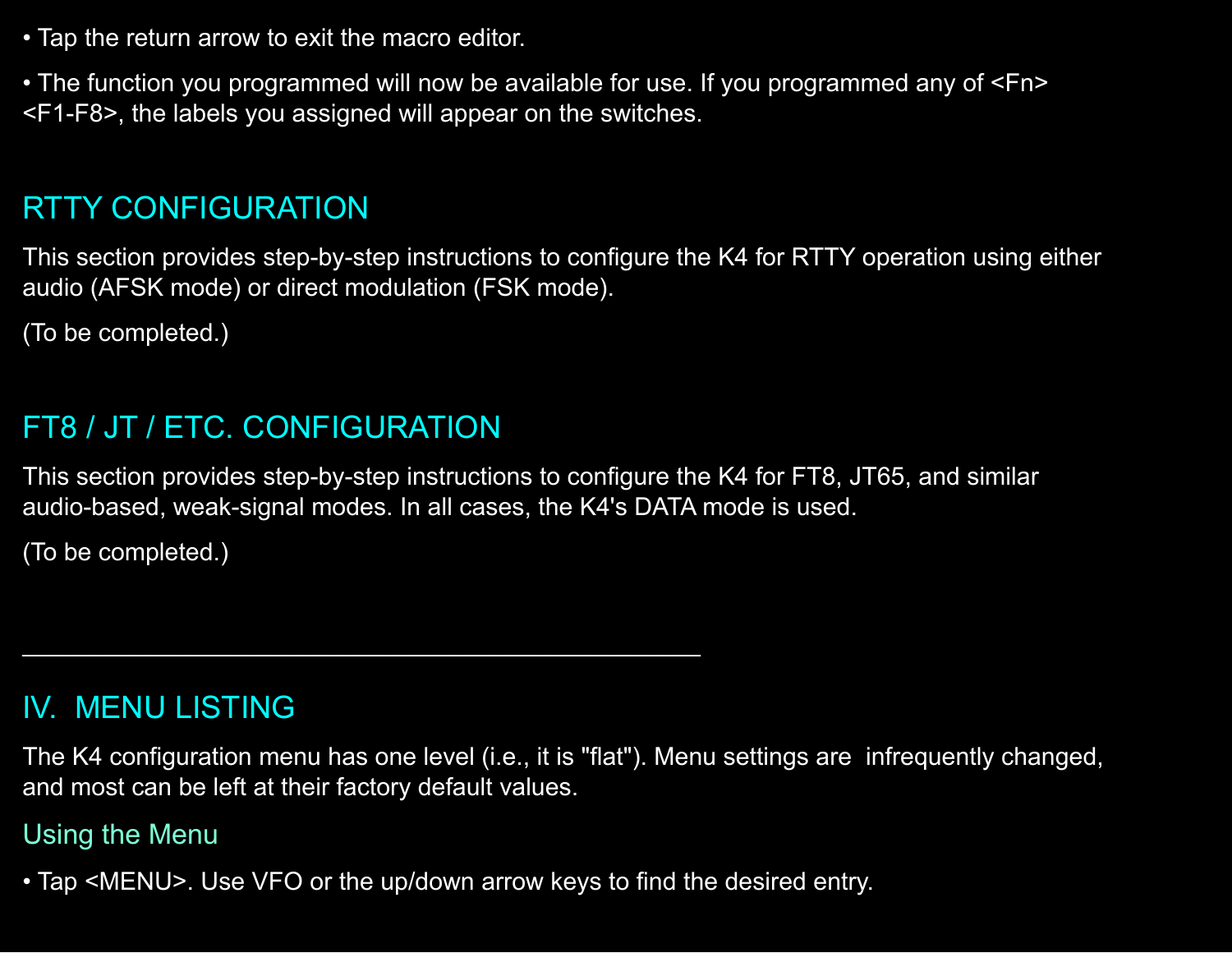• Tap the return arrow to exit the macro editor.

• The function you programmed will now be available for use. If you programmed any of <Fn> <F1-F8>, the labels you assigned will appear on the switches.

## RTTY CONFIGURATION

This section provides step-by-step instructions to configure the K4 for RTTY operation using either audio (AFSK mode) or direct modulation (FSK mode).

(To be completed.)

## FT8 / JT / ETC. CONFIGURATION

This section provides step-by-step instructions to configure the K4 for FT8, JT65, and similar audio-based, weak-signal modes. In all cases, the K4's DATA mode is used.

(To be completed.)

---

# IV. MENU LISTING

The K4 configuration menu has one level (i.e., it is "flat"). Menu settings are infrequently changed, and most can be left at their factory default values.

### Using the Menu

• Tap <MENU>. Use VFO or the up/down arrow keys to find the desired entry.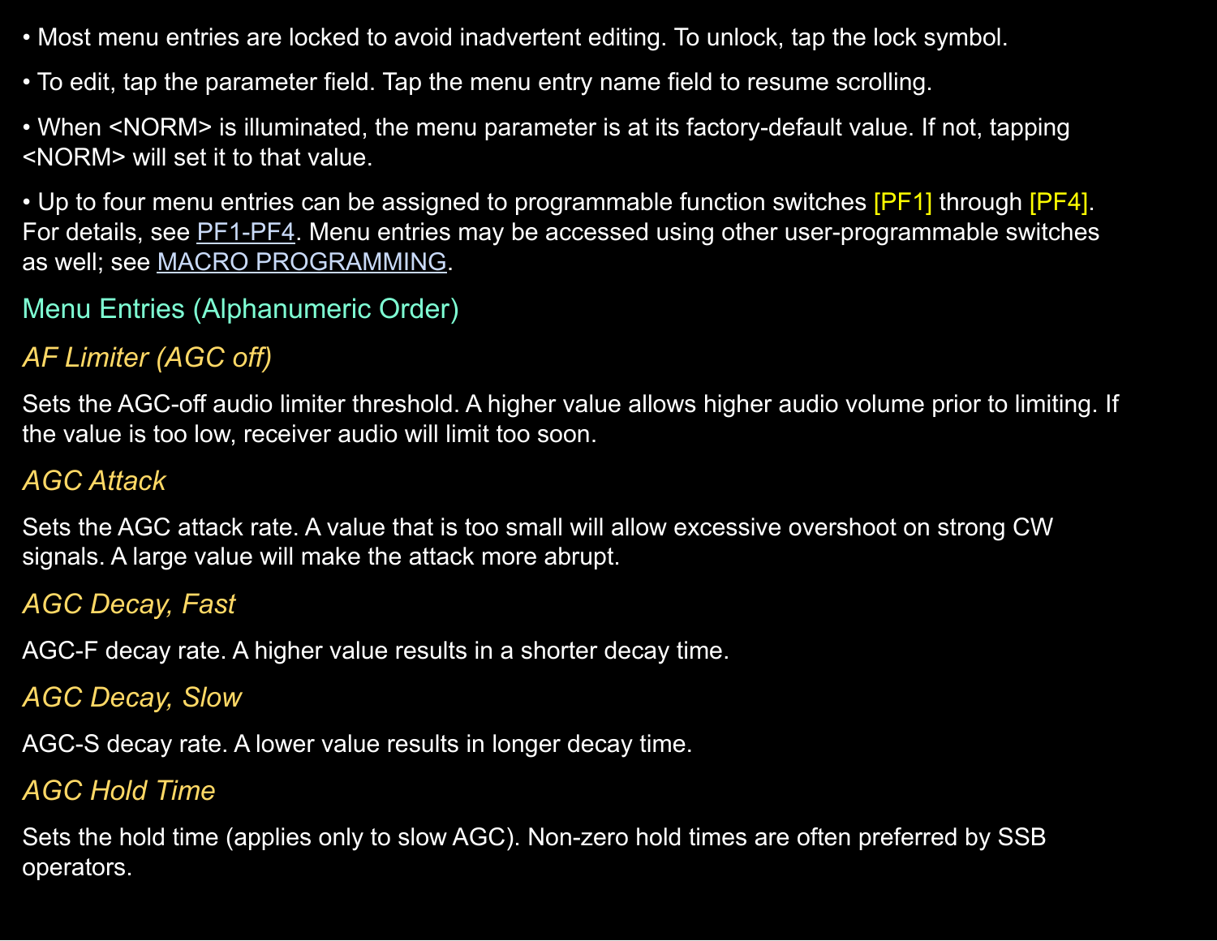- Most menu entries are locked to avoid inadvertent editing. To unlock, tap the lock symbol.
- To edit, tap the parameter field. Tap the menu entry name field to resume scrolling.
- When <NORM> is illuminated, the menu parameter is at its factory-default value. If not, tapping <NORM> will set it to that value.
- Up to four menu entries can be assigned to programmable function switches [PF1] through [PF4]. For details, see PF1-PF4. Menu entries may be accessed using other user-programmable switches as well; see MACRO PROGRAMMING.

## Menu Entries (Alphanumeric Order)

### *AF Limiter (AGC off)*

Sets the AGC-off audio limiter threshold. A higher value allows higher audio volume prior to limiting. If the value is too low, receiver audio will limit too soon.

### *AGC Attack*

Sets the AGC attack rate. A value that is too small will allow excessive overshoot on strong CW signals. A large value will make the attack more abrupt.

### *AGC Decay, Fast*

AGC-F decay rate. A higher value results in a shorter decay time.

### *AGC Decay, Slow*

AGC-S decay rate. A lower value results in longer decay time.

### *AGC Hold Time*

Sets the hold time (applies only to slow AGC). Non-zero hold times are often preferred by SSB operators.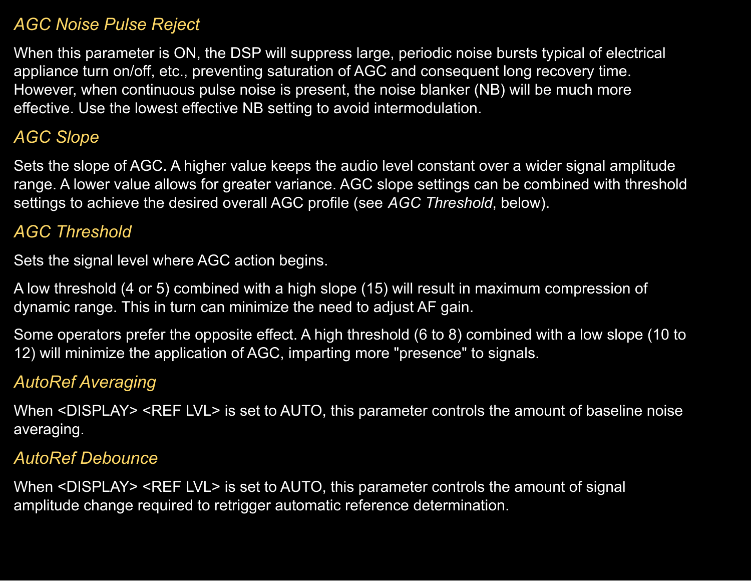### *AGC Noise Pulse Reject*

When this parameter is ON, the DSP will suppress large, periodic noise bursts typical of electrical appliance turn on/off, etc., preventing saturation of AGC and consequent long recovery time. However, when continuous pulse noise is present, the noise blanker (NB) will be much more effective. Use the lowest effective NB setting to avoid intermodulation.

### *AGC Slope*

Sets the slope of AGC. A higher value keeps the audio level constant over a wider signal amplitude range. A lower value allows for greater variance. AGC slope settings can be combined with threshold settings to achieve the desired overall AGC profile (see *AGC Threshold*, below).

### *AGC Threshold*

Sets the signal level where AGC action begins.

A low threshold (4 or 5) combined with a high slope (15) will result in maximum compression of dynamic range. This in turn can minimize the need to adjust AF gain.

Some operators prefer the opposite effect. A high threshold (6 to 8) combined with a low slope (10 to 12) will minimize the application of AGC, imparting more "presence" to signals.

### *AutoRef Averaging*

When <DISPLAY> <REF LVL> is set to AUTO, this parameter controls the amount of baseline noise averaging.

### *AutoRef Debounce*

When <DISPLAY> <REF LVL> is set to AUTO, this parameter controls the amount of signal amplitude change required to retrigger automatic reference determination.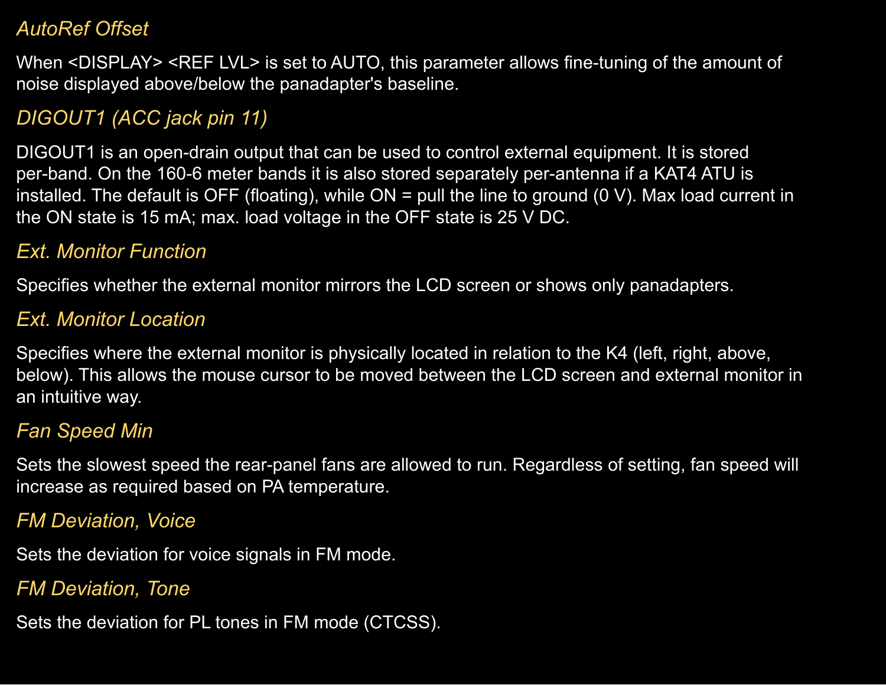*AutoRef Offset*

When <DISPLAY> <REF LVL> is set to AUTO, this parameter allows fine-tuning of the amount of noise displayed above/below the panadapter's baseline.

*DIGOUT1 (ACC jack pin 11)*

DIGOUT1 is an open-drain output that can be used to control external equipment. It is stored per-band. On the 160-6 meter bands it is also stored separately per-antenna if a KAT4 ATU is installed. The default is OFF (floating), while ON = pull the line to ground (0 V). Max load current in the ON state is 15 mA; max. load voltage in the OFF state is 25 V DC.

*Ext. Monitor Function*

Specifies whether the external monitor mirrors the LCD screen or shows only panadapters.

*Ext. Monitor Location*

Specifies where the external monitor is physically located in relation to the K4 (left, right, above, below). This allows the mouse cursor to be moved between the LCD screen and external monitor in an intuitive way.

*Fan Speed Min*

Sets the slowest speed the rear-panel fans are allowed to run. Regardless of setting, fan speed will increase as required based on PA temperature.

*FM Deviation, Voice*

Sets the deviation for voice signals in FM mode.

*FM Deviation, Tone*

Sets the deviation for PL tones in FM mode (CTCSS).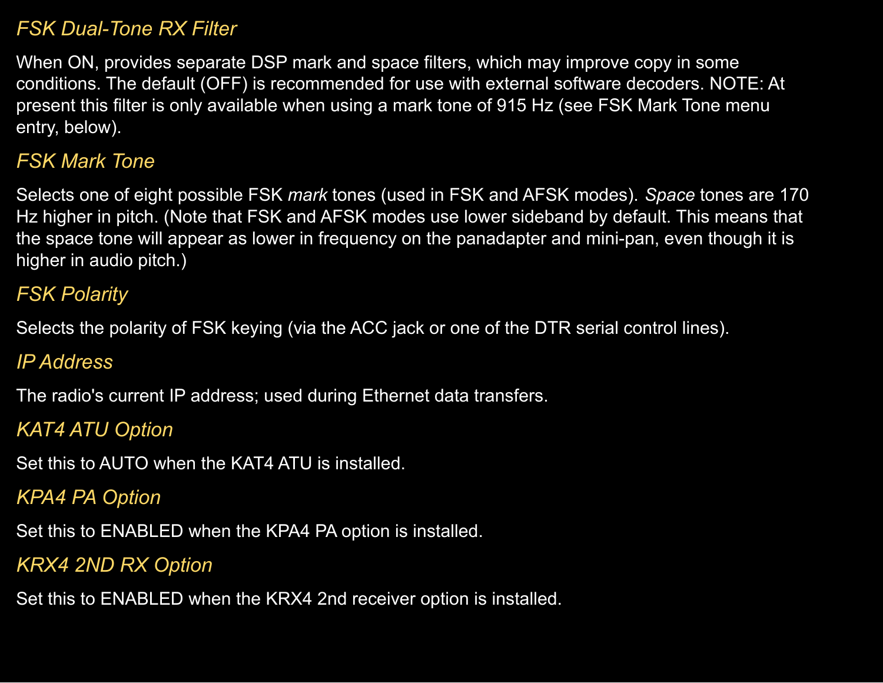### *FSK Dual-Tone RX Filter*

When ON, provides separate DSP mark and space filters, which may improve copy in some conditions. The default (OFF) is recommended for use with external software decoders. NOTE: At present this filter is only available when using a mark tone of 915 Hz (see FSK Mark Tone menu entry, below).

### *FSK Mark Tone*

Selects one of eight possible FSK *mark* tones (used in FSK and AFSK modes). *Space* tones are 170 Hz higher in pitch. (Note that FSK and AFSK modes use lower sideband by default. This means that the space tone will appear as lower in frequency on the panadapter and mini-pan, even though it is higher in audio pitch.)

### *FSK Polarity*

Selects the polarity of FSK keying (via the ACC jack or one of the DTR serial control lines).

### *IP Address*

The radio's current IP address; used during Ethernet data transfers.

### *KAT4 ATU Option*

Set this to AUTO when the KAT4 ATU is installed.

### *KPA4 PA Option*

Set this to ENABLED when the KPA4 PA option is installed.

### *KRX4 2ND RX Option*

Set this to ENABLED when the KRX4 2nd receiver option is installed.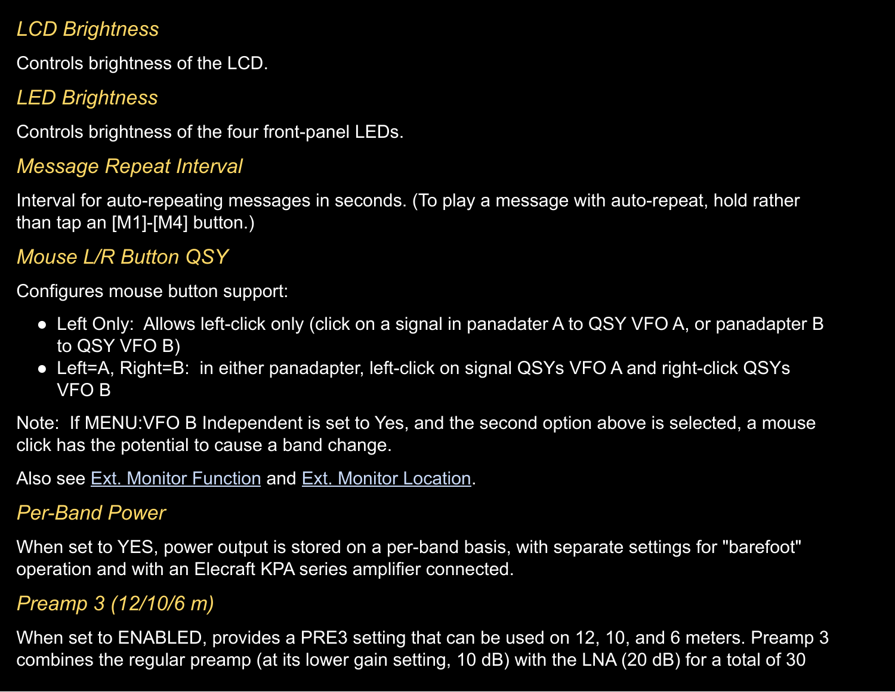### *LCD Brightness*

Controls brightness of the LCD.

### *LED Brightness*

Controls brightness of the four front-panel LEDs.

### *Message Repeat Interval*

Interval for auto-repeating messages in seconds. (To play a message with auto-repeat, hold rather than tap an [M1]-[M4] button.)

### *Mouse L/R Button QSY*

Configures mouse button support:

- Left Only:  Allows left-click only (click on a signal in panadater A to QSY VFO A, or panadapter B to QSY VFO B)
- Left=A, Right=B:  in either panadapter, left-click on signal QSYs VFO A and right-click QSYs VFO B

Note:  If MENU:VFO B Independent is set to Yes, and the second option above is selected, a mouse click has the potential to cause a band change.

Also see Ext. Monitor Function and Ext. Monitor Location.

### *Per-Band Power*

When set to YES, power output is stored on a per-band basis, with separate settings for "barefoot" operation and with an Elecraft KPA series amplifier connected.

### *Preamp 3 (12/10/6 m)*

When set to ENABLED, provides a PRE3 setting that can be used on 12, 10, and 6 meters. Preamp 3 combines the regular preamp (at its lower gain setting, 10 dB) with the LNA (20 dB) for a total of 30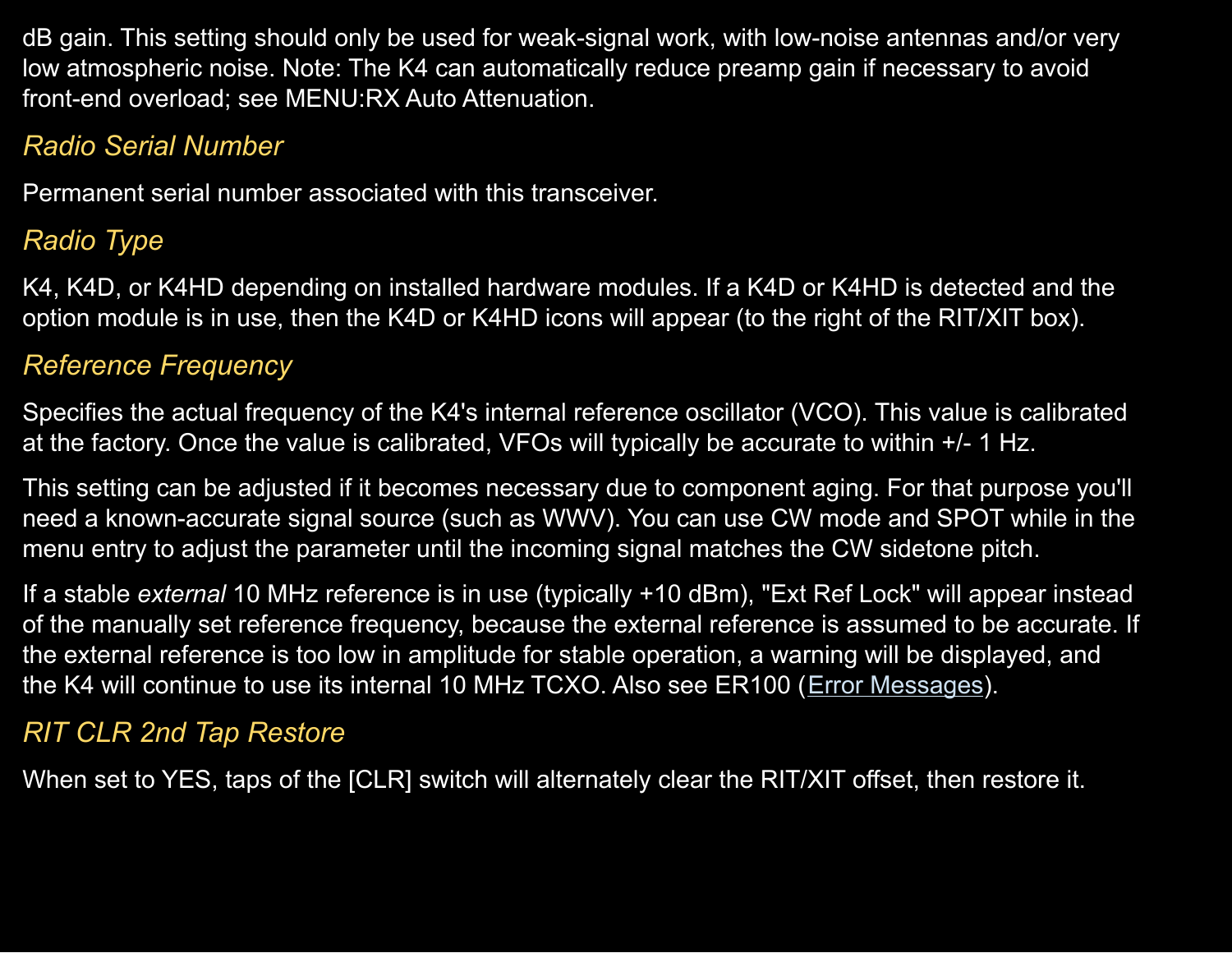dB gain. This setting should only be used for weak-signal work, with low-noise antennas and/or very low atmospheric noise. Note: The K4 can automatically reduce preamp gain if necessary to avoid front-end overload; see MENU:RX Auto Attenuation.

### *Radio Serial Number*

Permanent serial number associated with this transceiver.

### *Radio Type*

K4, K4D, or K4HD depending on installed hardware modules. If a K4D or K4HD is detected and the option module is in use, then the K4D or K4HD icons will appear (to the right of the RIT/XIT box).

### *Reference Frequency*

Specifies the actual frequency of the K4's internal reference oscillator (VCO). This value is calibrated at the factory. Once the value is calibrated, VFOs will typically be accurate to within +/- 1 Hz.

This setting can be adjusted if it becomes necessary due to component aging. For that purpose you'll need a known-accurate signal source (such as WWV). You can use CW mode and SPOT while in the menu entry to adjust the parameter until the incoming signal matches the CW sidetone pitch.

If a stable *external* 10 MHz reference is in use (typically +10 dBm), "Ext Ref Lock" will appear instead of the manually set reference frequency, because the external reference is assumed to be accurate. If the external reference is too low in amplitude for stable operation, a warning will be displayed, and the K4 will continue to use its internal 10 MHz TCXO. Also see ER100 (Error Messages).

### *RIT CLR 2nd Tap Restore*

When set to YES, taps of the [CLR] switch will alternately clear the RIT/XIT offset, then restore it.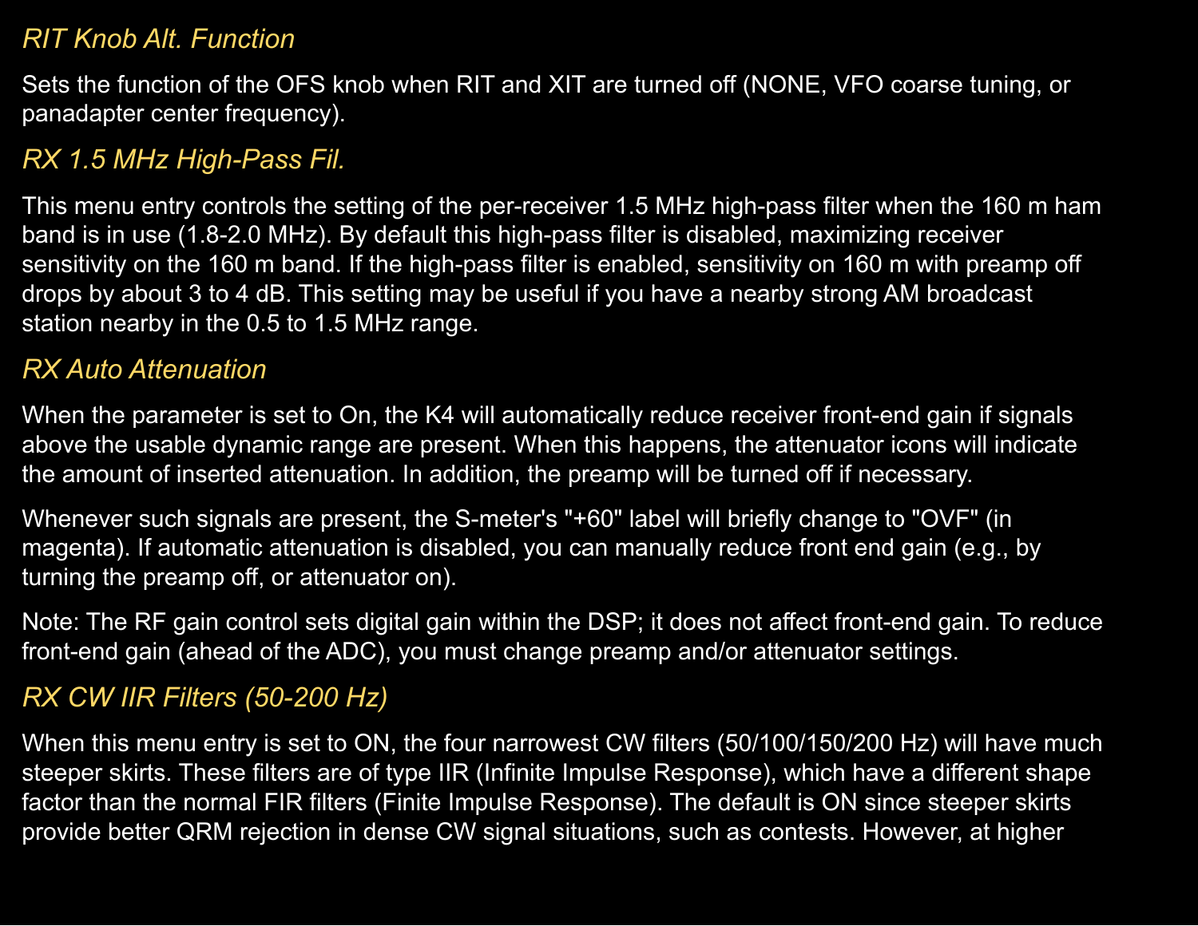### *RIT Knob Alt. Function*

Sets the function of the OFS knob when RIT and XIT are turned off (NONE, VFO coarse tuning, or panadapter center frequency).

### *RX 1.5 MHz High-Pass Fil.*

This menu entry controls the setting of the per-receiver 1.5 MHz high-pass filter when the 160 m ham band is in use (1.8-2.0 MHz). By default this high-pass filter is disabled, maximizing receiver sensitivity on the 160 m band. If the high-pass filter is enabled, sensitivity on 160 m with preamp off drops by about 3 to 4 dB. This setting may be useful if you have a nearby strong AM broadcast station nearby in the 0.5 to 1.5 MHz range.

### *RX Auto Attenuation*

When the parameter is set to On, the K4 will automatically reduce receiver front-end gain if signals above the usable dynamic range are present. When this happens, the attenuator icons will indicate the amount of inserted attenuation. In addition, the preamp will be turned off if necessary.

Whenever such signals are present, the S-meter's "+60" label will briefly change to "OVF" (in magenta). If automatic attenuation is disabled, you can manually reduce front end gain (e.g., by turning the preamp off, or attenuator on).

Note: The RF gain control sets digital gain within the DSP; it does not affect front-end gain. To reduce front-end gain (ahead of the ADC), you must change preamp and/or attenuator settings.

### *RX CW IIR Filters (50-200 Hz)*

When this menu entry is set to ON, the four narrowest CW filters (50/100/150/200 Hz) will have much steeper skirts. These filters are of type IIR (Infinite Impulse Response), which have a different shape factor than the normal FIR filters (Finite Impulse Response). The default is ON since steeper skirts provide better QRM rejection in dense CW signal situations, such as contests. However, at higher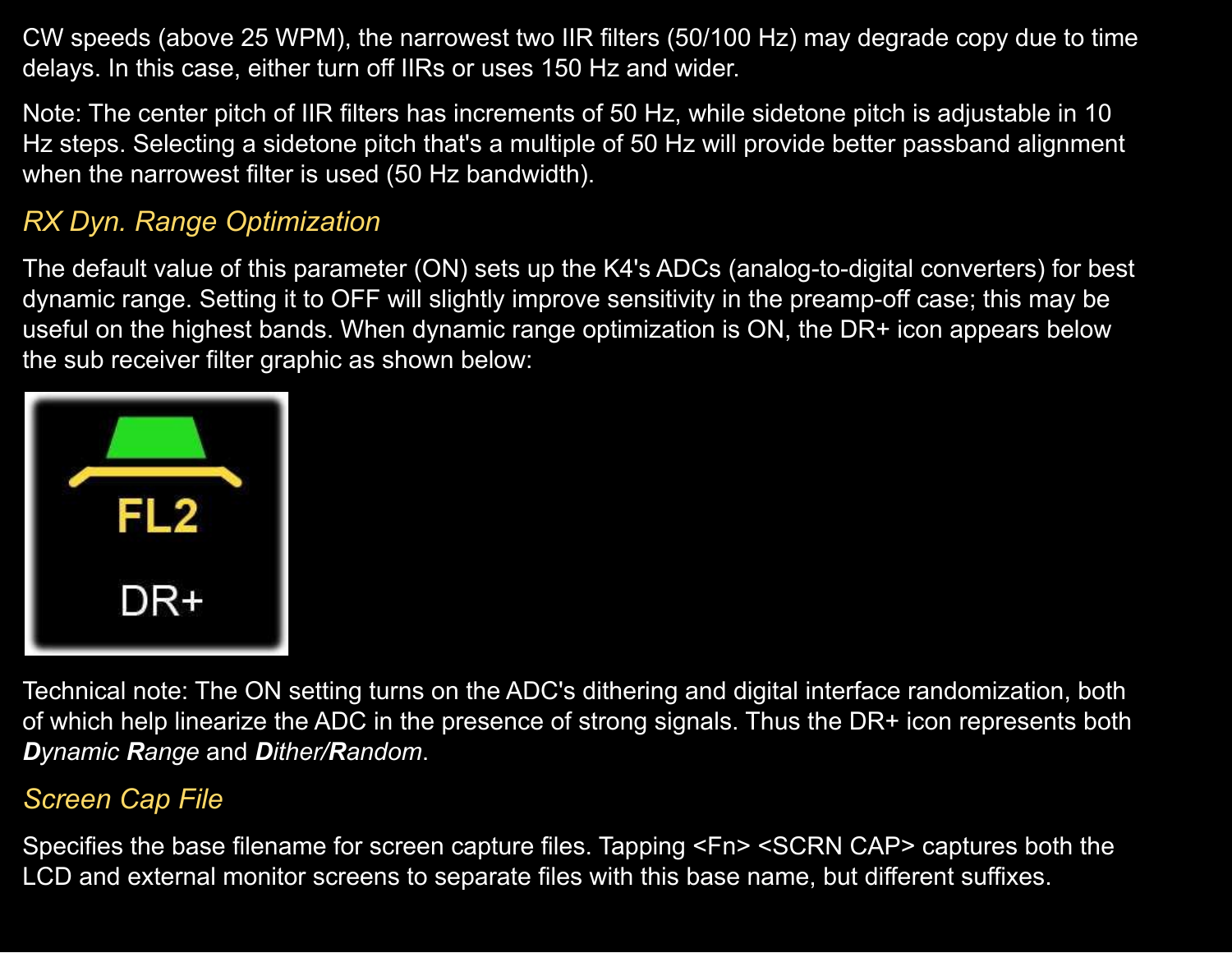CW speeds (above 25 WPM), the narrowest two IIR filters (50/100 Hz) may degrade copy due to time delays. In this case, either turn off IIRs or uses 150 Hz and wider.

Note: The center pitch of IIR filters has increments of 50 Hz, while sidetone pitch is adjustable in 10 Hz steps. Selecting a sidetone pitch that's a multiple of 50 Hz will provide better passband alignment when the narrowest filter is used (50 Hz bandwidth).

### *RX Dyn. Range Optimization*

The default value of this parameter (ON) sets up the K4's ADCs (analog-to-digital converters) for best dynamic range. Setting it to OFF will slightly improve sensitivity in the preamp-off case; this may be useful on the highest bands. When dynamic range optimization is ON, the DR+ icon appears below the sub receiver filter graphic as shown below:

Technical note: The ON setting turns on the ADC's dithering and digital interface randomization, both of which help linearize the ADC in the presence of strong signals. Thus the DR+ icon represents both ***D**ynamic **R**ange* and ***D**ither/**R**andom*.

### *Screen Cap File*

Specifies the base filename for screen capture files. Tapping <Fn> <SCRN CAP> captures both the LCD and external monitor screens to separate files with this base name, but different suffixes.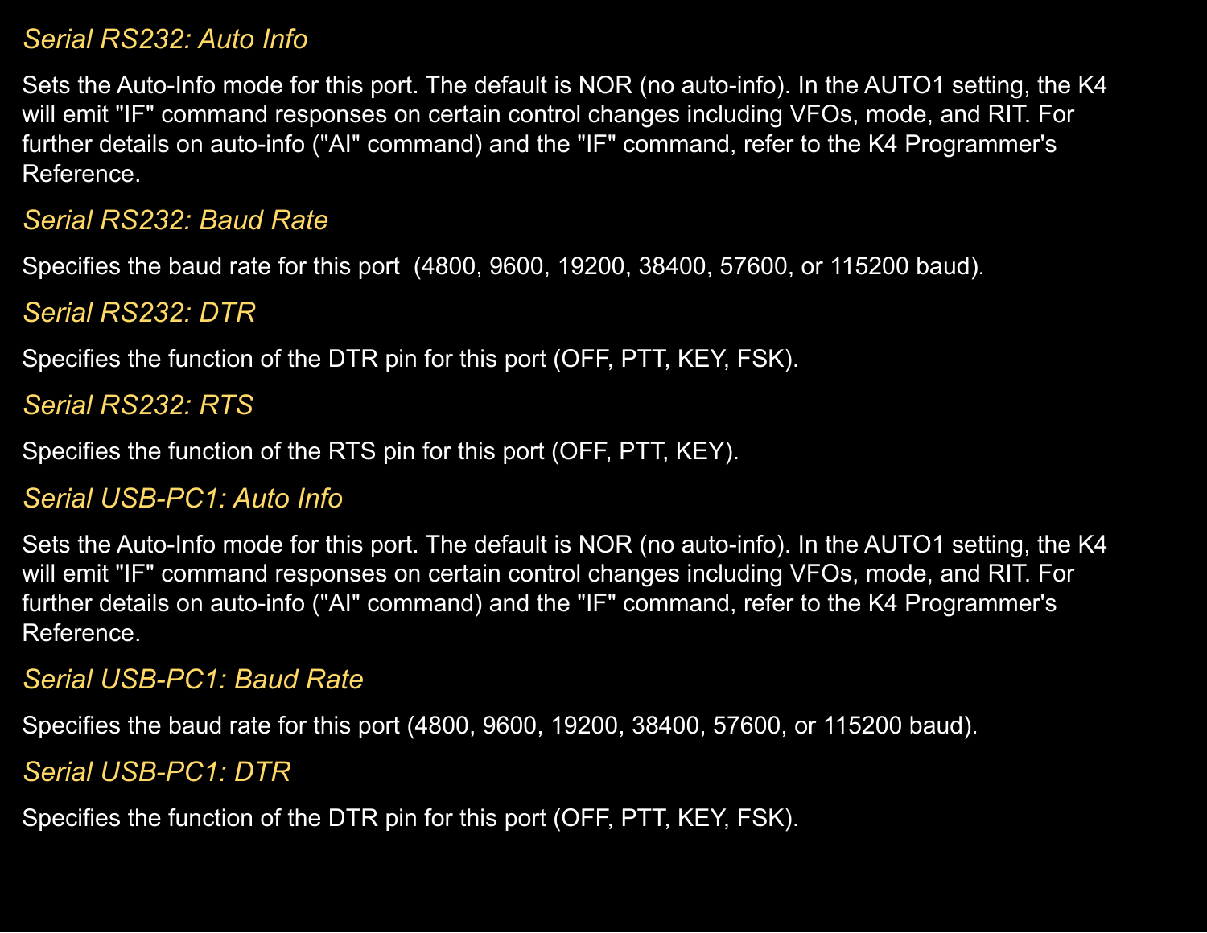### *Serial RS232: Auto Info*

Sets the Auto-Info mode for this port. The default is NOR (no auto-info). In the AUTO1 setting, the K4 will emit "IF" command responses on certain control changes including VFOs, mode, and RIT. For further details on auto-info ("AI" command) and the "IF" command, refer to the K4 Programmer's Reference.

### *Serial RS232: Baud Rate*

Specifies the baud rate for this port (4800, 9600, 19200, 38400, 57600, or 115200 baud).

### *Serial RS232: DTR*

Specifies the function of the DTR pin for this port (OFF, PTT, KEY, FSK).

### *Serial RS232: RTS*

Specifies the function of the RTS pin for this port (OFF, PTT, KEY).

### *Serial USB-PC1: Auto Info*

Sets the Auto-Info mode for this port. The default is NOR (no auto-info). In the AUTO1 setting, the K4 will emit "IF" command responses on certain control changes including VFOs, mode, and RIT. For further details on auto-info ("AI" command) and the "IF" command, refer to the K4 Programmer's Reference.

### *Serial USB-PC1: Baud Rate*

Specifies the baud rate for this port (4800, 9600, 19200, 38400, 57600, or 115200 baud).

### *Serial USB-PC1: DTR*

Specifies the function of the DTR pin for this port (OFF, PTT, KEY, FSK).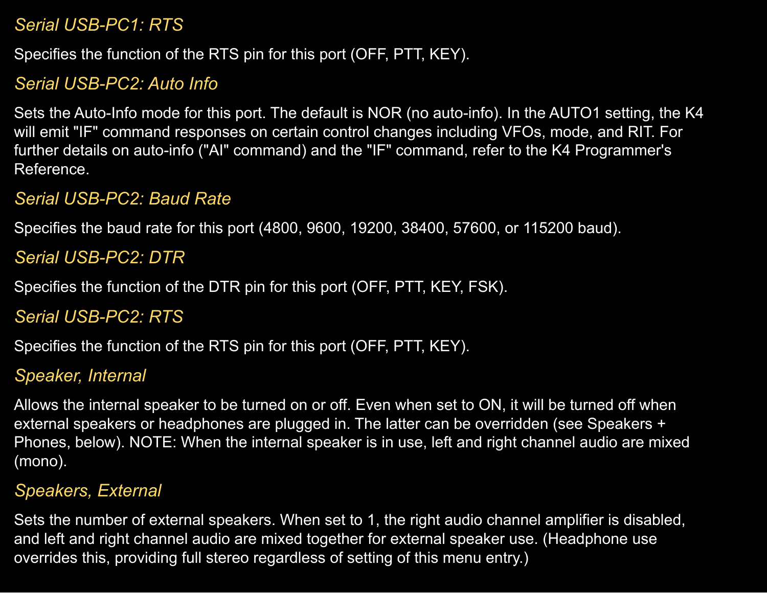### *Serial USB-PC1: RTS*

Specifies the function of the RTS pin for this port (OFF, PTT, KEY).

### *Serial USB-PC2: Auto Info*

Sets the Auto-Info mode for this port. The default is NOR (no auto-info). In the AUTO1 setting, the K4 will emit "IF" command responses on certain control changes including VFOs, mode, and RIT. For further details on auto-info ("AI" command) and the "IF" command, refer to the K4 Programmer's Reference.

### *Serial USB-PC2: Baud Rate*

Specifies the baud rate for this port (4800, 9600, 19200, 38400, 57600, or 115200 baud).

### *Serial USB-PC2: DTR*

Specifies the function of the DTR pin for this port (OFF, PTT, KEY, FSK).

### *Serial USB-PC2: RTS*

Specifies the function of the RTS pin for this port (OFF, PTT, KEY).

### *Speaker, Internal*

Allows the internal speaker to be turned on or off. Even when set to ON, it will be turned off when external speakers or headphones are plugged in. The latter can be overridden (see Speakers + Phones, below). NOTE: When the internal speaker is in use, left and right channel audio are mixed (mono).

### *Speakers, External*

Sets the number of external speakers. When set to 1, the right audio channel amplifier is disabled, and left and right channel audio are mixed together for external speaker use. (Headphone use overrides this, providing full stereo regardless of setting of this menu entry.)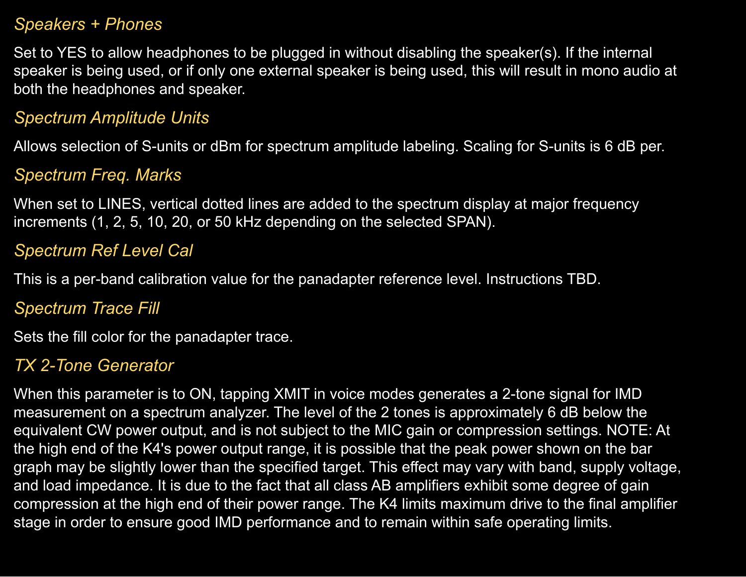### *Speakers + Phones*

Set to YES to allow headphones to be plugged in without disabling the speaker(s). If the internal speaker is being used, or if only one external speaker is being used, this will result in mono audio at both the headphones and speaker.

### *Spectrum Amplitude Units*

Allows selection of S-units or dBm for spectrum amplitude labeling. Scaling for S-units is 6 dB per.

### *Spectrum Freq. Marks*

When set to LINES, vertical dotted lines are added to the spectrum display at major frequency increments (1, 2, 5, 10, 20, or 50 kHz depending on the selected SPAN).

### *Spectrum Ref Level Cal*

This is a per-band calibration value for the panadapter reference level. Instructions TBD.

### *Spectrum Trace Fill*

Sets the fill color for the panadapter trace.

### *TX 2-Tone Generator*

When this parameter is to ON, tapping XMIT in voice modes generates a 2-tone signal for IMD measurement on a spectrum analyzer. The level of the 2 tones is approximately 6 dB below the equivalent CW power output, and is not subject to the MIC gain or compression settings. NOTE: At the high end of the K4's power output range, it is possible that the peak power shown on the bar graph may be slightly lower than the specified target. This effect may vary with band, supply voltage, and load impedance. It is due to the fact that all class AB amplifiers exhibit some degree of gain compression at the high end of their power range. The K4 limits maximum drive to the final amplifier stage in order to ensure good IMD performance and to remain within safe operating limits.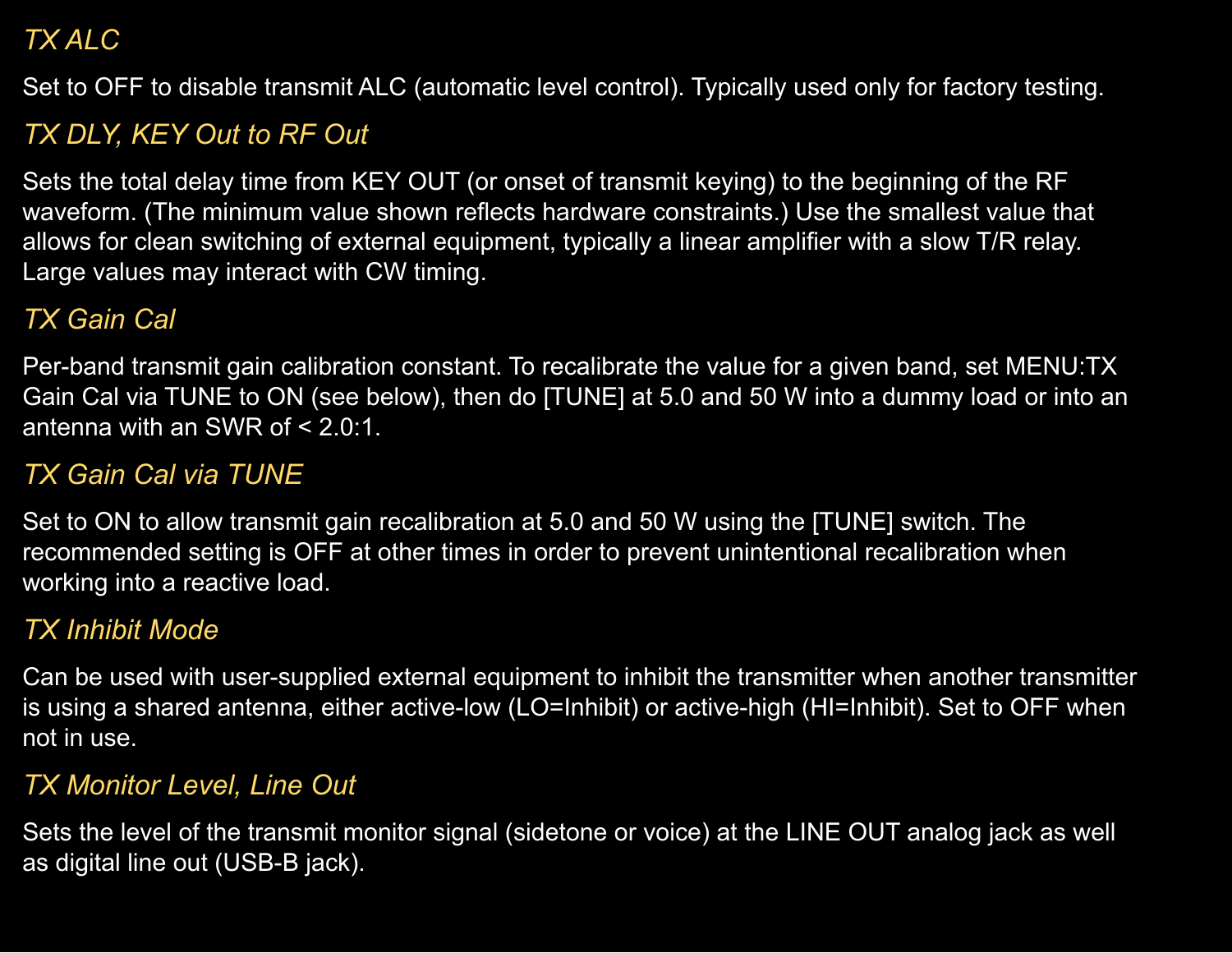*TX ALC*

Set to OFF to disable transmit ALC (automatic level control). Typically used only for factory testing.

*TX DLY, KEY Out to RF Out*

Sets the total delay time from KEY OUT (or onset of transmit keying) to the beginning of the RF waveform. (The minimum value shown reflects hardware constraints.) Use the smallest value that allows for clean switching of external equipment, typically a linear amplifier with a slow T/R relay. Large values may interact with CW timing.

*TX Gain Cal*

Per-band transmit gain calibration constant. To recalibrate the value for a given band, set MENU:TX Gain Cal via TUNE to ON (see below), then do [TUNE] at 5.0 and 50 W into a dummy load or into an antenna with an SWR of < 2.0:1.

*TX Gain Cal via TUNE*

Set to ON to allow transmit gain recalibration at 5.0 and 50 W using the [TUNE] switch. The recommended setting is OFF at other times in order to prevent unintentional recalibration when working into a reactive load.

*TX Inhibit Mode*

Can be used with user-supplied external equipment to inhibit the transmitter when another transmitter is using a shared antenna, either active-low (LO=Inhibit) or active-high (HI=Inhibit). Set to OFF when not in use.

*TX Monitor Level, Line Out*

Sets the level of the transmit monitor signal (sidetone or voice) at the LINE OUT analog jack as well as digital line out (USB-B jack).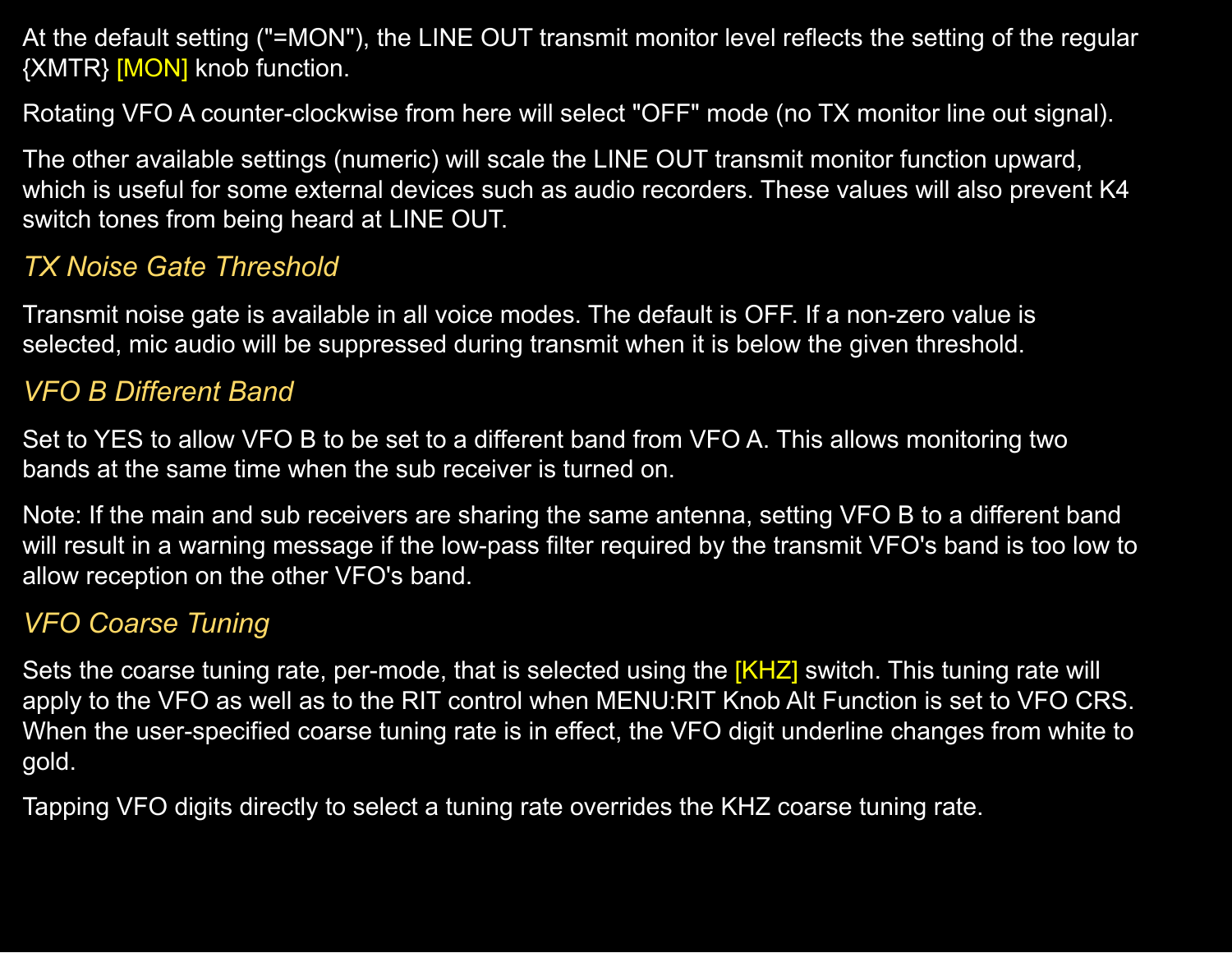At the default setting ("=MON"), the LINE OUT transmit monitor level reflects the setting of the regular {XMTR} [MON] knob function.

Rotating VFO A counter-clockwise from here will select "OFF" mode (no TX monitor line out signal).

The other available settings (numeric) will scale the LINE OUT transmit monitor function upward, which is useful for some external devices such as audio recorders. These values will also prevent K4 switch tones from being heard at LINE OUT.

### *TX Noise Gate Threshold*

Transmit noise gate is available in all voice modes. The default is OFF. If a non-zero value is selected, mic audio will be suppressed during transmit when it is below the given threshold.

### *VFO B Different Band*

Set to YES to allow VFO B to be set to a different band from VFO A. This allows monitoring two bands at the same time when the sub receiver is turned on.

Note: If the main and sub receivers are sharing the same antenna, setting VFO B to a different band will result in a warning message if the low-pass filter required by the transmit VFO's band is too low to allow reception on the other VFO's band.

### *VFO Coarse Tuning*

Sets the coarse tuning rate, per-mode, that is selected using the [KHZ] switch. This tuning rate will apply to the VFO as well as to the RIT control when MENU:RIT Knob Alt Function is set to VFO CRS. When the user-specified coarse tuning rate is in effect, the VFO digit underline changes from white to gold.

Tapping VFO digits directly to select a tuning rate overrides the KHZ coarse tuning rate.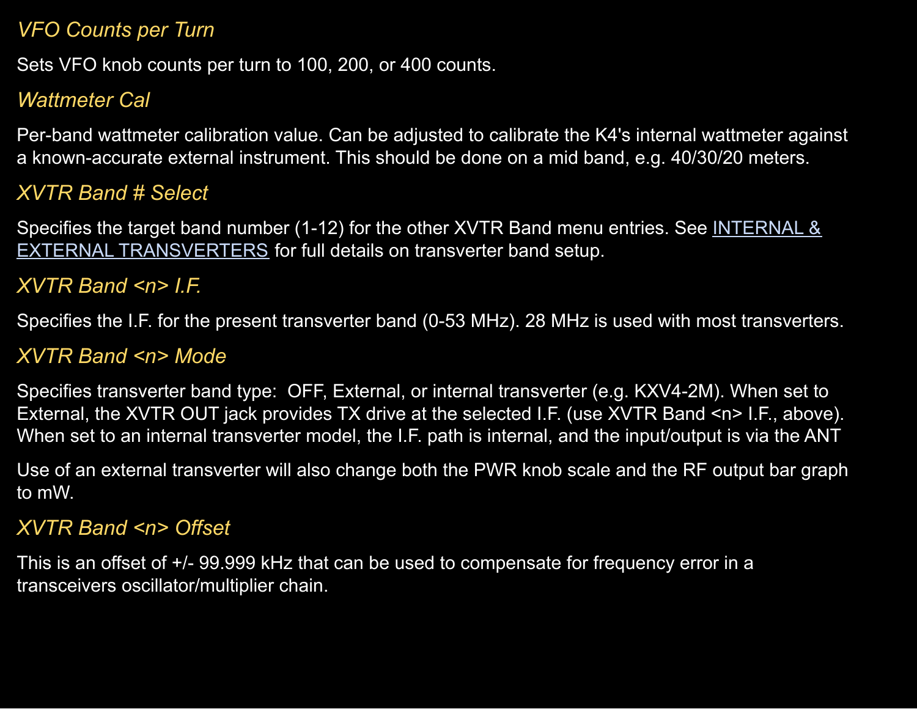### *VFO Counts per Turn*

Sets VFO knob counts per turn to 100, 200, or 400 counts.

### *Wattmeter Cal*

Per-band wattmeter calibration value. Can be adjusted to calibrate the K4's internal wattmeter against a known-accurate external instrument. This should be done on a mid band, e.g. 40/30/20 meters.

### *XVTR Band # Select*

Specifies the target band number (1-12) for the other XVTR Band menu entries. See INTERNAL & EXTERNAL TRANSVERTERS for full details on transverter band setup.

### *XVTR Band <n> I.F.*

Specifies the I.F. for the present transverter band (0-53 MHz). 28 MHz is used with most transverters.

### *XVTR Band <n> Mode*

Specifies transverter band type:  OFF, External, or internal transverter (e.g. KXV4-2M). When set to External, the XVTR OUT jack provides TX drive at the selected I.F. (use XVTR Band <n> I.F., above). When set to an internal transverter model, the I.F. path is internal, and the input/output is via the ANT

Use of an external transverter will also change both the PWR knob scale and the RF output bar graph to mW.

### *XVTR Band <n> Offset*

This is an offset of +/- 99.999 kHz that can be used to compensate for frequency error in a transceivers oscillator/multiplier chain.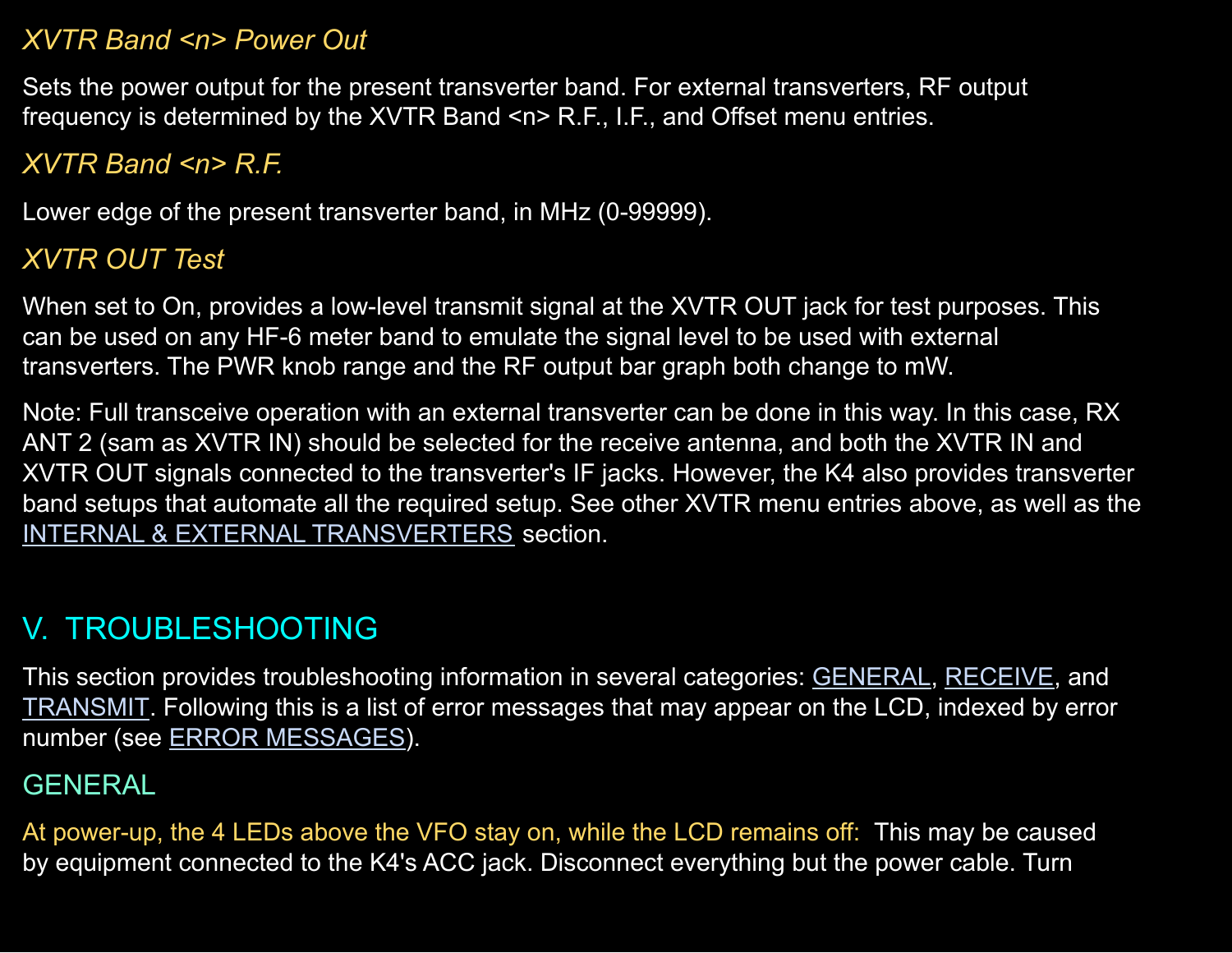*XVTR Band <n> Power Out*

Sets the power output for the present transverter band. For external transverters, RF output frequency is determined by the XVTR Band <n> R.F., I.F., and Offset menu entries.

*XVTR Band <n> R.F.*

Lower edge of the present transverter band, in MHz (0-99999).

*XVTR OUT Test*

When set to On, provides a low-level transmit signal at the XVTR OUT jack for test purposes. This can be used on any HF-6 meter band to emulate the signal level to be used with external transverters. The PWR knob range and the RF output bar graph both change to mW.

Note: Full transceive operation with an external transverter can be done in this way. In this case, RX ANT 2 (sam as XVTR IN) should be selected for the receive antenna, and both the XVTR IN and XVTR OUT signals connected to the transverter's IF jacks. However, the K4 also provides transverter band setups that automate all the required setup. See other XVTR menu entries above, as well as the INTERNAL & EXTERNAL TRANSVERTERS section.

# V. TROUBLESHOOTING

This section provides troubleshooting information in several categories: GENERAL, RECEIVE, and TRANSMIT. Following this is a list of error messages that may appear on the LCD, indexed by error number (see ERROR MESSAGES).

## GENERAL

At power-up, the 4 LEDs above the VFO stay on, while the LCD remains off: This may be caused by equipment connected to the K4's ACC jack. Disconnect everything but the power cable. Turn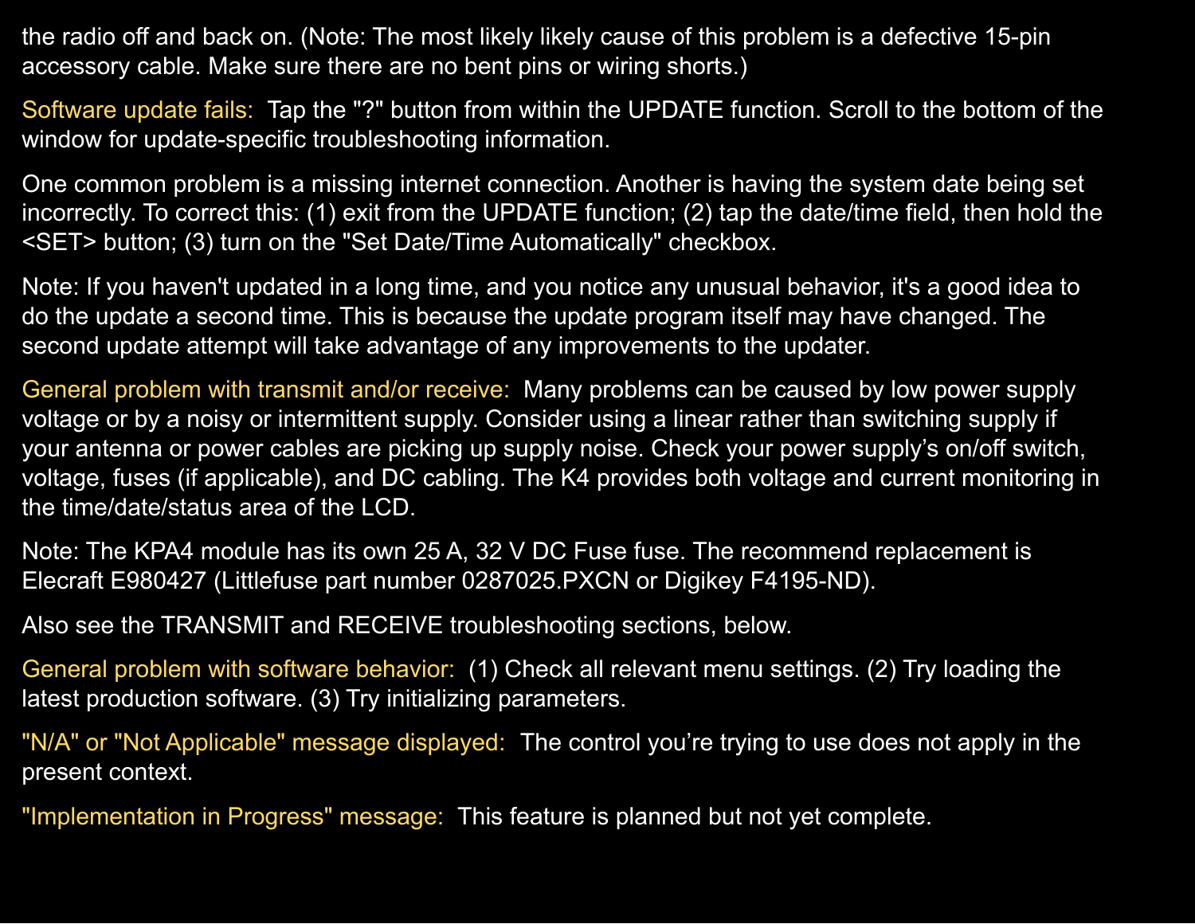the radio off and back on. (Note: The most likely likely cause of this problem is a defective 15-pin accessory cable. Make sure there are no bent pins or wiring shorts.)

Software update fails:  Tap the "?" button from within the UPDATE function. Scroll to the bottom of the window for update-specific troubleshooting information.

One common problem is a missing internet connection. Another is having the system date being set incorrectly. To correct this: (1) exit from the UPDATE function; (2) tap the date/time field, then hold the <SET> button; (3) turn on the "Set Date/Time Automatically" checkbox.

Note: If you haven't updated in a long time, and you notice any unusual behavior, it's a good idea to do the update a second time. This is because the update program itself may have changed. The second update attempt will take advantage of any improvements to the updater.

General problem with transmit and/or receive:  Many problems can be caused by low power supply voltage or by a noisy or intermittent supply. Consider using a linear rather than switching supply if your antenna or power cables are picking up supply noise. Check your power supply's on/off switch, voltage, fuses (if applicable), and DC cabling. The K4 provides both voltage and current monitoring in the time/date/status area of the LCD.

Note: The KPA4 module has its own 25 A, 32 V DC Fuse fuse. The recommend replacement is Elecraft E980427 (Littlefuse part number 0287025.PXCN or Digikey F4195-ND).

Also see the TRANSMIT and RECEIVE troubleshooting sections, below.

General problem with software behavior:  (1) Check all relevant menu settings. (2) Try loading the latest production software. (3) Try initializing parameters.

"N/A" or "Not Applicable" message displayed:  The control you're trying to use does not apply in the present context.

"Implementation in Progress" message:  This feature is planned but not yet complete.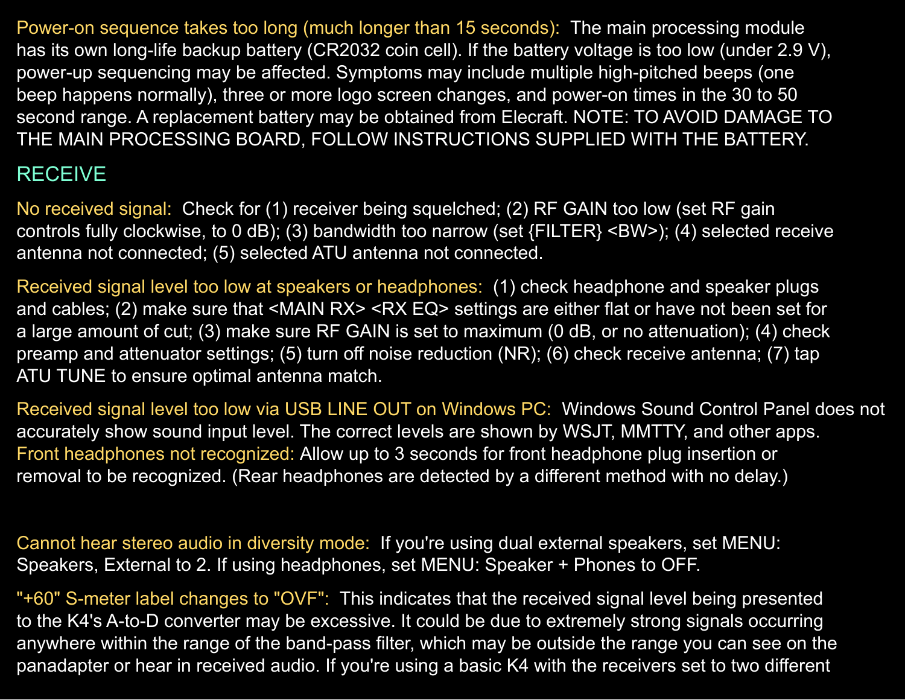**Power-on sequence takes too long (much longer than 15 seconds):** The main processing module has its own long-life backup battery (CR2032 coin cell). If the battery voltage is too low (under 2.9 V), power-up sequencing may be affected. Symptoms may include multiple high-pitched beeps (one beep happens normally), three or more logo screen changes, and power-on times in the 30 to 50 second range. A replacement battery may be obtained from Elecraft. NOTE: TO AVOID DAMAGE TO THE MAIN PROCESSING BOARD, FOLLOW INSTRUCTIONS SUPPLIED WITH THE BATTERY.

## RECEIVE

**No received signal:** Check for (1) receiver being squelched; (2) RF GAIN too low (set RF gain controls fully clockwise, to 0 dB); (3) bandwidth too narrow (set {FILTER} <BW>); (4) selected receive antenna not connected; (5) selected ATU antenna not connected.

**Received signal level too low at speakers or headphones:** (1) check headphone and speaker plugs and cables; (2) make sure that <MAIN RX> <RX EQ> settings are either flat or have not been set for a large amount of cut; (3) make sure RF GAIN is set to maximum (0 dB, or no attenuation); (4) check preamp and attenuator settings; (5) turn off noise reduction (NR); (6) check receive antenna; (7) tap ATU TUNE to ensure optimal antenna match.

**Received signal level too low via USB LINE OUT on Windows PC:** Windows Sound Control Panel does not accurately show sound input level. The correct levels are shown by WSJT, MMTTY, and other apps.

**Front headphones not recognized:** Allow up to 3 seconds for front headphone plug insertion or removal to be recognized. (Rear headphones are detected by a different method with no delay.)

**Cannot hear stereo audio in diversity mode:** If you're using dual external speakers, set MENU: Speakers, External to 2. If using headphones, set MENU: Speaker + Phones to OFF.

**"+60" S-meter label changes to "OVF":** This indicates that the received signal level being presented to the K4's A-to-D converter may be excessive. It could be due to extremely strong signals occurring anywhere within the range of the band-pass filter, which may be outside the range you can see on the panadapter or hear in received audio. If you're using a basic K4 with the receivers set to two different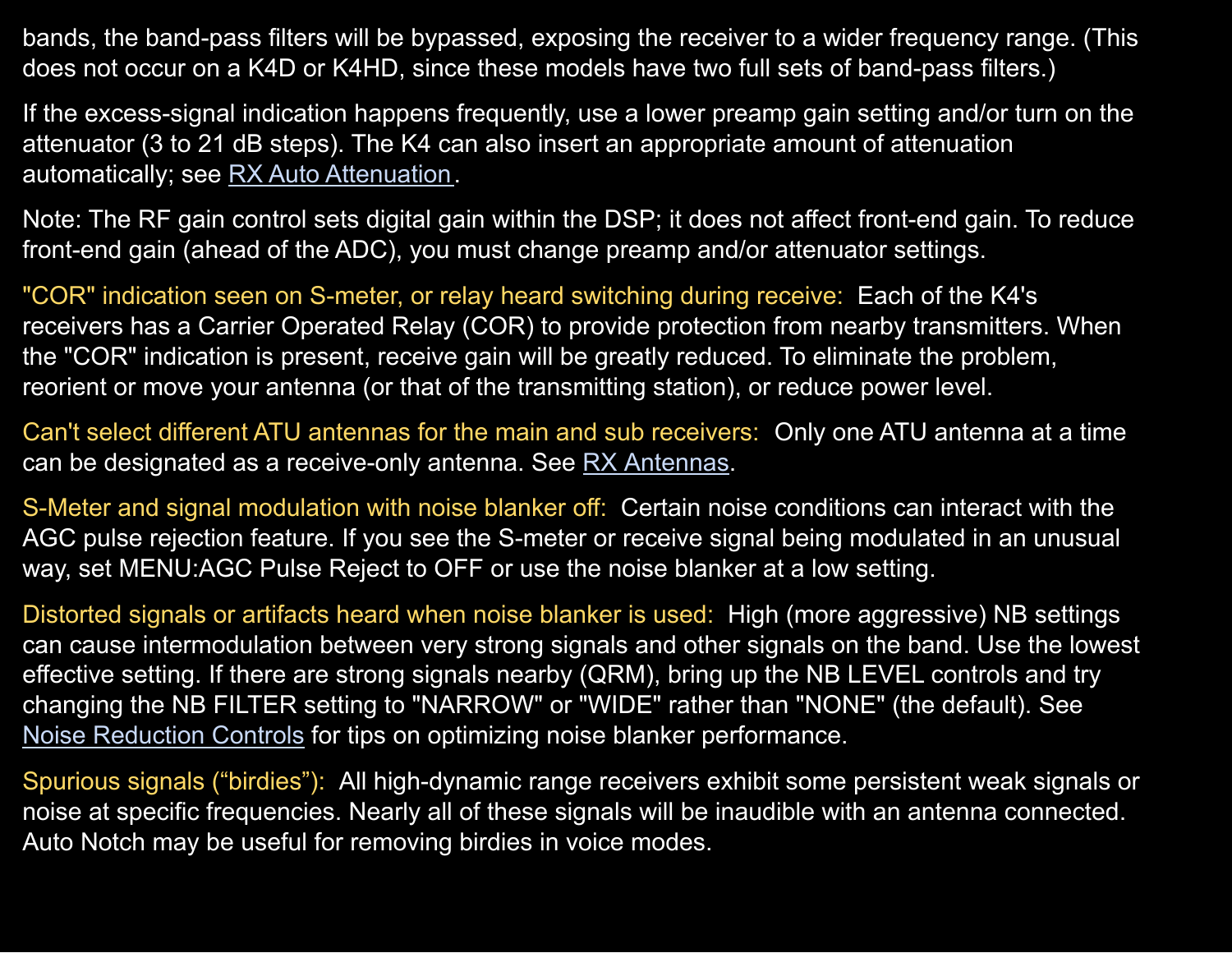bands, the band-pass filters will be bypassed, exposing the receiver to a wider frequency range. (This does not occur on a K4D or K4HD, since these models have two full sets of band-pass filters.)

If the excess-signal indication happens frequently, use a lower preamp gain setting and/or turn on the attenuator (3 to 21 dB steps). The K4 can also insert an appropriate amount of attenuation automatically; see RX Auto Attenuation.

Note: The RF gain control sets digital gain within the DSP; it does not affect front-end gain. To reduce front-end gain (ahead of the ADC), you must change preamp and/or attenuator settings.

**"COR" indication seen on S-meter, or relay heard switching during receive:** Each of the K4's receivers has a Carrier Operated Relay (COR) to provide protection from nearby transmitters. When the "COR" indication is present, receive gain will be greatly reduced. To eliminate the problem, reorient or move your antenna (or that of the transmitting station), or reduce power level.

**Can't select different ATU antennas for the main and sub receivers:** Only one ATU antenna at a time can be designated as a receive-only antenna. See RX Antennas.

**S-Meter and signal modulation with noise blanker off:** Certain noise conditions can interact with the AGC pulse rejection feature. If you see the S-meter or receive signal being modulated in an unusual way, set MENU:AGC Pulse Reject to OFF or use the noise blanker at a low setting.

**Distorted signals or artifacts heard when noise blanker is used:** High (more aggressive) NB settings can cause intermodulation between very strong signals and other signals on the band. Use the lowest effective setting. If there are strong signals nearby (QRM), bring up the NB LEVEL controls and try changing the NB FILTER setting to "NARROW" or "WIDE" rather than "NONE" (the default). See Noise Reduction Controls for tips on optimizing noise blanker performance.

**Spurious signals ("birdies"):** All high-dynamic range receivers exhibit some persistent weak signals or noise at specific frequencies. Nearly all of these signals will be inaudible with an antenna connected. Auto Notch may be useful for removing birdies in voice modes.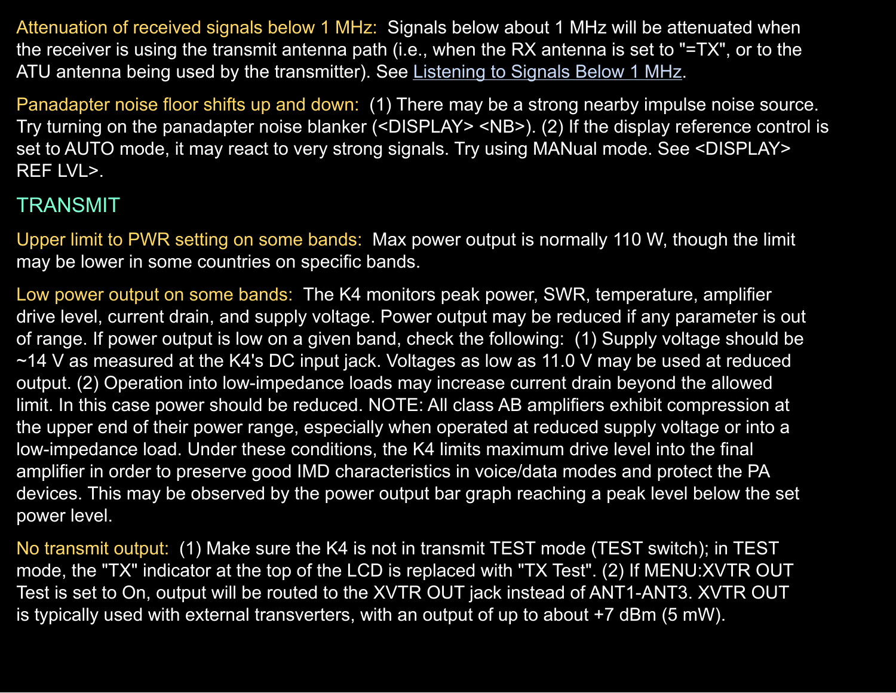**Attenuation of received signals below 1 MHz:** Signals below about 1 MHz will be attenuated when the receiver is using the transmit antenna path (i.e., when the RX antenna is set to "=TX", or to the ATU antenna being used by the transmitter). See Listening to Signals Below 1 MHz.

**Panadapter noise floor shifts up and down:** (1) There may be a strong nearby impulse noise source. Try turning on the panadapter noise blanker (<DISPLAY> <NB>). (2) If the display reference control is set to AUTO mode, it may react to very strong signals. Try using MANual mode. See <DISPLAY> REF LVL>.

## TRANSMIT

**Upper limit to PWR setting on some bands:** Max power output is normally 110 W, though the limit may be lower in some countries on specific bands.

**Low power output on some bands:** The K4 monitors peak power, SWR, temperature, amplifier drive level, current drain, and supply voltage. Power output may be reduced if any parameter is out of range. If power output is low on a given band, check the following: (1) Supply voltage should be ~14 V as measured at the K4's DC input jack. Voltages as low as 11.0 V may be used at reduced output. (2) Operation into low-impedance loads may increase current drain beyond the allowed limit. In this case power should be reduced. NOTE: All class AB amplifiers exhibit compression at the upper end of their power range, especially when operated at reduced supply voltage or into a low-impedance load. Under these conditions, the K4 limits maximum drive level into the final amplifier in order to preserve good IMD characteristics in voice/data modes and protect the PA devices. This may be observed by the power output bar graph reaching a peak level below the set power level.

**No transmit output:** (1) Make sure the K4 is not in transmit TEST mode (TEST switch); in TEST mode, the "TX" indicator at the top of the LCD is replaced with "TX Test". (2) If MENU:XVTR OUT Test is set to On, output will be routed to the XVTR OUT jack instead of ANT1-ANT3. XVTR OUT is typically used with external transverters, with an output of up to about +7 dBm (5 mW).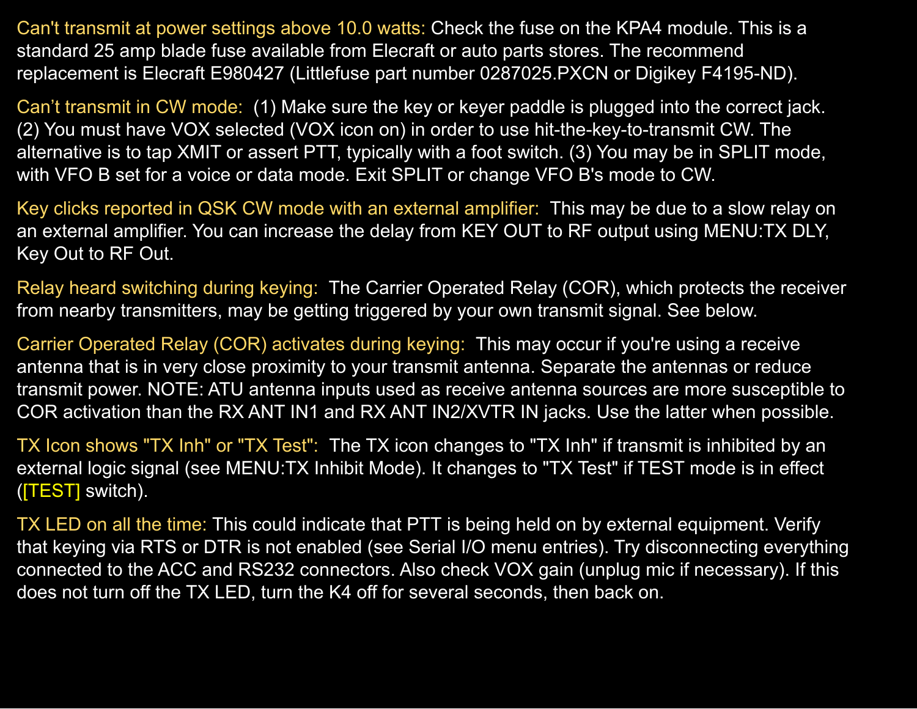**Can't transmit at power settings above 10.0 watts:** Check the fuse on the KPA4 module. This is a standard 25 amp blade fuse available from Elecraft or auto parts stores. The recommend replacement is Elecraft E980427 (Littlefuse part number 0287025.PXCN or Digikey F4195-ND).

**Can't transmit in CW mode:** (1) Make sure the key or keyer paddle is plugged into the correct jack. (2) You must have VOX selected (VOX icon on) in order to use hit-the-key-to-transmit CW. The alternative is to tap XMIT or assert PTT, typically with a foot switch. (3) You may be in SPLIT mode, with VFO B set for a voice or data mode. Exit SPLIT or change VFO B's mode to CW.

**Key clicks reported in QSK CW mode with an external amplifier:** This may be due to a slow relay on an external amplifier. You can increase the delay from KEY OUT to RF output using MENU:TX DLY, Key Out to RF Out.

**Relay heard switching during keying:** The Carrier Operated Relay (COR), which protects the receiver from nearby transmitters, may be getting triggered by your own transmit signal. See below.

**Carrier Operated Relay (COR) activates during keying:** This may occur if you're using a receive antenna that is in very close proximity to your transmit antenna. Separate the antennas or reduce transmit power. NOTE: ATU antenna inputs used as receive antenna sources are more susceptible to COR activation than the RX ANT IN1 and RX ANT IN2/XVTR IN jacks. Use the latter when possible.

**TX Icon shows "TX Inh" or "TX Test":** The TX icon changes to "TX Inh" if transmit is inhibited by an external logic signal (see MENU:TX Inhibit Mode). It changes to "TX Test" if TEST mode is in effect ([TEST] switch).

**TX LED on all the time:** This could indicate that PTT is being held on by external equipment. Verify that keying via RTS or DTR is not enabled (see Serial I/O menu entries). Try disconnecting everything connected to the ACC and RS232 connectors. Also check VOX gain (unplug mic if necessary). If this does not turn off the TX LED, turn the K4 off for several seconds, then back on.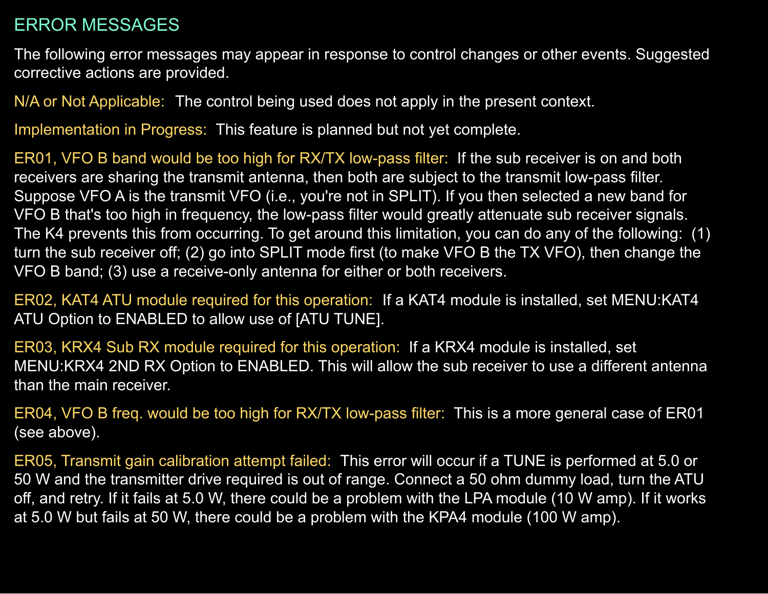## ERROR MESSAGES

The following error messages may appear in response to control changes or other events. Suggested corrective actions are provided.

**N/A or Not Applicable:** The control being used does not apply in the present context.

**Implementation in Progress:** This feature is planned but not yet complete.

**ER01, VFO B band would be too high for RX/TX low-pass filter:** If the sub receiver is on and both receivers are sharing the transmit antenna, then both are subject to the transmit low-pass filter. Suppose VFO A is the transmit VFO (i.e., you're not in SPLIT). If you then selected a new band for VFO B that's too high in frequency, the low-pass filter would greatly attenuate sub receiver signals. The K4 prevents this from occurring. To get around this limitation, you can do any of the following: (1) turn the sub receiver off; (2) go into SPLIT mode first (to make VFO B the TX VFO), then change the VFO B band; (3) use a receive-only antenna for either or both receivers.

**ER02, KAT4 ATU module required for this operation:** If a KAT4 module is installed, set MENU:KAT4 ATU Option to ENABLED to allow use of [ATU TUNE].

**ER03, KRX4 Sub RX module required for this operation:** If a KRX4 module is installed, set MENU:KRX4 2ND RX Option to ENABLED. This will allow the sub receiver to use a different antenna than the main receiver.

**ER04, VFO B freq. would be too high for RX/TX low-pass filter:** This is a more general case of ER01 (see above).

**ER05, Transmit gain calibration attempt failed:** This error will occur if a TUNE is performed at 5.0 or 50 W and the transmitter drive required is out of range. Connect a 50 ohm dummy load, turn the ATU off, and retry. If it fails at 5.0 W, there could be a problem with the LPA module (10 W amp). If it works at 5.0 W but fails at 50 W, there could be a problem with the KPA4 module (100 W amp).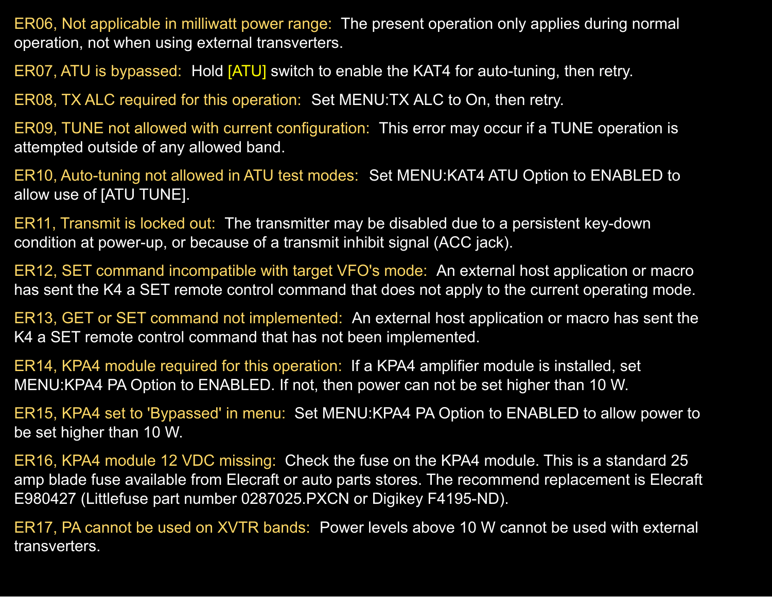ER06, Not applicable in milliwatt power range: The present operation only applies during normal operation, not when using external transverters.

ER07, ATU is bypassed: Hold [ATU] switch to enable the KAT4 for auto-tuning, then retry.

ER08, TX ALC required for this operation: Set MENU:TX ALC to On, then retry.

ER09, TUNE not allowed with current configuration: This error may occur if a TUNE operation is attempted outside of any allowed band.

ER10, Auto-tuning not allowed in ATU test modes: Set MENU:KAT4 ATU Option to ENABLED to allow use of [ATU TUNE].

ER11, Transmit is locked out: The transmitter may be disabled due to a persistent key-down condition at power-up, or because of a transmit inhibit signal (ACC jack).

ER12, SET command incompatible with target VFO's mode: An external host application or macro has sent the K4 a SET remote control command that does not apply to the current operating mode.

ER13, GET or SET command not implemented: An external host application or macro has sent the K4 a SET remote control command that has not been implemented.

ER14, KPA4 module required for this operation: If a KPA4 amplifier module is installed, set MENU:KPA4 PA Option to ENABLED. If not, then power can not be set higher than 10 W.

ER15, KPA4 set to 'Bypassed' in menu: Set MENU:KPA4 PA Option to ENABLED to allow power to be set higher than 10 W.

ER16, KPA4 module 12 VDC missing: Check the fuse on the KPA4 module. This is a standard 25 amp blade fuse available from Elecraft or auto parts stores. The recommend replacement is Elecraft E980427 (Littlefuse part number 0287025.PXCN or Digikey F4195-ND).

ER17, PA cannot be used on XVTR bands: Power levels above 10 W cannot be used with external transverters.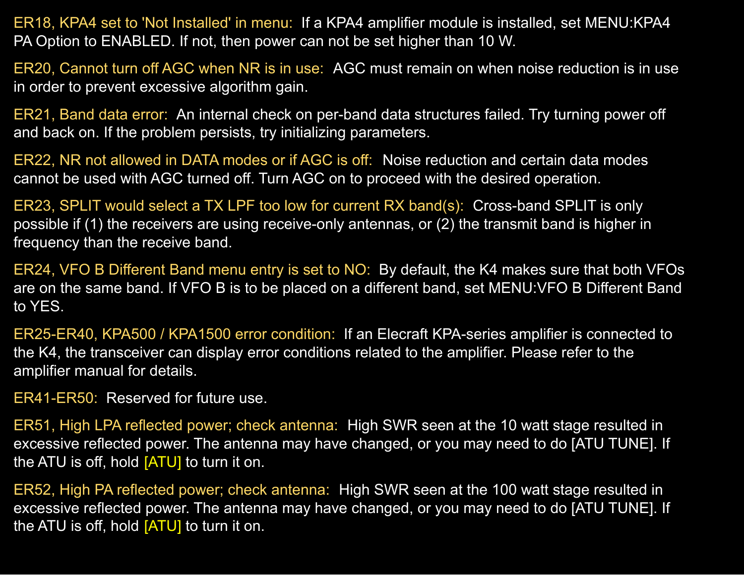**ER18, KPA4 set to 'Not Installed' in menu:** If a KPA4 amplifier module is installed, set MENU:KPA4 PA Option to ENABLED. If not, then power can not be set higher than 10 W.

**ER20, Cannot turn off AGC when NR is in use:** AGC must remain on when noise reduction is in use in order to prevent excessive algorithm gain.

**ER21, Band data error:** An internal check on per-band data structures failed. Try turning power off and back on. If the problem persists, try initializing parameters.

**ER22, NR not allowed in DATA modes or if AGC is off:** Noise reduction and certain data modes cannot be used with AGC turned off. Turn AGC on to proceed with the desired operation.

**ER23, SPLIT would select a TX LPF too low for current RX band(s):** Cross-band SPLIT is only possible if (1) the receivers are using receive-only antennas, or (2) the transmit band is higher in frequency than the receive band.

**ER24, VFO B Different Band menu entry is set to NO:** By default, the K4 makes sure that both VFOs are on the same band. If VFO B is to be placed on a different band, set MENU:VFO B Different Band to YES.

**ER25-ER40, KPA500 / KPA1500 error condition:** If an Elecraft KPA-series amplifier is connected to the K4, the transceiver can display error conditions related to the amplifier. Please refer to the amplifier manual for details.

**ER41-ER50:** Reserved for future use.

**ER51, High LPA reflected power; check antenna:** High SWR seen at the 10 watt stage resulted in excessive reflected power. The antenna may have changed, or you may need to do [ATU TUNE]. If the ATU is off, hold [ATU] to turn it on.

**ER52, High PA reflected power; check antenna:** High SWR seen at the 100 watt stage resulted in excessive reflected power. The antenna may have changed, or you may need to do [ATU TUNE]. If the ATU is off, hold [ATU] to turn it on.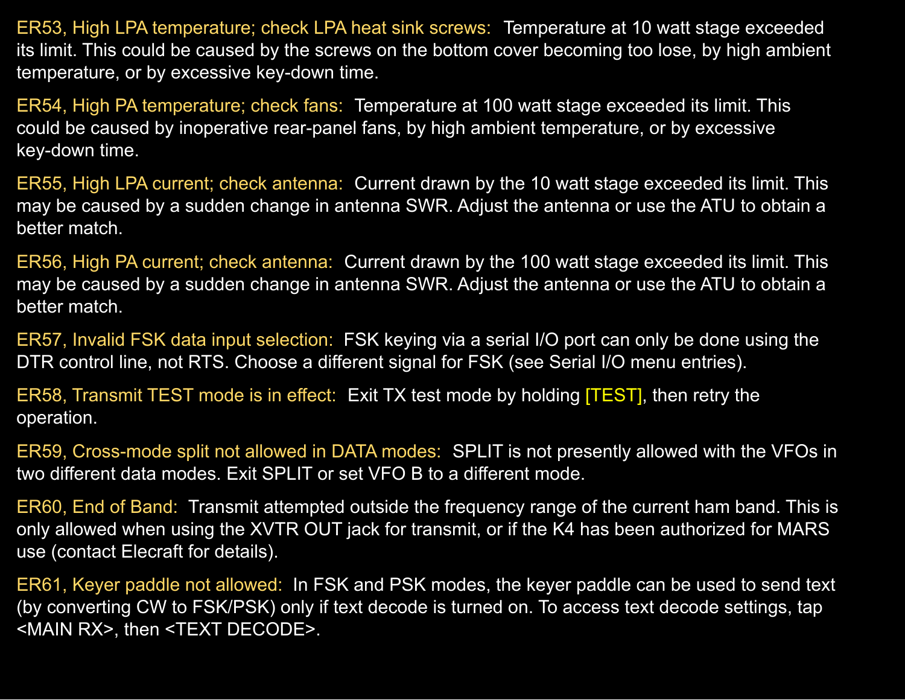**ER53, High LPA temperature; check LPA heat sink screws:** Temperature at 10 watt stage exceeded its limit. This could be caused by the screws on the bottom cover becoming too lose, by high ambient temperature, or by excessive key-down time.

**ER54, High PA temperature; check fans:** Temperature at 100 watt stage exceeded its limit. This could be caused by inoperative rear-panel fans, by high ambient temperature, or by excessive key-down time.

**ER55, High LPA current; check antenna:** Current drawn by the 10 watt stage exceeded its limit. This may be caused by a sudden change in antenna SWR. Adjust the antenna or use the ATU to obtain a better match.

**ER56, High PA current; check antenna:** Current drawn by the 100 watt stage exceeded its limit. This may be caused by a sudden change in antenna SWR. Adjust the antenna or use the ATU to obtain a better match.

**ER57, Invalid FSK data input selection:** FSK keying via a serial I/O port can only be done using the DTR control line, not RTS. Choose a different signal for FSK (see Serial I/O menu entries).

**ER58, Transmit TEST mode is in effect:** Exit TX test mode by holding [TEST], then retry the operation.

**ER59, Cross-mode split not allowed in DATA modes:** SPLIT is not presently allowed with the VFOs in two different data modes. Exit SPLIT or set VFO B to a different mode.

**ER60, End of Band:** Transmit attempted outside the frequency range of the current ham band. This is only allowed when using the XVTR OUT jack for transmit, or if the K4 has been authorized for MARS use (contact Elecraft for details).

**ER61, Keyer paddle not allowed:** In FSK and PSK modes, the keyer paddle can be used to send text (by converting CW to FSK/PSK) only if text decode is turned on. To access text decode settings, tap <MAIN RX>, then <TEXT DECODE>.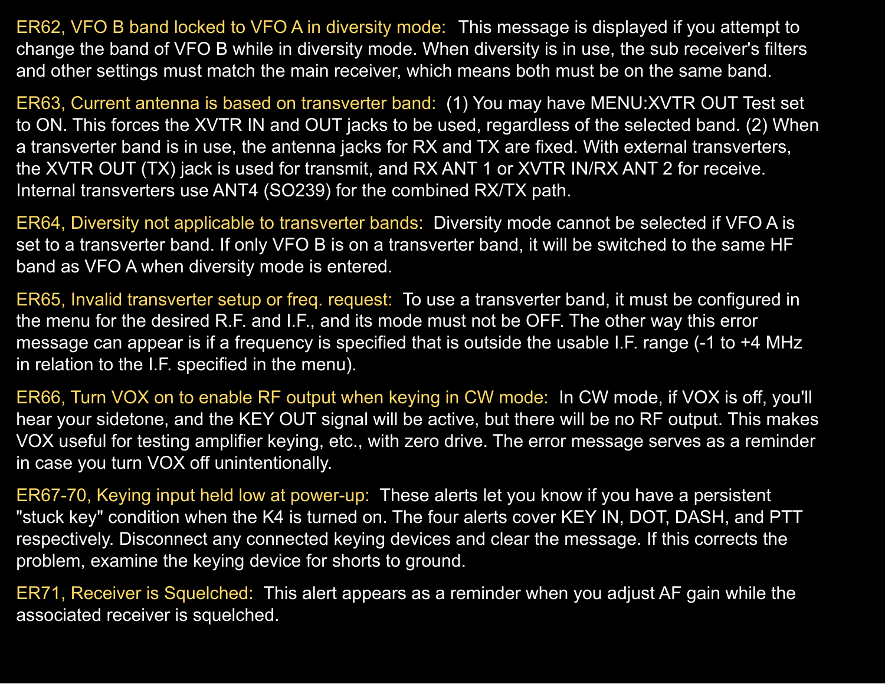**ER62, VFO B band locked to VFO A in diversity mode:** This message is displayed if you attempt to change the band of VFO B while in diversity mode. When diversity is in use, the sub receiver's filters and other settings must match the main receiver, which means both must be on the same band.

**ER63, Current antenna is based on transverter band:** (1) You may have MENU:XVTR OUT Test set to ON. This forces the XVTR IN and OUT jacks to be used, regardless of the selected band. (2) When a transverter band is in use, the antenna jacks for RX and TX are fixed. With external transverters, the XVTR OUT (TX) jack is used for transmit, and RX ANT 1 or XVTR IN/RX ANT 2 for receive. Internal transverters use ANT4 (SO239) for the combined RX/TX path.

**ER64, Diversity not applicable to transverter bands:** Diversity mode cannot be selected if VFO A is set to a transverter band. If only VFO B is on a transverter band, it will be switched to the same HF band as VFO A when diversity mode is entered.

**ER65, Invalid transverter setup or freq. request:** To use a transverter band, it must be configured in the menu for the desired R.F. and I.F., and its mode must not be OFF. The other way this error message can appear is if a frequency is specified that is outside the usable I.F. range (-1 to +4 MHz in relation to the I.F. specified in the menu).

**ER66, Turn VOX on to enable RF output when keying in CW mode:** In CW mode, if VOX is off, you'll hear your sidetone, and the KEY OUT signal will be active, but there will be no RF output. This makes VOX useful for testing amplifier keying, etc., with zero drive. The error message serves as a reminder in case you turn VOX off unintentionally.

**ER67-70, Keying input held low at power-up:** These alerts let you know if you have a persistent "stuck key" condition when the K4 is turned on. The four alerts cover KEY IN, DOT, DASH, and PTT respectively. Disconnect any connected keying devices and clear the message. If this corrects the problem, examine the keying device for shorts to ground.

**ER71, Receiver is Squelched:** This alert appears as a reminder when you adjust AF gain while the associated receiver is squelched.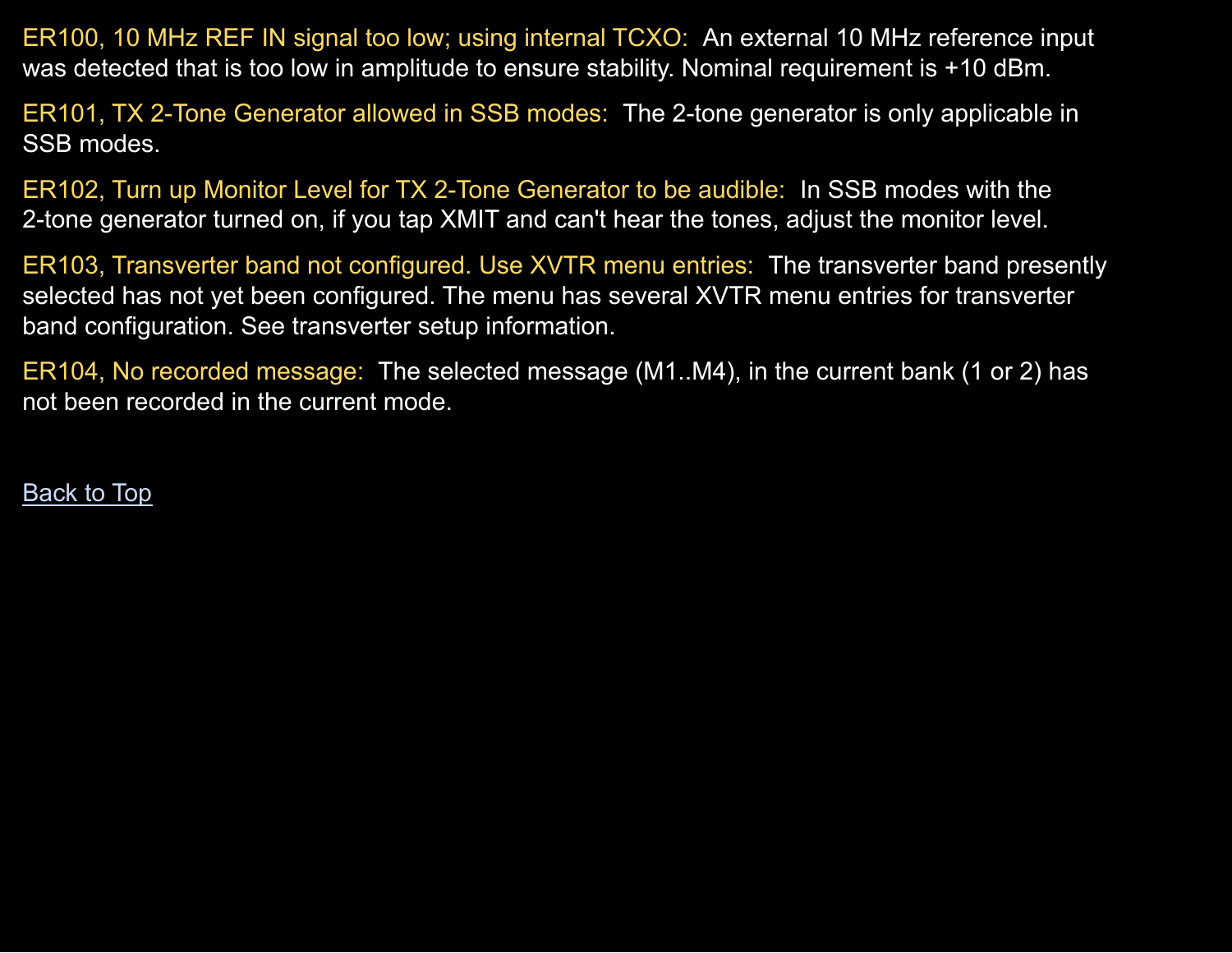**ER100, 10 MHz REF IN signal too low; using internal TCXO:** An external 10 MHz reference input was detected that is too low in amplitude to ensure stability. Nominal requirement is +10 dBm.

**ER101, TX 2-Tone Generator allowed in SSB modes:** The 2-tone generator is only applicable in SSB modes.

**ER102, Turn up Monitor Level for TX 2-Tone Generator to be audible:** In SSB modes with the 2-tone generator turned on, if you tap XMIT and can't hear the tones, adjust the monitor level.

**ER103, Transverter band not configured. Use XVTR menu entries:** The transverter band presently selected has not yet been configured. The menu has several XVTR menu entries for transverter band configuration. See transverter setup information.

**ER104, No recorded message:** The selected message (M1..M4), in the current bank (1 or 2) has not been recorded in the current mode.

Back to Top